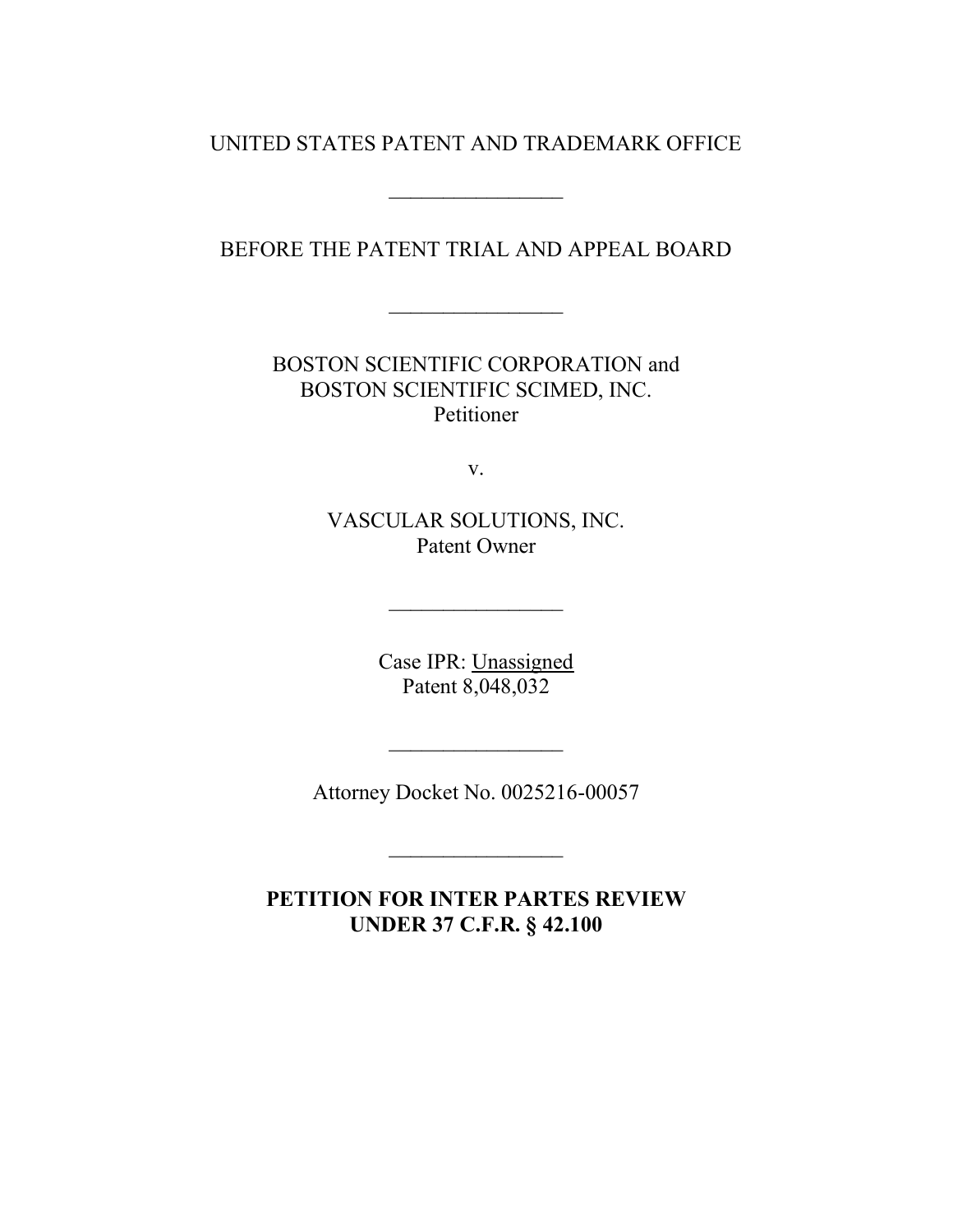UNITED STATES PATENT AND TRADEMARK OFFICE

\_\_\_\_\_\_\_\_\_\_\_\_\_\_\_\_

BEFORE THE PATENT TRIAL AND APPEAL BOARD

\_\_\_\_\_\_\_\_\_\_\_\_\_\_\_\_

BOSTON SCIENTIFIC CORPORATION and
BOSTON SCIENTIFIC SCIMED, INC.
Petitioner

v.

VASCULAR SOLUTIONS, INC.
Patent Owner

\_\_\_\_\_\_\_\_\_\_\_\_\_\_\_\_

Case IPR: <u>Unassigned</u>
Patent 8,048,032

\_\_\_\_\_\_\_\_\_\_\_\_\_\_\_\_

Attorney Docket No. 0025216-00057

\_\_\_\_\_\_\_\_\_\_\_\_\_\_\_\_

**PETITION FOR INTER PARTES REVIEW**
**UNDER 37 C.F.R. § 42.100**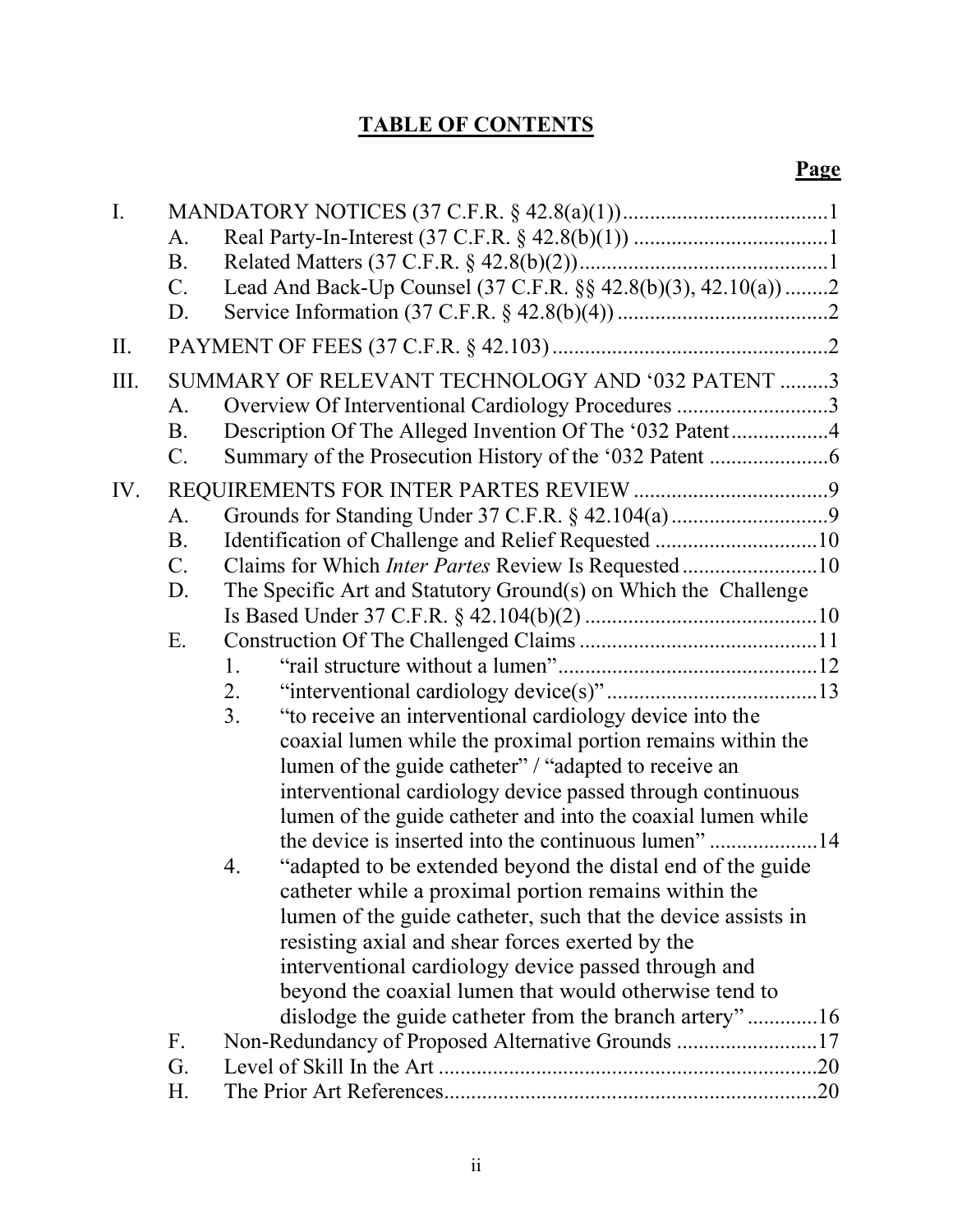# TABLE OF CONTENTS

**Page**

I. MANDATORY NOTICES (37 C.F.R. § 42.8(a)(1)) ....................................... 1
- A. Real Party-In-Interest (37 C.F.R. § 42.8(b)(1)) .................................... 1
- B. Related Matters (37 C.F.R. § 42.8(b)(2)) .............................................. 1
- C. Lead And Back-Up Counsel (37 C.F.R. §§ 42.8(b)(3), 42.10(a)) ........ 2
- D. Service Information (37 C.F.R. § 42.8(b)(4)) ....................................... 2

II. PAYMENT OF FEES (37 C.F.R. § 42.103) ................................................... 2

III. SUMMARY OF RELEVANT TECHNOLOGY AND '032 PATENT ......... 3
- A. Overview Of Interventional Cardiology Procedures ............................ 3
- B. Description Of The Alleged Invention Of The '032 Patent ................. 4
- C. Summary of the Prosecution History of the '032 Patent ...................... 6

IV. REQUIREMENTS FOR INTER PARTES REVIEW .................................... 9
- A. Grounds for Standing Under 37 C.F.R. § 42.104(a) ............................. 9
- B. Identification of Challenge and Relief Requested .............................. 10
- C. Claims for Which *Inter Partes* Review Is Requested ......................... 10
- D. The Specific Art and Statutory Ground(s) on Which the Challenge Is Based Under 37 C.F.R. § 42.104(b)(2) ........................................... 10
- E. Construction Of The Challenged Claims ............................................ 11
  1. "rail structure without a lumen" ................................................. 12
  2. "interventional cardiology device(s)" ....................................... 13
  3. "to receive an interventional cardiology device into the coaxial lumen while the proximal portion remains within the lumen of the guide catheter" / "adapted to receive an interventional cardiology device passed through continuous lumen of the guide catheter and into the coaxial lumen while the device is inserted into the continuous lumen" .................... 14
  4. "adapted to be extended beyond the distal end of the guide catheter while a proximal portion remains within the lumen of the guide catheter, such that the device assists in resisting axial and shear forces exerted by the interventional cardiology device passed through and beyond the coaxial lumen that would otherwise tend to dislodge the guide catheter from the branch artery" ............ 16
- F. Non-Redundancy of Proposed Alternative Grounds .......................... 17
- G. Level of Skill In the Art ..................................................................... 20
- H. The Prior Art References.................................................................... 20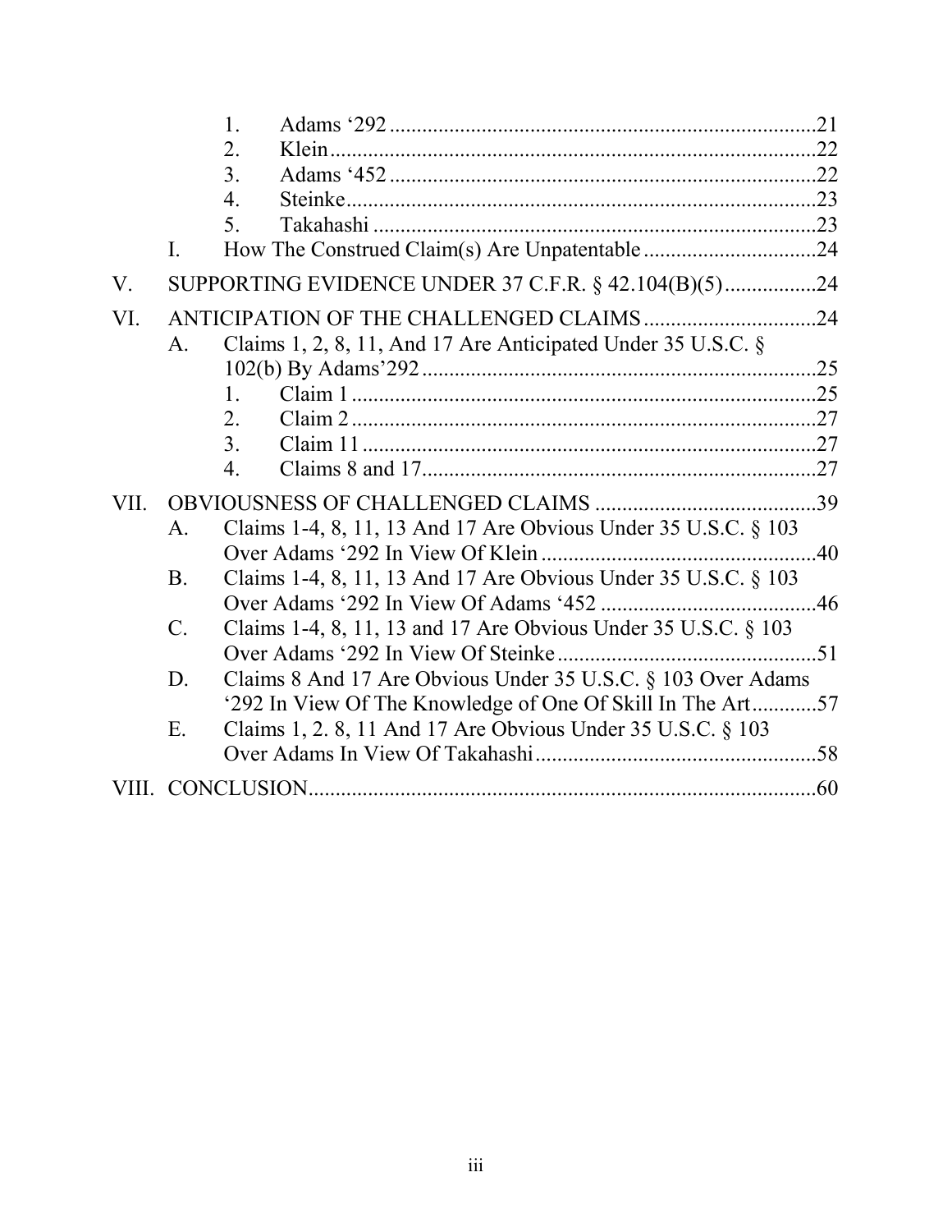1. Adams '292 ....................................................................21
2. Klein .............................................................................22
3. Adams '452 ....................................................................22
4. Steinke ..........................................................................23
5. Takahashi .......................................................................23

I. How The Construed Claim(s) Are Unpatentable ..............................24

V. SUPPORTING EVIDENCE UNDER 37 C.F.R. § 42.104(B)(5) ................24

VI. ANTICIPATION OF THE CHALLENGED CLAIMS ...............................24

A. Claims 1, 2, 8, 11, And 17 Are Anticipated Under 35 U.S.C. § 102(b) By Adams'292 ..............................................................25
1. Claim 1 ...........................................................................25
2. Claim 2 ...........................................................................27
3. Claim 11 .........................................................................27
4. Claims 8 and 17 ...............................................................27

VII. OBVIOUSNESS OF CHALLENGED CLAIMS .........................................39

A. Claims 1-4, 8, 11, 13 And 17 Are Obvious Under 35 U.S.C. § 103 Over Adams '292 In View Of Klein ..................................................40
B. Claims 1-4, 8, 11, 13 And 17 Are Obvious Under 35 U.S.C. § 103 Over Adams '292 In View Of Adams '452 ........................................46
C. Claims 1-4, 8, 11, 13 and 17 Are Obvious Under 35 U.S.C. § 103 Over Adams '292 In View Of Steinke ................................................51
D. Claims 8 And 17 Are Obvious Under 35 U.S.C. § 103 Over Adams '292 In View Of The Knowledge of One Of Skill In The Art............57
E. Claims 1, 2. 8, 11 And 17 Are Obvious Under 35 U.S.C. § 103 Over Adams In View Of Takahashi ....................................................58

VIII. CONCLUSION ..............................................................................60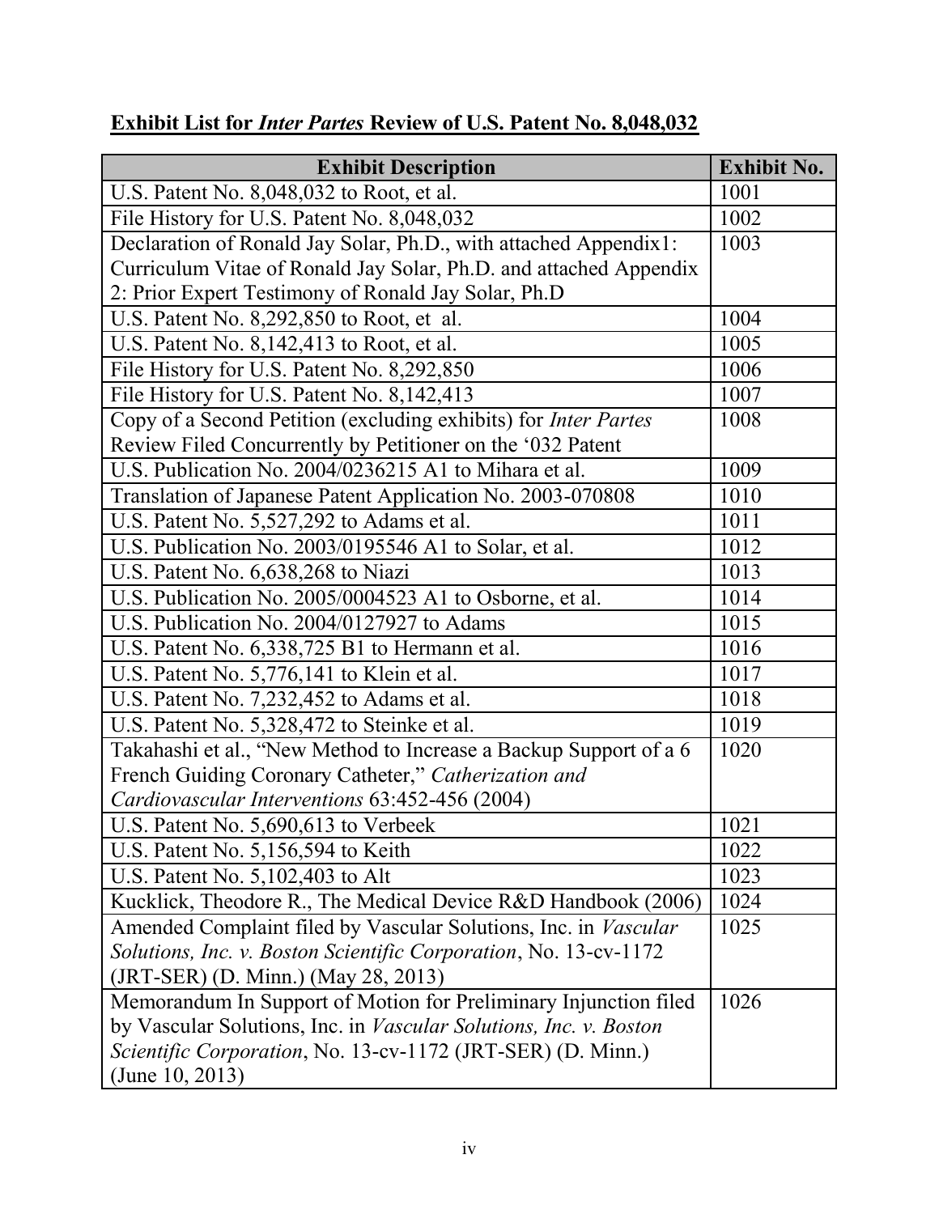**Exhibit List for *Inter Partes* Review of U.S. Patent No. 8,048,032**

| Exhibit Description | Exhibit No. |
|---|---|
| U.S. Patent No. 8,048,032 to Root, et al. | 1001 |
| File History for U.S. Patent No. 8,048,032 | 1002 |
| Declaration of Ronald Jay Solar, Ph.D., with attached Appendix1: Curriculum Vitae of Ronald Jay Solar, Ph.D. and attached Appendix 2: Prior Expert Testimony of Ronald Jay Solar, Ph.D | 1003 |
| U.S. Patent No. 8,292,850 to Root, et al. | 1004 |
| U.S. Patent No. 8,142,413 to Root, et al. | 1005 |
| File History for U.S. Patent No. 8,292,850 | 1006 |
| File History for U.S. Patent No. 8,142,413 | 1007 |
| Copy of a Second Petition (excluding exhibits) for *Inter Partes* Review Filed Concurrently by Petitioner on the '032 Patent | 1008 |
| U.S. Publication No. 2004/0236215 A1 to Mihara et al. | 1009 |
| Translation of Japanese Patent Application No. 2003-070808 | 1010 |
| U.S. Patent No. 5,527,292 to Adams et al. | 1011 |
| U.S. Publication No. 2003/0195546 A1 to Solar, et al. | 1012 |
| U.S. Patent No. 6,638,268 to Niazi | 1013 |
| U.S. Publication No. 2005/0004523 A1 to Osborne, et al. | 1014 |
| U.S. Publication No. 2004/0127927 to Adams | 1015 |
| U.S. Patent No. 6,338,725 B1 to Hermann et al. | 1016 |
| U.S. Patent No. 5,776,141 to Klein et al. | 1017 |
| U.S. Patent No. 7,232,452 to Adams et al. | 1018 |
| U.S. Patent No. 5,328,472 to Steinke et al. | 1019 |
| Takahashi et al., "New Method to Increase a Backup Support of a 6 French Guiding Coronary Catheter," *Catherization and Cardiovascular Interventions* 63:452-456 (2004) | 1020 |
| U.S. Patent No. 5,690,613 to Verbeek | 1021 |
| U.S. Patent No. 5,156,594 to Keith | 1022 |
| U.S. Patent No. 5,102,403 to Alt | 1023 |
| Kucklick, Theodore R., The Medical Device R&D Handbook (2006) | 1024 |
| Amended Complaint filed by Vascular Solutions, Inc. in *Vascular Solutions, Inc. v. Boston Scientific Corporation*, No. 13-cv-1172 (JRT-SER) (D. Minn.) (May 28, 2013) | 1025 |
| Memorandum In Support of Motion for Preliminary Injunction filed by Vascular Solutions, Inc. in *Vascular Solutions, Inc. v. Boston Scientific Corporation*, No. 13-cv-1172 (JRT-SER) (D. Minn.) (June 10, 2013) | 1026 |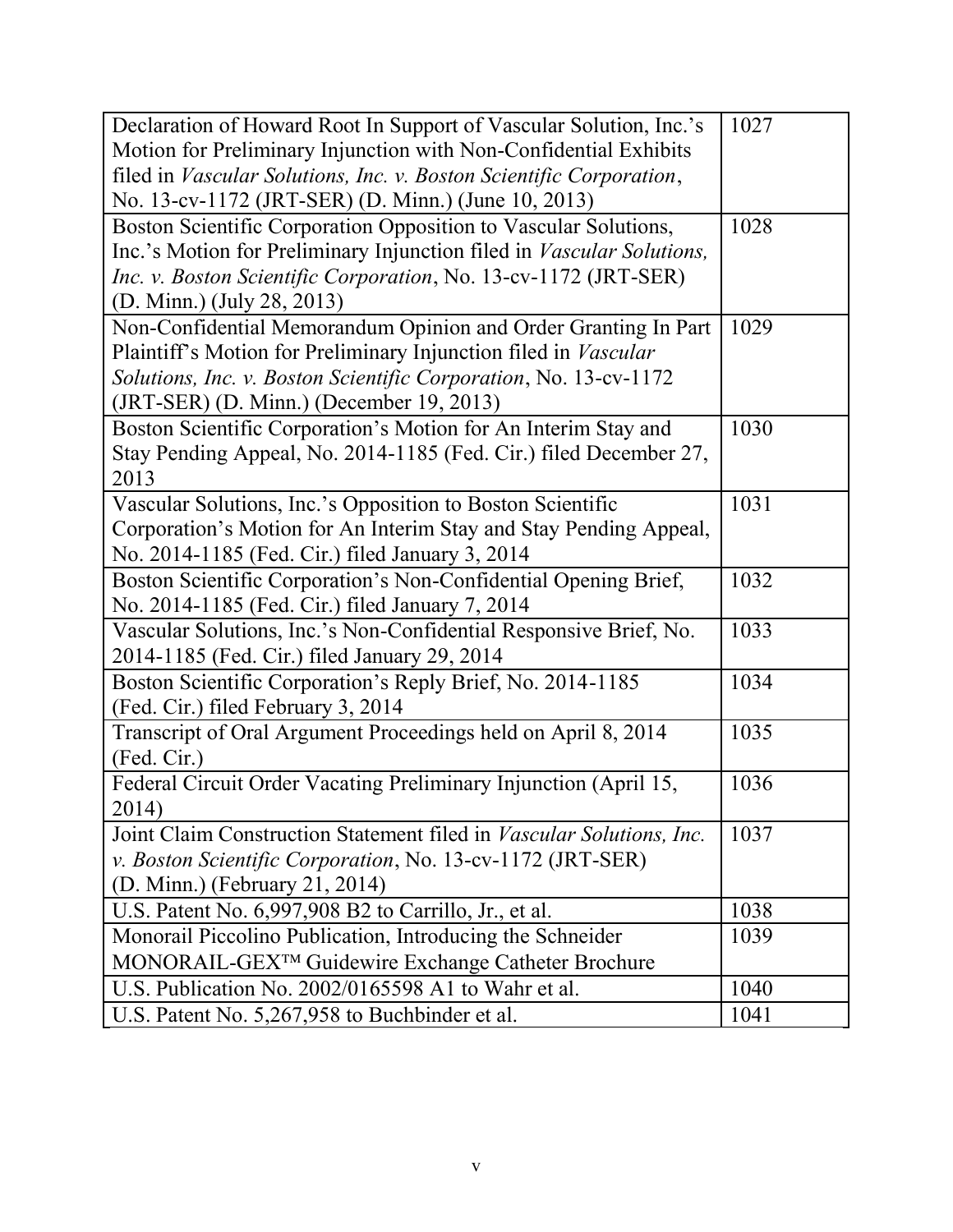| | |
|---|---|
| Declaration of Howard Root In Support of Vascular Solution, Inc.'s Motion for Preliminary Injunction with Non-Confidential Exhibits filed in *Vascular Solutions, Inc. v. Boston Scientific Corporation*, No. 13-cv-1172 (JRT-SER) (D. Minn.) (June 10, 2013) | 1027 |
| Boston Scientific Corporation Opposition to Vascular Solutions, Inc.'s Motion for Preliminary Injunction filed in *Vascular Solutions, Inc. v. Boston Scientific Corporation*, No. 13-cv-1172 (JRT-SER) (D. Minn.) (July 28, 2013) | 1028 |
| Non-Confidential Memorandum Opinion and Order Granting In Part Plaintiff's Motion for Preliminary Injunction filed in *Vascular Solutions, Inc. v. Boston Scientific Corporation*, No. 13-cv-1172 (JRT-SER) (D. Minn.) (December 19, 2013) | 1029 |
| Boston Scientific Corporation's Motion for An Interim Stay and Stay Pending Appeal, No. 2014-1185 (Fed. Cir.) filed December 27, 2013 | 1030 |
| Vascular Solutions, Inc.'s Opposition to Boston Scientific Corporation's Motion for An Interim Stay and Stay Pending Appeal, No. 2014-1185 (Fed. Cir.) filed January 3, 2014 | 1031 |
| Boston Scientific Corporation's Non-Confidential Opening Brief, No. 2014-1185 (Fed. Cir.) filed January 7, 2014 | 1032 |
| Vascular Solutions, Inc.'s Non-Confidential Responsive Brief, No. 2014-1185 (Fed. Cir.) filed January 29, 2014 | 1033 |
| Boston Scientific Corporation's Reply Brief, No. 2014-1185 (Fed. Cir.) filed February 3, 2014 | 1034 |
| Transcript of Oral Argument Proceedings held on April 8, 2014 (Fed. Cir.) | 1035 |
| Federal Circuit Order Vacating Preliminary Injunction (April 15, 2014) | 1036 |
| Joint Claim Construction Statement filed in *Vascular Solutions, Inc. v. Boston Scientific Corporation*, No. 13-cv-1172 (JRT-SER) (D. Minn.) (February 21, 2014) | 1037 |
| U.S. Patent No. 6,997,908 B2 to Carrillo, Jr., et al. | 1038 |
| Monorail Piccolino Publication, Introducing the Schneider MONORAIL-GEX™ Guidewire Exchange Catheter Brochure | 1039 |
| U.S. Publication No. 2002/0165598 A1 to Wahr et al. | 1040 |
| U.S. Patent No. 5,267,958 to Buchbinder et al. | 1041 |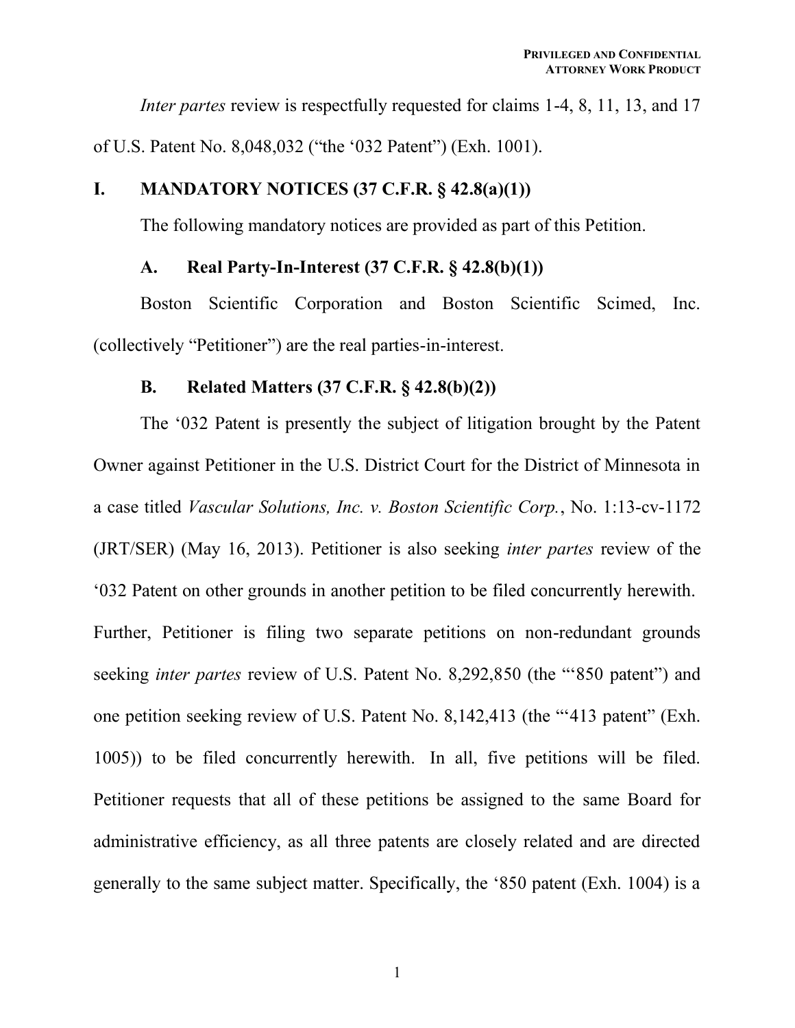*Inter partes* review is respectfully requested for claims 1-4, 8, 11, 13, and 17 of U.S. Patent No. 8,048,032 ("the '032 Patent") (Exh. 1001).

## I. MANDATORY NOTICES (37 C.F.R. § 42.8(a)(1))

The following mandatory notices are provided as part of this Petition.

### A. Real Party-In-Interest (37 C.F.R. § 42.8(b)(1))

Boston Scientific Corporation and Boston Scientific Scimed, Inc. (collectively "Petitioner") are the real parties-in-interest.

### B. Related Matters (37 C.F.R. § 42.8(b)(2))

The '032 Patent is presently the subject of litigation brought by the Patent Owner against Petitioner in the U.S. District Court for the District of Minnesota in a case titled *Vascular Solutions, Inc. v. Boston Scientific Corp.*, No. 1:13-cv-1172 (JRT/SER) (May 16, 2013). Petitioner is also seeking *inter partes* review of the '032 Patent on other grounds in another petition to be filed concurrently herewith. Further, Petitioner is filing two separate petitions on non-redundant grounds seeking *inter partes* review of U.S. Patent No. 8,292,850 (the "'850 patent") and one petition seeking review of U.S. Patent No. 8,142,413 (the "'413 patent" (Exh. 1005)) to be filed concurrently herewith. In all, five petitions will be filed. Petitioner requests that all of these petitions be assigned to the same Board for administrative efficiency, as all three patents are closely related and are directed generally to the same subject matter. Specifically, the '850 patent (Exh. 1004) is a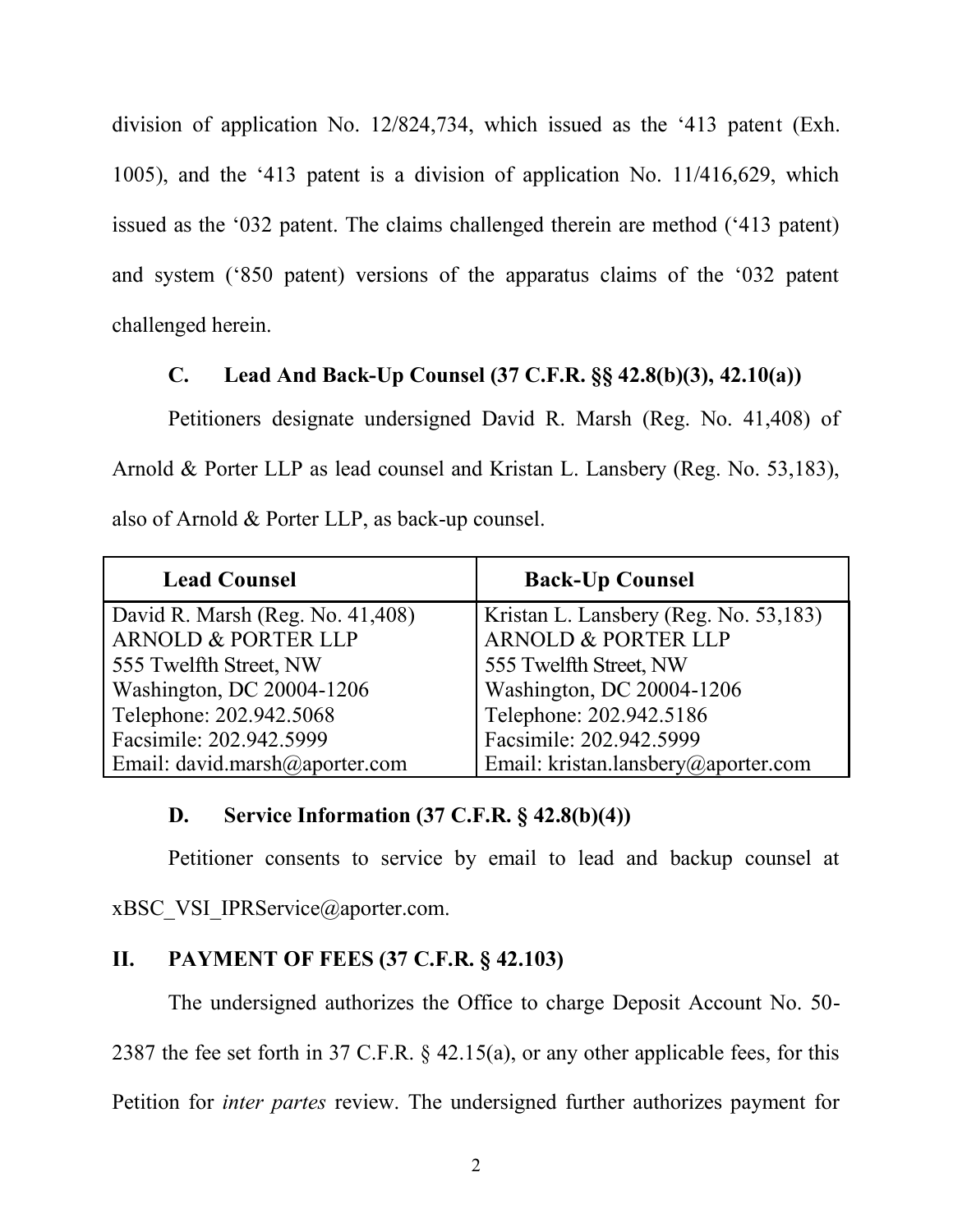division of application No. 12/824,734, which issued as the '413 patent (Exh. 1005), and the '413 patent is a division of application No. 11/416,629, which issued as the '032 patent. The claims challenged therein are method ('413 patent) and system ('850 patent) versions of the apparatus claims of the '032 patent challenged herein.

### C. Lead And Back-Up Counsel (37 C.F.R. §§ 42.8(b)(3), 42.10(a))

Petitioners designate undersigned David R. Marsh (Reg. No. 41,408) of Arnold & Porter LLP as lead counsel and Kristan L. Lansbery (Reg. No. 53,183), also of Arnold & Porter LLP, as back-up counsel.

| Lead Counsel | Back-Up Counsel |
|---|---|
| David R. Marsh (Reg. No. 41,408)<br>ARNOLD & PORTER LLP<br>555 Twelfth Street, NW<br>Washington, DC 20004-1206<br>Telephone: 202.942.5068<br>Facsimile: 202.942.5999<br>Email: david.marsh@aporter.com | Kristan L. Lansbery (Reg. No. 53,183)<br>ARNOLD & PORTER LLP<br>555 Twelfth Street, NW<br>Washington, DC 20004-1206<br>Telephone: 202.942.5186<br>Facsimile: 202.942.5999<br>Email: kristan.lansbery@aporter.com |

### D. Service Information (37 C.F.R. § 42.8(b)(4))

Petitioner consents to service by email to lead and backup counsel at xBSC_VSI_IPRService@aporter.com.

## II. PAYMENT OF FEES (37 C.F.R. § 42.103)

The undersigned authorizes the Office to charge Deposit Account No. 50-2387 the fee set forth in 37 C.F.R. § 42.15(a), or any other applicable fees, for this Petition for *inter partes* review. The undersigned further authorizes payment for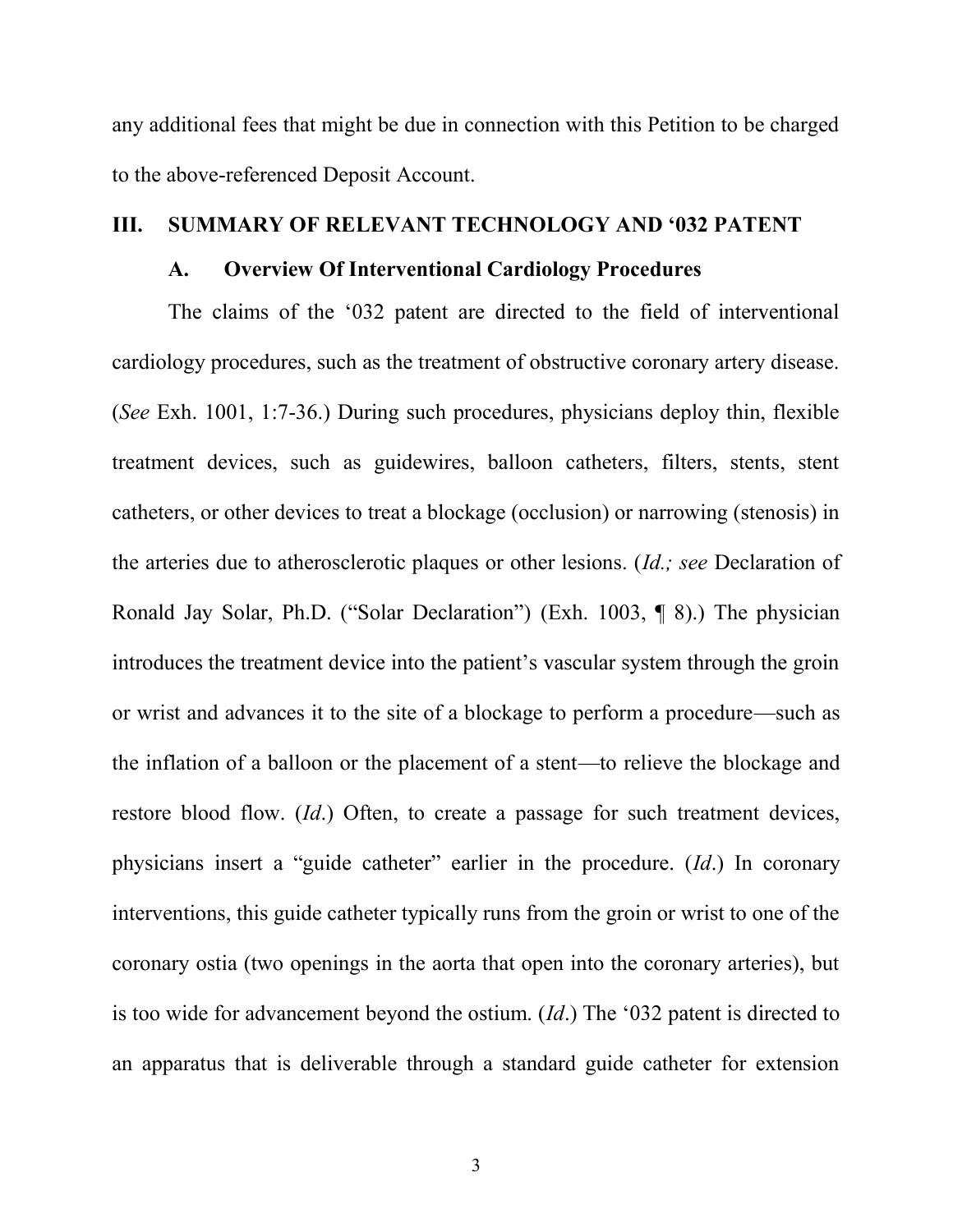any additional fees that might be due in connection with this Petition to be charged to the above-referenced Deposit Account.

## III. SUMMARY OF RELEVANT TECHNOLOGY AND '032 PATENT

### A. Overview Of Interventional Cardiology Procedures

The claims of the '032 patent are directed to the field of interventional cardiology procedures, such as the treatment of obstructive coronary artery disease. (*See* Exh. 1001, 1:7-36.) During such procedures, physicians deploy thin, flexible treatment devices, such as guidewires, balloon catheters, filters, stents, stent catheters, or other devices to treat a blockage (occlusion) or narrowing (stenosis) in the arteries due to atherosclerotic plaques or other lesions. (*Id.; see* Declaration of Ronald Jay Solar, Ph.D. ("Solar Declaration") (Exh. 1003, ¶ 8).) The physician introduces the treatment device into the patient's vascular system through the groin or wrist and advances it to the site of a blockage to perform a procedure—such as the inflation of a balloon or the placement of a stent—to relieve the blockage and restore blood flow. (*Id*.) Often, to create a passage for such treatment devices, physicians insert a "guide catheter" earlier in the procedure. (*Id*.) In coronary interventions, this guide catheter typically runs from the groin or wrist to one of the coronary ostia (two openings in the aorta that open into the coronary arteries), but is too wide for advancement beyond the ostium. (*Id*.) The '032 patent is directed to an apparatus that is deliverable through a standard guide catheter for extension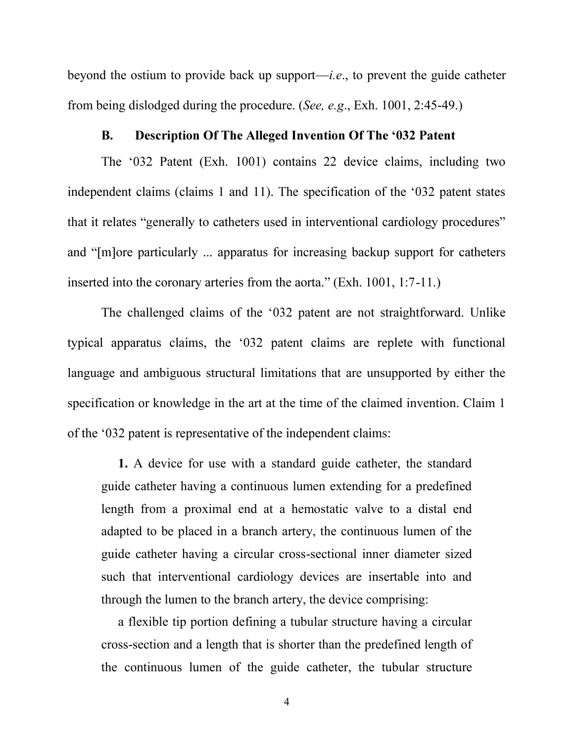beyond the ostium to provide back up support—*i.e*., to prevent the guide catheter from being dislodged during the procedure. (*See, e.g*., Exh. 1001, 2:45-49.)

### B. Description Of The Alleged Invention Of The '032 Patent

The '032 Patent (Exh. 1001) contains 22 device claims, including two independent claims (claims 1 and 11). The specification of the '032 patent states that it relates "generally to catheters used in interventional cardiology procedures" and "[m]ore particularly ... apparatus for increasing backup support for catheters inserted into the coronary arteries from the aorta." (Exh. 1001, 1:7-11.)

The challenged claims of the '032 patent are not straightforward. Unlike typical apparatus claims, the '032 patent claims are replete with functional language and ambiguous structural limitations that are unsupported by either the specification or knowledge in the art at the time of the claimed invention. Claim 1 of the '032 patent is representative of the independent claims:

> **1.** A device for use with a standard guide catheter, the standard guide catheter having a continuous lumen extending for a predefined length from a proximal end at a hemostatic valve to a distal end adapted to be placed in a branch artery, the continuous lumen of the guide catheter having a circular cross-sectional inner diameter sized such that interventional cardiology devices are insertable into and through the lumen to the branch artery, the device comprising:
>
> a flexible tip portion defining a tubular structure having a circular cross-section and a length that is shorter than the predefined length of the continuous lumen of the guide catheter, the tubular structure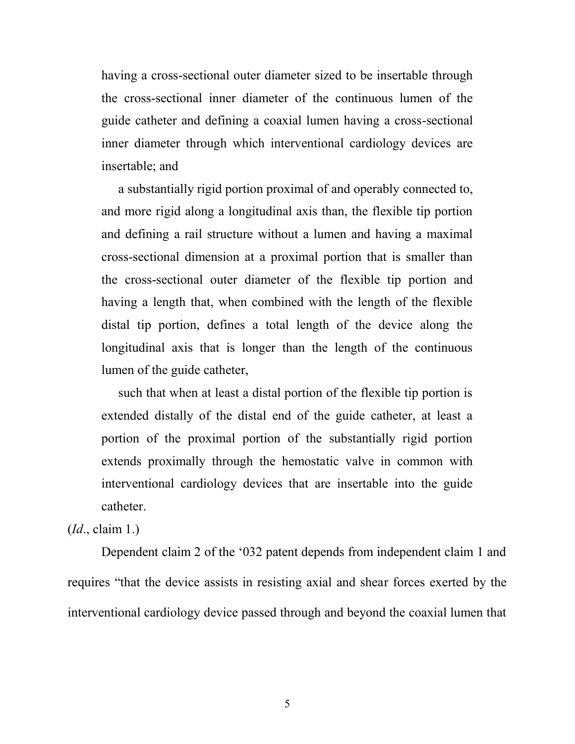having a cross-sectional outer diameter sized to be insertable through the cross-sectional inner diameter of the continuous lumen of the guide catheter and defining a coaxial lumen having a cross-sectional inner diameter through which interventional cardiology devices are insertable; and

a substantially rigid portion proximal of and operably connected to, and more rigid along a longitudinal axis than, the flexible tip portion and defining a rail structure without a lumen and having a maximal cross-sectional dimension at a proximal portion that is smaller than the cross-sectional outer diameter of the flexible tip portion and having a length that, when combined with the length of the flexible distal tip portion, defines a total length of the device along the longitudinal axis that is longer than the length of the continuous lumen of the guide catheter,

such that when at least a distal portion of the flexible tip portion is extended distally of the distal end of the guide catheter, at least a portion of the proximal portion of the substantially rigid portion extends proximally through the hemostatic valve in common with interventional cardiology devices that are insertable into the guide catheter.

(*Id*., claim 1.)

Dependent claim 2 of the '032 patent depends from independent claim 1 and requires "that the device assists in resisting axial and shear forces exerted by the interventional cardiology device passed through and beyond the coaxial lumen that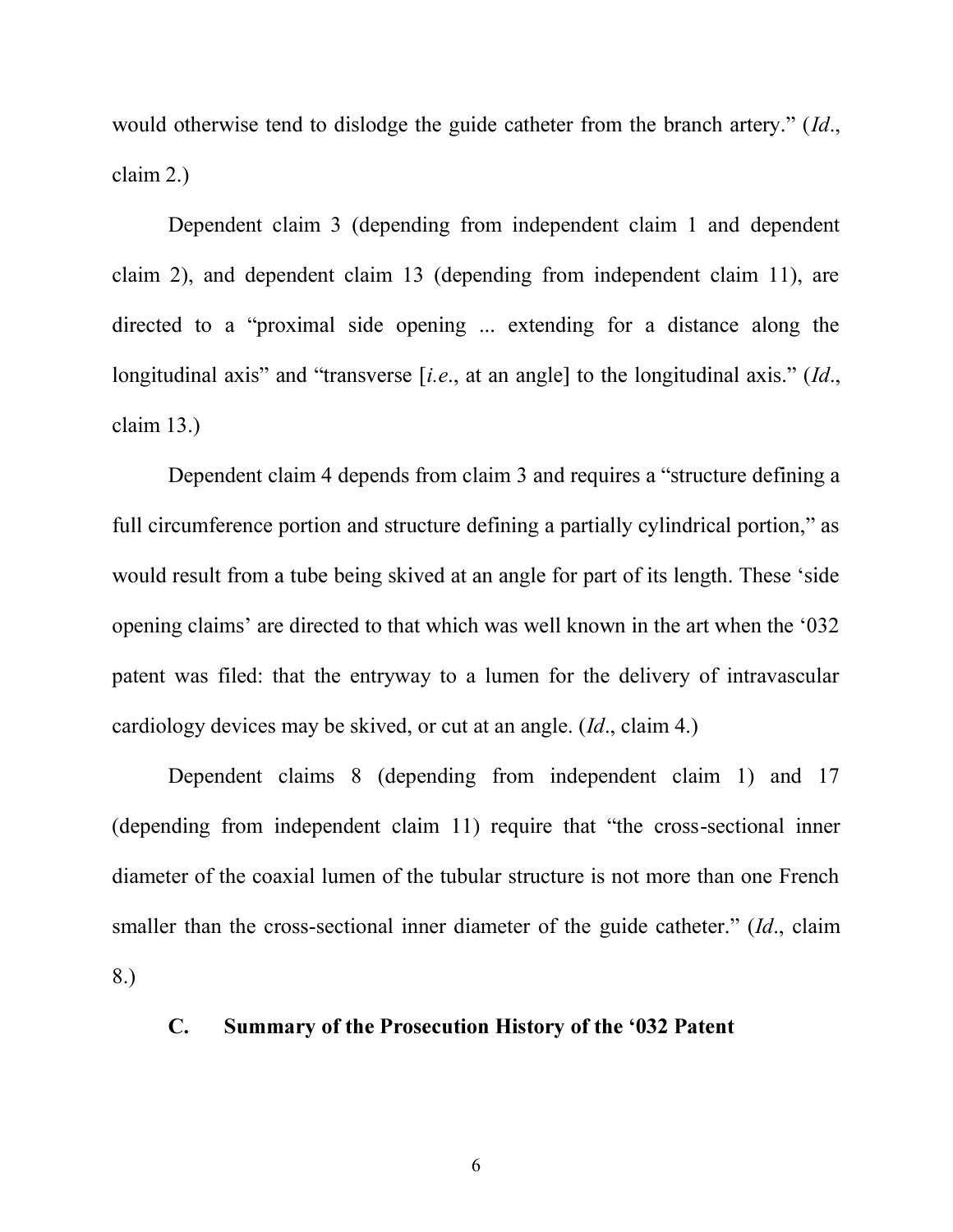would otherwise tend to dislodge the guide catheter from the branch artery." (*Id*., claim 2.)

Dependent claim 3 (depending from independent claim 1 and dependent claim 2), and dependent claim 13 (depending from independent claim 11), are directed to a "proximal side opening ... extending for a distance along the longitudinal axis" and "transverse [*i.e*., at an angle] to the longitudinal axis." (*Id*., claim 13.)

Dependent claim 4 depends from claim 3 and requires a "structure defining a full circumference portion and structure defining a partially cylindrical portion," as would result from a tube being skived at an angle for part of its length. These 'side opening claims' are directed to that which was well known in the art when the '032 patent was filed: that the entryway to a lumen for the delivery of intravascular cardiology devices may be skived, or cut at an angle. (*Id*., claim 4.)

Dependent claims 8 (depending from independent claim 1) and 17 (depending from independent claim 11) require that "the cross-sectional inner diameter of the coaxial lumen of the tubular structure is not more than one French smaller than the cross-sectional inner diameter of the guide catheter." (*Id*., claim 8.)

### C. Summary of the Prosecution History of the '032 Patent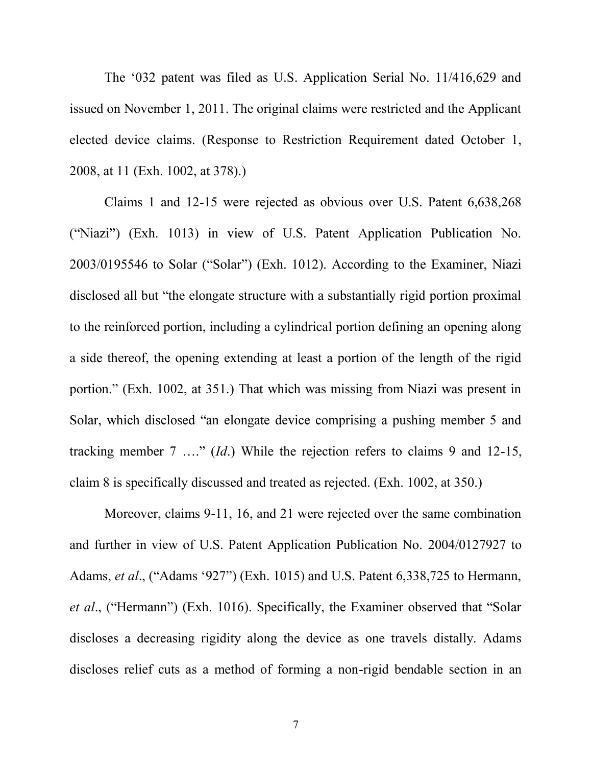The ‘032 patent was filed as U.S. Application Serial No. 11/416,629 and issued on November 1, 2011. The original claims were restricted and the Applicant elected device claims. (Response to Restriction Requirement dated October 1, 2008, at 11 (Exh. 1002, at 378).)

Claims 1 and 12-15 were rejected as obvious over U.S. Patent 6,638,268 (“Niazi”) (Exh. 1013) in view of U.S. Patent Application Publication No. 2003/0195546 to Solar (“Solar”) (Exh. 1012). According to the Examiner, Niazi disclosed all but “the elongate structure with a substantially rigid portion proximal to the reinforced portion, including a cylindrical portion defining an opening along a side thereof, the opening extending at least a portion of the length of the rigid portion.” (Exh. 1002, at 351.) That which was missing from Niazi was present in Solar, which disclosed “an elongate device comprising a pushing member 5 and tracking member 7 ….” (*Id*.) While the rejection refers to claims 9 and 12-15, claim 8 is specifically discussed and treated as rejected. (Exh. 1002, at 350.)

Moreover, claims 9-11, 16, and 21 were rejected over the same combination and further in view of U.S. Patent Application Publication No. 2004/0127927 to Adams, *et al*., (“Adams ‘927”) (Exh. 1015) and U.S. Patent 6,338,725 to Hermann, *et al*., (“Hermann”) (Exh. 1016). Specifically, the Examiner observed that “Solar discloses a decreasing rigidity along the device as one travels distally. Adams discloses relief cuts as a method of forming a non-rigid bendable section in an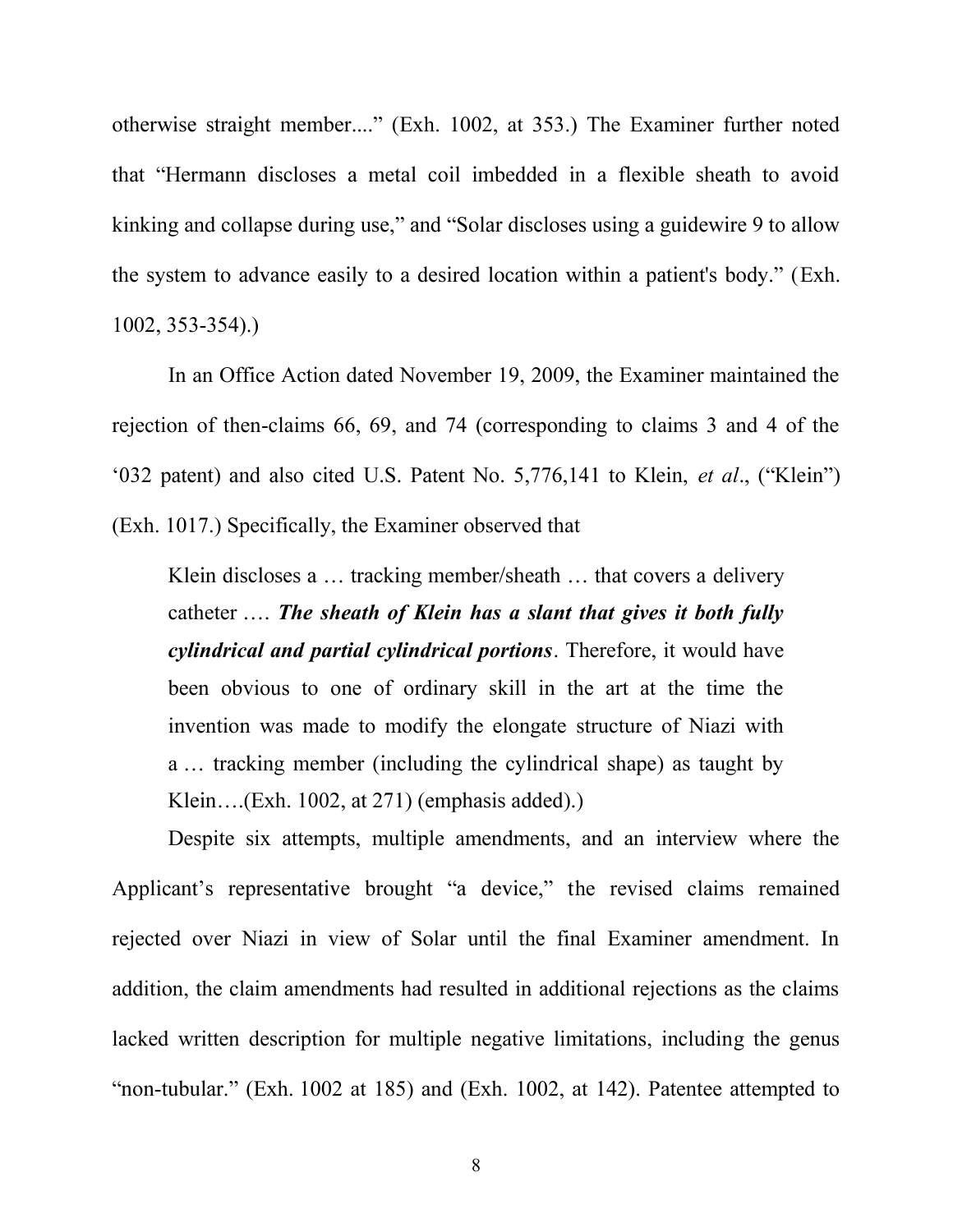otherwise straight member...." (Exh. 1002, at 353.) The Examiner further noted that "Hermann discloses a metal coil imbedded in a flexible sheath to avoid kinking and collapse during use," and "Solar discloses using a guidewire 9 to allow the system to advance easily to a desired location within a patient's body." (Exh. 1002, 353-354).)

In an Office Action dated November 19, 2009, the Examiner maintained the rejection of then-claims 66, 69, and 74 (corresponding to claims 3 and 4 of the '032 patent) and also cited U.S. Patent No. 5,776,141 to Klein, *et al*., ("Klein") (Exh. 1017.) Specifically, the Examiner observed that

> Klein discloses a … tracking member/sheath … that covers a delivery catheter …. ***The sheath of Klein has a slant that gives it both fully cylindrical and partial cylindrical portions***. Therefore, it would have been obvious to one of ordinary skill in the art at the time the invention was made to modify the elongate structure of Niazi with a … tracking member (including the cylindrical shape) as taught by Klein….(Exh. 1002, at 271) (emphasis added).)

Despite six attempts, multiple amendments, and an interview where the Applicant's representative brought "a device," the revised claims remained rejected over Niazi in view of Solar until the final Examiner amendment. In addition, the claim amendments had resulted in additional rejections as the claims lacked written description for multiple negative limitations, including the genus "non-tubular." (Exh. 1002 at 185) and (Exh. 1002, at 142). Patentee attempted to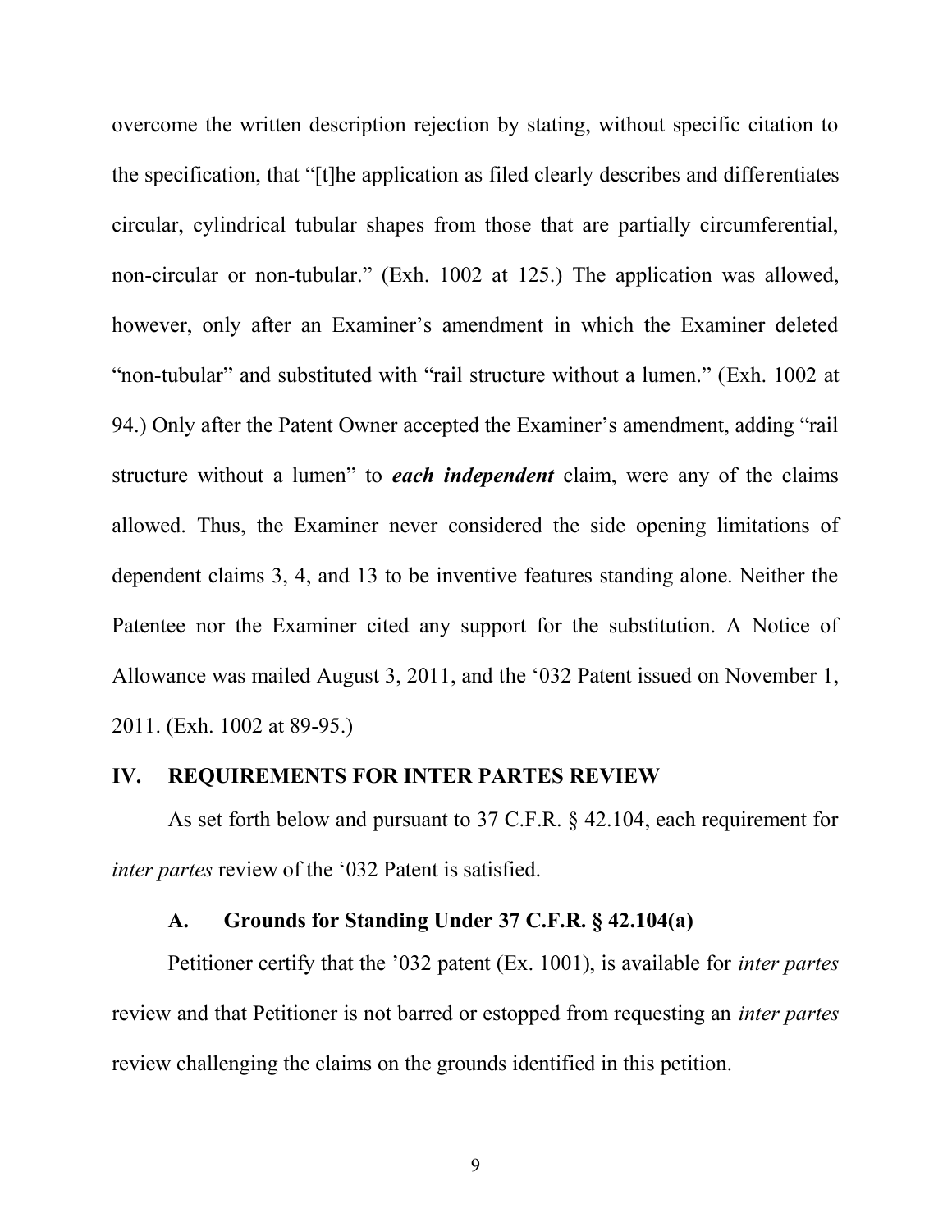overcome the written description rejection by stating, without specific citation to the specification, that "[t]he application as filed clearly describes and differentiates circular, cylindrical tubular shapes from those that are partially circumferential, non-circular or non-tubular." (Exh. 1002 at 125.) The application was allowed, however, only after an Examiner's amendment in which the Examiner deleted "non-tubular" and substituted with "rail structure without a lumen." (Exh. 1002 at 94.) Only after the Patent Owner accepted the Examiner's amendment, adding "rail structure without a lumen" to ***each independent*** claim, were any of the claims allowed. Thus, the Examiner never considered the side opening limitations of dependent claims 3, 4, and 13 to be inventive features standing alone. Neither the Patentee nor the Examiner cited any support for the substitution. A Notice of Allowance was mailed August 3, 2011, and the '032 Patent issued on November 1, 2011. (Exh. 1002 at 89-95.)

## IV. REQUIREMENTS FOR INTER PARTES REVIEW

As set forth below and pursuant to 37 C.F.R. § 42.104, each requirement for *inter partes* review of the '032 Patent is satisfied.

### A. Grounds for Standing Under 37 C.F.R. § 42.104(a)

Petitioner certify that the '032 patent (Ex. 1001), is available for *inter partes* review and that Petitioner is not barred or estopped from requesting an *inter partes* review challenging the claims on the grounds identified in this petition.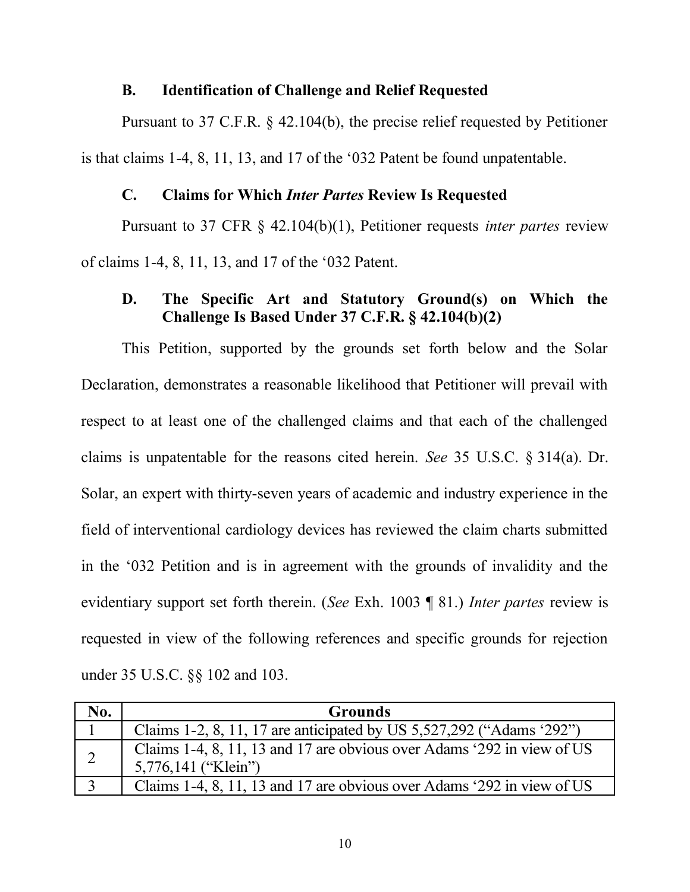### B. Identification of Challenge and Relief Requested

Pursuant to 37 C.F.R. § 42.104(b), the precise relief requested by Petitioner is that claims 1-4, 8, 11, 13, and 17 of the '032 Patent be found unpatentable.

### C. Claims for Which *Inter Partes* Review Is Requested

Pursuant to 37 CFR § 42.104(b)(1), Petitioner requests *inter partes* review of claims 1-4, 8, 11, 13, and 17 of the '032 Patent.

### D. The Specific Art and Statutory Ground(s) on Which the Challenge Is Based Under 37 C.F.R. § 42.104(b)(2)

This Petition, supported by the grounds set forth below and the Solar Declaration, demonstrates a reasonable likelihood that Petitioner will prevail with respect to at least one of the challenged claims and that each of the challenged claims is unpatentable for the reasons cited herein. *See* 35 U.S.C. § 314(a). Dr. Solar, an expert with thirty-seven years of academic and industry experience in the field of interventional cardiology devices has reviewed the claim charts submitted in the '032 Petition and is in agreement with the grounds of invalidity and the evidentiary support set forth therein. (*See* Exh. 1003 ¶ 81.) *Inter partes* review is requested in view of the following references and specific grounds for rejection under 35 U.S.C. §§ 102 and 103.

| No. | Grounds |
|---|---|
| 1 | Claims 1-2, 8, 11, 17 are anticipated by US 5,527,292 ("Adams '292") |
| 2 | Claims 1-4, 8, 11, 13 and 17 are obvious over Adams '292 in view of US 5,776,141 ("Klein") |
| 3 | Claims 1-4, 8, 11, 13 and 17 are obvious over Adams '292 in view of US |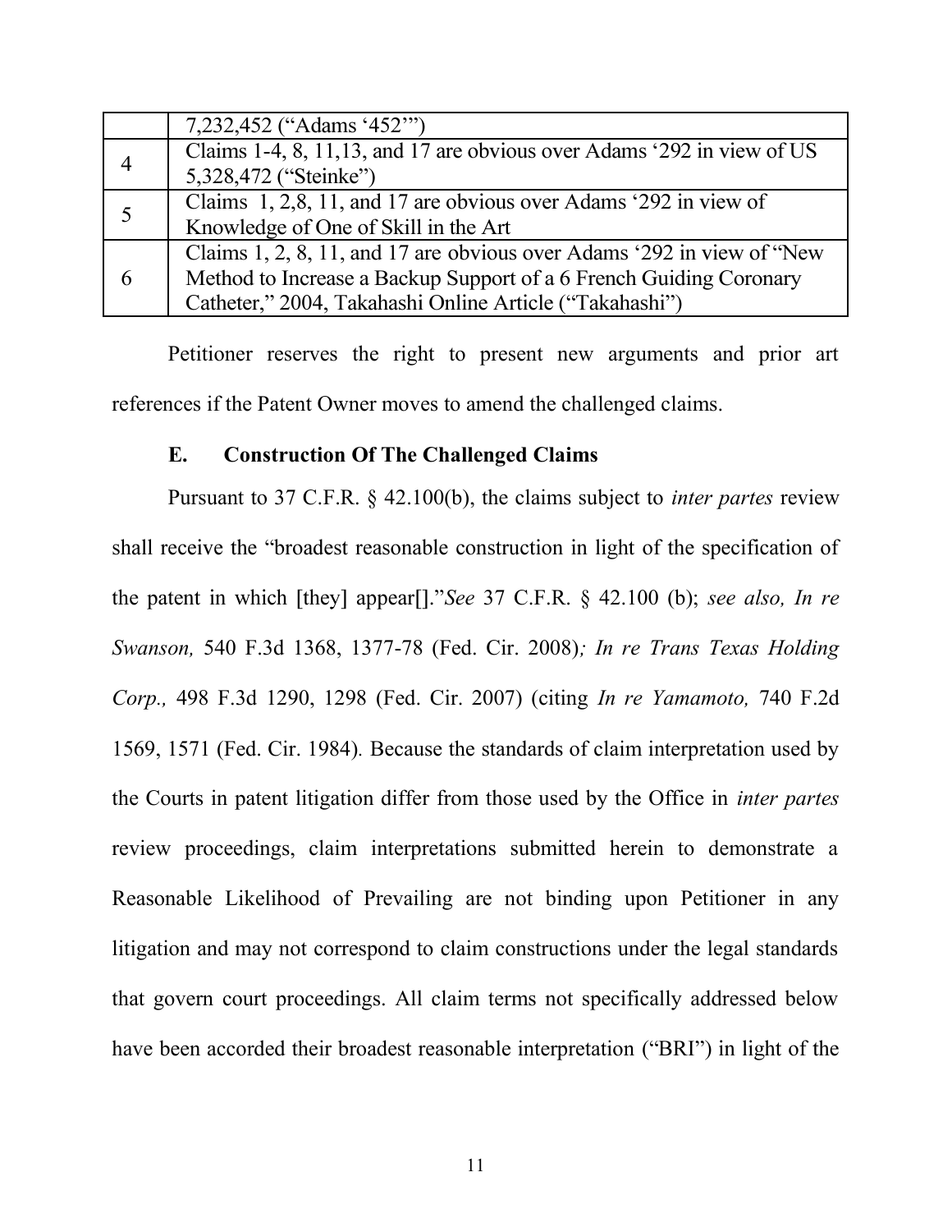| | |
|---|---|
| | 7,232,452 ("Adams '452'") |
| 4 | Claims 1-4, 8, 11,13, and 17 are obvious over Adams '292 in view of US 5,328,472 ("Steinke") |
| 5 | Claims 1, 2,8, 11, and 17 are obvious over Adams '292 in view of Knowledge of One of Skill in the Art |
| 6 | Claims 1, 2, 8, 11, and 17 are obvious over Adams '292 in view of "New Method to Increase a Backup Support of a 6 French Guiding Coronary Catheter," 2004, Takahashi Online Article ("Takahashi") |

Petitioner reserves the right to present new arguments and prior art references if the Patent Owner moves to amend the challenged claims.

### E. Construction Of The Challenged Claims

Pursuant to 37 C.F.R. § 42.100(b), the claims subject to *inter partes* review shall receive the "broadest reasonable construction in light of the specification of the patent in which [they] appear[]."*See* 37 C.F.R. § 42.100 (b); *see also, In re Swanson,* 540 F.3d 1368, 1377-78 (Fed. Cir. 2008)*; In re Trans Texas Holding Corp.,* 498 F.3d 1290, 1298 (Fed. Cir. 2007) (citing *In re Yamamoto,* 740 F.2d 1569, 1571 (Fed. Cir. 1984). Because the standards of claim interpretation used by the Courts in patent litigation differ from those used by the Office in *inter partes* review proceedings, claim interpretations submitted herein to demonstrate a Reasonable Likelihood of Prevailing are not binding upon Petitioner in any litigation and may not correspond to claim constructions under the legal standards that govern court proceedings. All claim terms not specifically addressed below have been accorded their broadest reasonable interpretation ("BRI") in light of the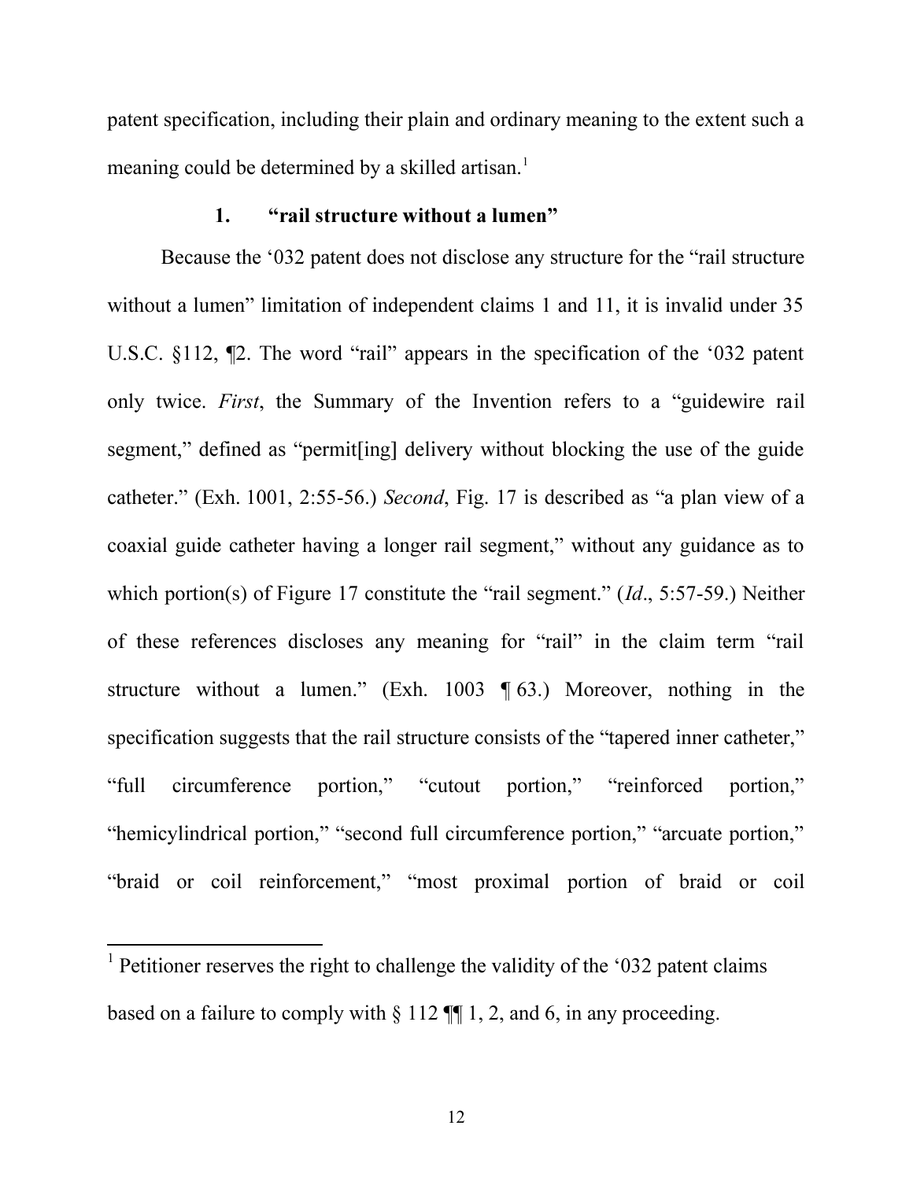patent specification, including their plain and ordinary meaning to the extent such a meaning could be determined by a skilled artisan.[1]

### 1. "rail structure without a lumen"

Because the '032 patent does not disclose any structure for the "rail structure without a lumen" limitation of independent claims 1 and 11, it is invalid under 35 U.S.C. §112, ¶2. The word "rail" appears in the specification of the '032 patent only twice. *First*, the Summary of the Invention refers to a "guidewire rail segment," defined as "permit[ing] delivery without blocking the use of the guide catheter." (Exh. 1001, 2:55-56.) *Second*, Fig. 17 is described as "a plan view of a coaxial guide catheter having a longer rail segment," without any guidance as to which portion(s) of Figure 17 constitute the "rail segment." (*Id*., 5:57-59.) Neither of these references discloses any meaning for "rail" in the claim term "rail structure without a lumen." (Exh. 1003 ¶ 63.) Moreover, nothing in the specification suggests that the rail structure consists of the "tapered inner catheter," "full circumference portion," "cutout portion," "reinforced portion," "hemicylindrical portion," "second full circumference portion," "arcuate portion," "braid or coil reinforcement," "most proximal portion of braid or coil

---

[1] Petitioner reserves the right to challenge the validity of the '032 patent claims based on a failure to comply with § 112 ¶¶ 1, 2, and 6, in any proceeding.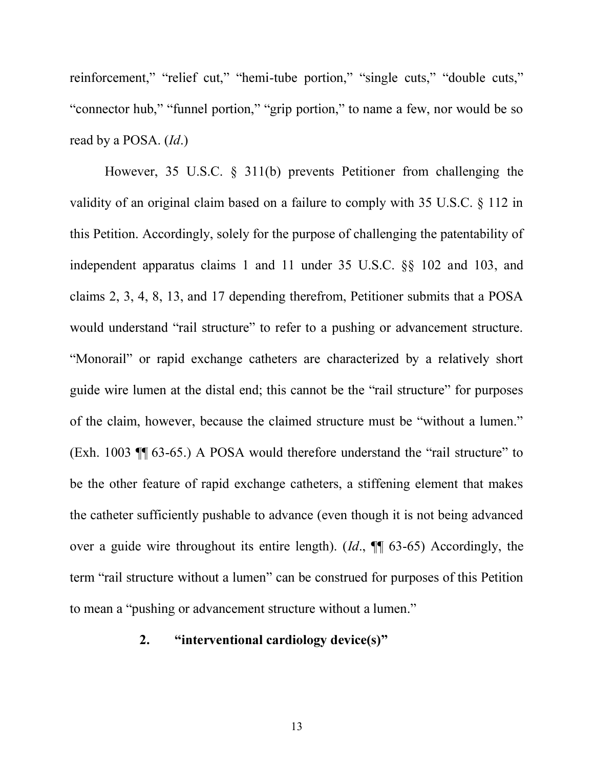reinforcement," "relief cut," "hemi-tube portion," "single cuts," "double cuts," "connector hub," "funnel portion," "grip portion," to name a few, nor would be so read by a POSA. (*Id*.)

However, 35 U.S.C. § 311(b) prevents Petitioner from challenging the validity of an original claim based on a failure to comply with 35 U.S.C. § 112 in this Petition. Accordingly, solely for the purpose of challenging the patentability of independent apparatus claims 1 and 11 under 35 U.S.C. §§ 102 and 103, and claims 2, 3, 4, 8, 13, and 17 depending therefrom, Petitioner submits that a POSA would understand "rail structure" to refer to a pushing or advancement structure. "Monorail" or rapid exchange catheters are characterized by a relatively short guide wire lumen at the distal end; this cannot be the "rail structure" for purposes of the claim, however, because the claimed structure must be "without a lumen." (Exh. 1003 ¶¶ 63-65.) A POSA would therefore understand the "rail structure" to be the other feature of rapid exchange catheters, a stiffening element that makes the catheter sufficiently pushable to advance (even though it is not being advanced over a guide wire throughout its entire length). (*Id*., ¶¶ 63-65) Accordingly, the term "rail structure without a lumen" can be construed for purposes of this Petition to mean a "pushing or advancement structure without a lumen."

### 2. "interventional cardiology device(s)"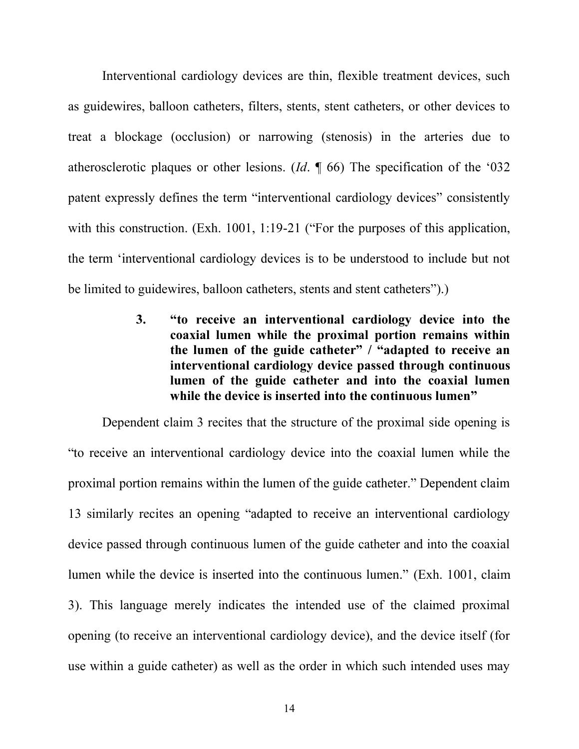Interventional cardiology devices are thin, flexible treatment devices, such as guidewires, balloon catheters, filters, stents, stent catheters, or other devices to treat a blockage (occlusion) or narrowing (stenosis) in the arteries due to atherosclerotic plaques or other lesions. (*Id*. ¶ 66) The specification of the '032 patent expressly defines the term "interventional cardiology devices" consistently with this construction. (Exh. 1001, 1:19-21 ("For the purposes of this application, the term 'interventional cardiology devices is to be understood to include but not be limited to guidewires, balloon catheters, stents and stent catheters").)

### 3. "to receive an interventional cardiology device into the coaxial lumen while the proximal portion remains within the lumen of the guide catheter" / "adapted to receive an interventional cardiology device passed through continuous lumen of the guide catheter and into the coaxial lumen while the device is inserted into the continuous lumen"

Dependent claim 3 recites that the structure of the proximal side opening is "to receive an interventional cardiology device into the coaxial lumen while the proximal portion remains within the lumen of the guide catheter." Dependent claim 13 similarly recites an opening "adapted to receive an interventional cardiology device passed through continuous lumen of the guide catheter and into the coaxial lumen while the device is inserted into the continuous lumen." (Exh. 1001, claim 3). This language merely indicates the intended use of the claimed proximal opening (to receive an interventional cardiology device), and the device itself (for use within a guide catheter) as well as the order in which such intended uses may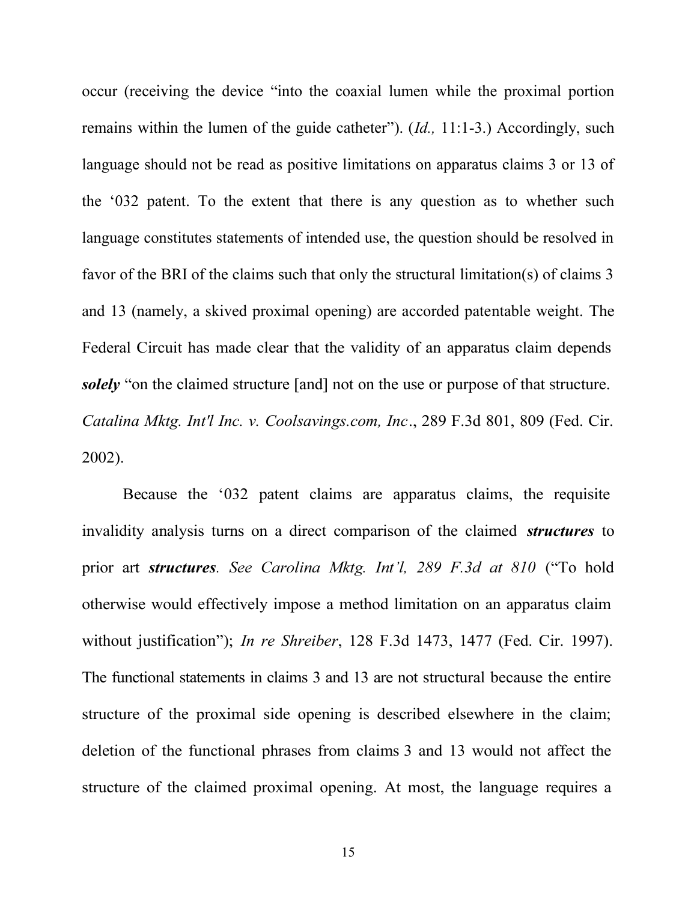occur (receiving the device "into the coaxial lumen while the proximal portion remains within the lumen of the guide catheter"). (*Id.,* 11:1-3.) Accordingly, such language should not be read as positive limitations on apparatus claims 3 or 13 of the '032 patent. To the extent that there is any question as to whether such language constitutes statements of intended use, the question should be resolved in favor of the BRI of the claims such that only the structural limitation(s) of claims 3 and 13 (namely, a skived proximal opening) are accorded patentable weight. The Federal Circuit has made clear that the validity of an apparatus claim depends ***solely*** "on the claimed structure [and] not on the use or purpose of that structure. *Catalina Mktg. Int'l Inc. v. Coolsavings.com, Inc*., 289 F.3d 801, 809 (Fed. Cir. 2002).

Because the '032 patent claims are apparatus claims, the requisite invalidity analysis turns on a direct comparison of the claimed ***structures*** to prior art ***structures***. *See Carolina Mktg. Int'l, 289 F.3d at 810* ("To hold otherwise would effectively impose a method limitation on an apparatus claim without justification"); *In re Shreiber*, 128 F.3d 1473, 1477 (Fed. Cir. 1997). The functional statements in claims 3 and 13 are not structural because the entire structure of the proximal side opening is described elsewhere in the claim; deletion of the functional phrases from claims 3 and 13 would not affect the structure of the claimed proximal opening. At most, the language requires a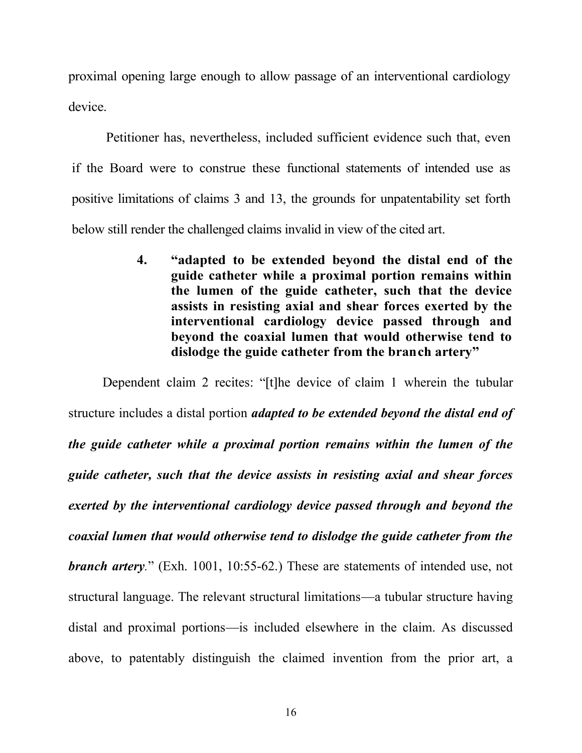proximal opening large enough to allow passage of an interventional cardiology device.

Petitioner has, nevertheless, included sufficient evidence such that, even if the Board were to construe these functional statements of intended use as positive limitations of claims 3 and 13, the grounds for unpatentability set forth below still render the challenged claims invalid in view of the cited art.

#### 4. "adapted to be extended beyond the distal end of the guide catheter while a proximal portion remains within the lumen of the guide catheter, such that the device assists in resisting axial and shear forces exerted by the interventional cardiology device passed through and beyond the coaxial lumen that would otherwise tend to dislodge the guide catheter from the branch artery"

Dependent claim 2 recites: "[t]he device of claim 1 wherein the tubular structure includes a distal portion ***adapted to be extended beyond the distal end of the guide catheter while a proximal portion remains within the lumen of the guide catheter, such that the device assists in resisting axial and shear forces exerted by the interventional cardiology device passed through and beyond the coaxial lumen that would otherwise tend to dislodge the guide catheter from the branch artery***." (Exh. 1001, 10:55-62.) These are statements of intended use, not structural language. The relevant structural limitations—a tubular structure having distal and proximal portions—is included elsewhere in the claim. As discussed above, to patentably distinguish the claimed invention from the prior art, a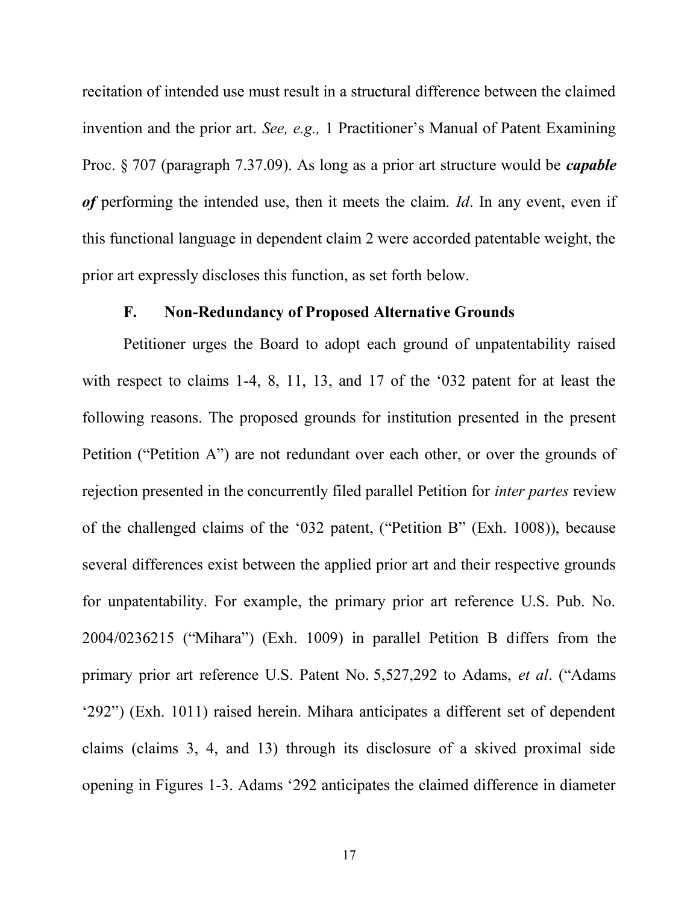recitation of intended use must result in a structural difference between the claimed invention and the prior art. *See, e.g.,* 1 Practitioner's Manual of Patent Examining Proc. § 707 (paragraph 7.37.09). As long as a prior art structure would be ***capable of*** performing the intended use, then it meets the claim. *Id*. In any event, even if this functional language in dependent claim 2 were accorded patentable weight, the prior art expressly discloses this function, as set forth below.

### F. Non-Redundancy of Proposed Alternative Grounds

Petitioner urges the Board to adopt each ground of unpatentability raised with respect to claims 1-4, 8, 11, 13, and 17 of the '032 patent for at least the following reasons. The proposed grounds for institution presented in the present Petition ("Petition A") are not redundant over each other, or over the grounds of rejection presented in the concurrently filed parallel Petition for *inter partes* review of the challenged claims of the '032 patent, ("Petition B" (Exh. 1008)), because several differences exist between the applied prior art and their respective grounds for unpatentability. For example, the primary prior art reference U.S. Pub. No. 2004/0236215 ("Mihara") (Exh. 1009) in parallel Petition B differs from the primary prior art reference U.S. Patent No. 5,527,292 to Adams, *et al*. ("Adams '292") (Exh. 1011) raised herein. Mihara anticipates a different set of dependent claims (claims 3, 4, and 13) through its disclosure of a skived proximal side opening in Figures 1-3. Adams '292 anticipates the claimed difference in diameter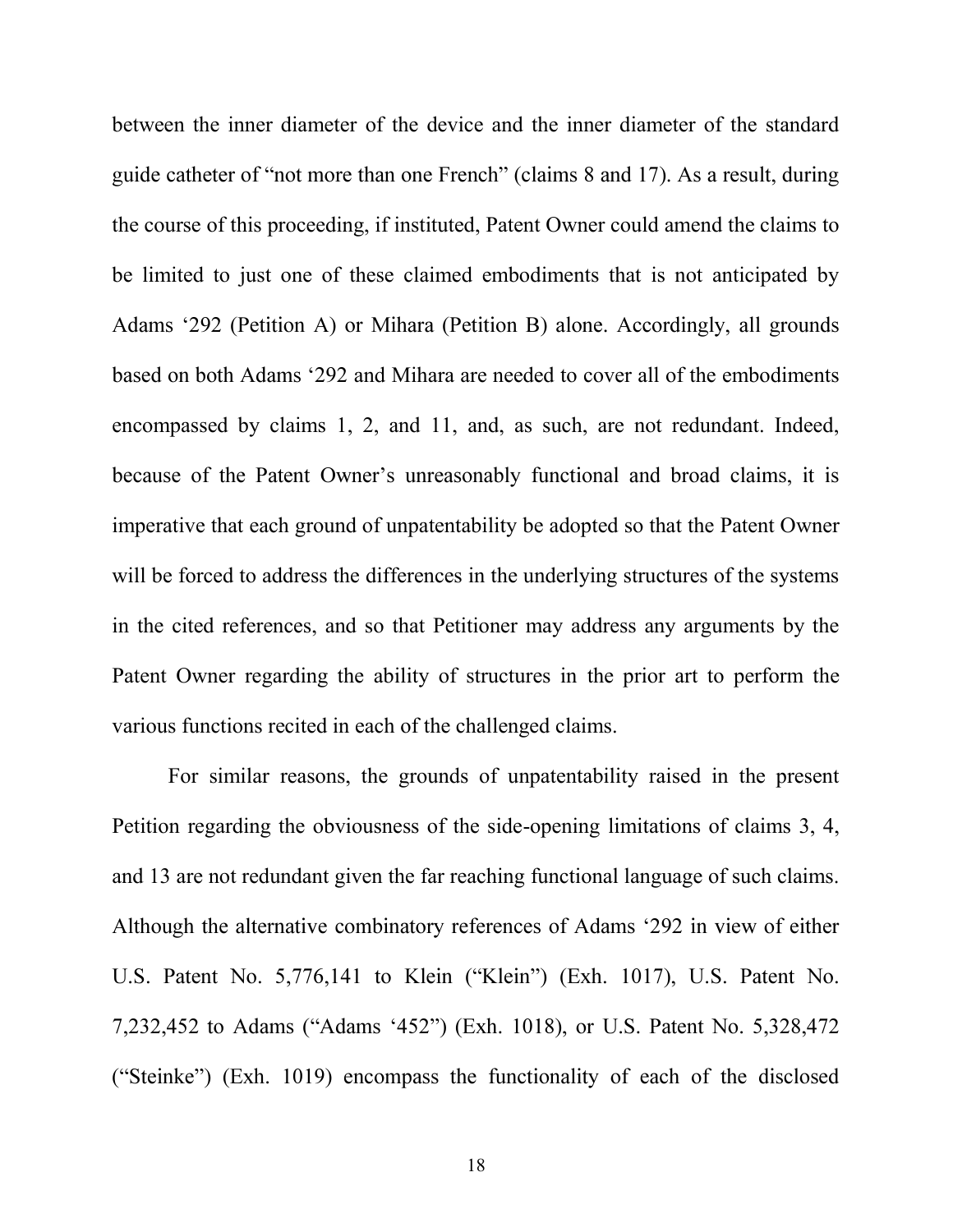between the inner diameter of the device and the inner diameter of the standard guide catheter of "not more than one French" (claims 8 and 17). As a result, during the course of this proceeding, if instituted, Patent Owner could amend the claims to be limited to just one of these claimed embodiments that is not anticipated by Adams '292 (Petition A) or Mihara (Petition B) alone. Accordingly, all grounds based on both Adams '292 and Mihara are needed to cover all of the embodiments encompassed by claims 1, 2, and 11, and, as such, are not redundant. Indeed, because of the Patent Owner's unreasonably functional and broad claims, it is imperative that each ground of unpatentability be adopted so that the Patent Owner will be forced to address the differences in the underlying structures of the systems in the cited references, and so that Petitioner may address any arguments by the Patent Owner regarding the ability of structures in the prior art to perform the various functions recited in each of the challenged claims.

For similar reasons, the grounds of unpatentability raised in the present Petition regarding the obviousness of the side-opening limitations of claims 3, 4, and 13 are not redundant given the far reaching functional language of such claims. Although the alternative combinatory references of Adams '292 in view of either U.S. Patent No. 5,776,141 to Klein ("Klein") (Exh. 1017), U.S. Patent No. 7,232,452 to Adams ("Adams '452") (Exh. 1018), or U.S. Patent No. 5,328,472 ("Steinke") (Exh. 1019) encompass the functionality of each of the disclosed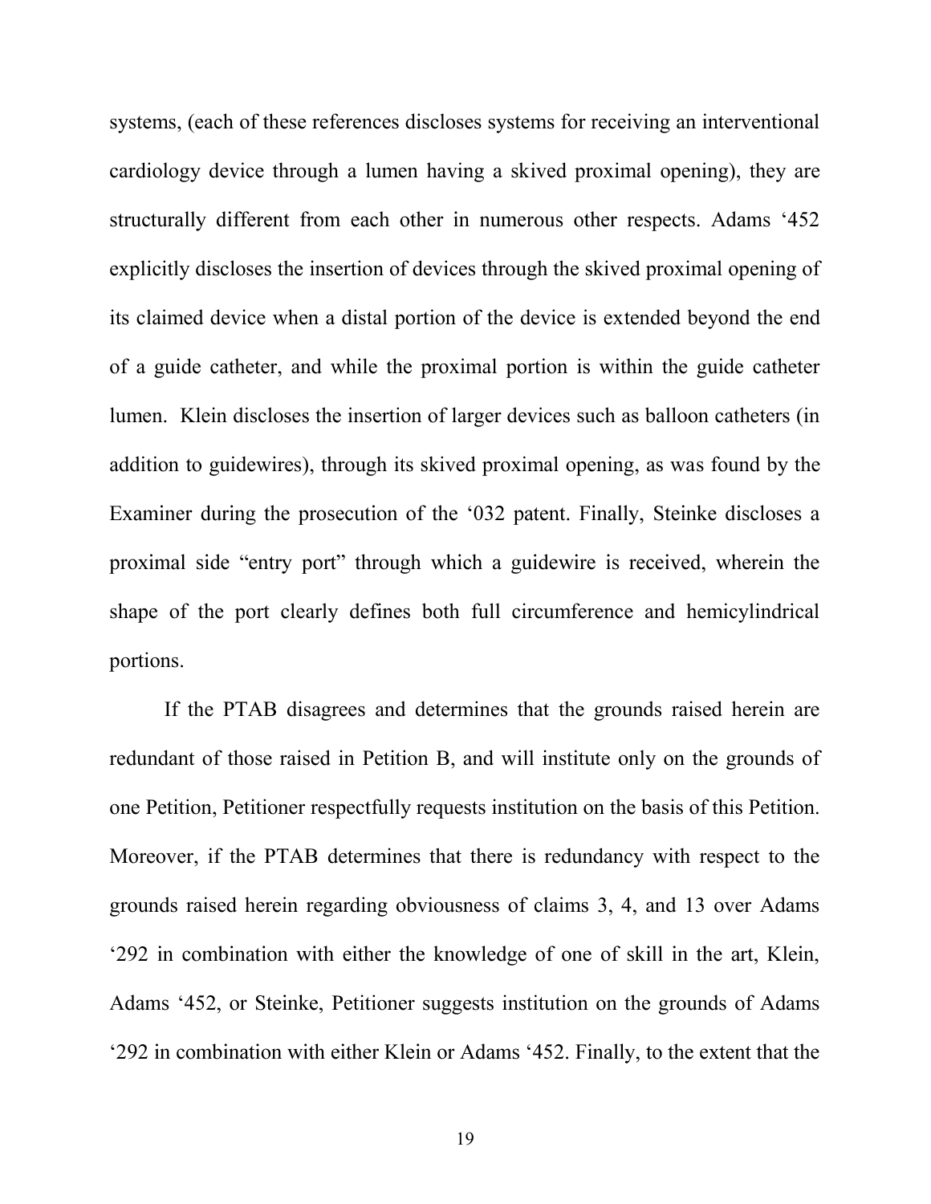systems, (each of these references discloses systems for receiving an interventional cardiology device through a lumen having a skived proximal opening), they are structurally different from each other in numerous other respects. Adams '452 explicitly discloses the insertion of devices through the skived proximal opening of its claimed device when a distal portion of the device is extended beyond the end of a guide catheter, and while the proximal portion is within the guide catheter lumen. Klein discloses the insertion of larger devices such as balloon catheters (in addition to guidewires), through its skived proximal opening, as was found by the Examiner during the prosecution of the '032 patent. Finally, Steinke discloses a proximal side "entry port" through which a guidewire is received, wherein the shape of the port clearly defines both full circumference and hemicylindrical portions.

If the PTAB disagrees and determines that the grounds raised herein are redundant of those raised in Petition B, and will institute only on the grounds of one Petition, Petitioner respectfully requests institution on the basis of this Petition. Moreover, if the PTAB determines that there is redundancy with respect to the grounds raised herein regarding obviousness of claims 3, 4, and 13 over Adams '292 in combination with either the knowledge of one of skill in the art, Klein, Adams '452, or Steinke, Petitioner suggests institution on the grounds of Adams '292 in combination with either Klein or Adams '452. Finally, to the extent that the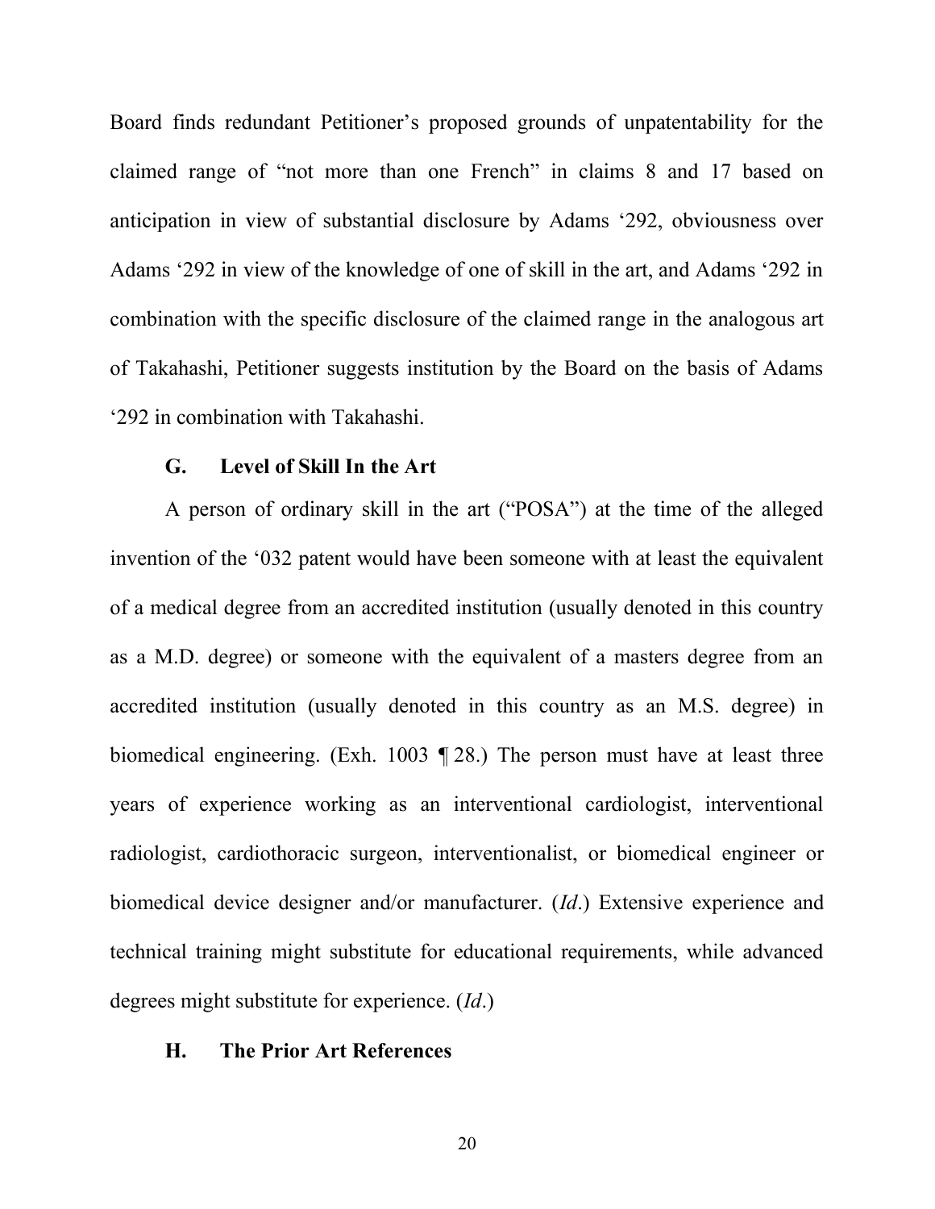Board finds redundant Petitioner's proposed grounds of unpatentability for the claimed range of "not more than one French" in claims 8 and 17 based on anticipation in view of substantial disclosure by Adams '292, obviousness over Adams '292 in view of the knowledge of one of skill in the art, and Adams '292 in combination with the specific disclosure of the claimed range in the analogous art of Takahashi, Petitioner suggests institution by the Board on the basis of Adams '292 in combination with Takahashi.

### G. Level of Skill In the Art

A person of ordinary skill in the art ("POSA") at the time of the alleged invention of the '032 patent would have been someone with at least the equivalent of a medical degree from an accredited institution (usually denoted in this country as a M.D. degree) or someone with the equivalent of a masters degree from an accredited institution (usually denoted in this country as an M.S. degree) in biomedical engineering. (Exh. 1003 ¶ 28.) The person must have at least three years of experience working as an interventional cardiologist, interventional radiologist, cardiothoracic surgeon, interventionalist, or biomedical engineer or biomedical device designer and/or manufacturer. (*Id*.) Extensive experience and technical training might substitute for educational requirements, while advanced degrees might substitute for experience. (*Id*.)

### H. The Prior Art References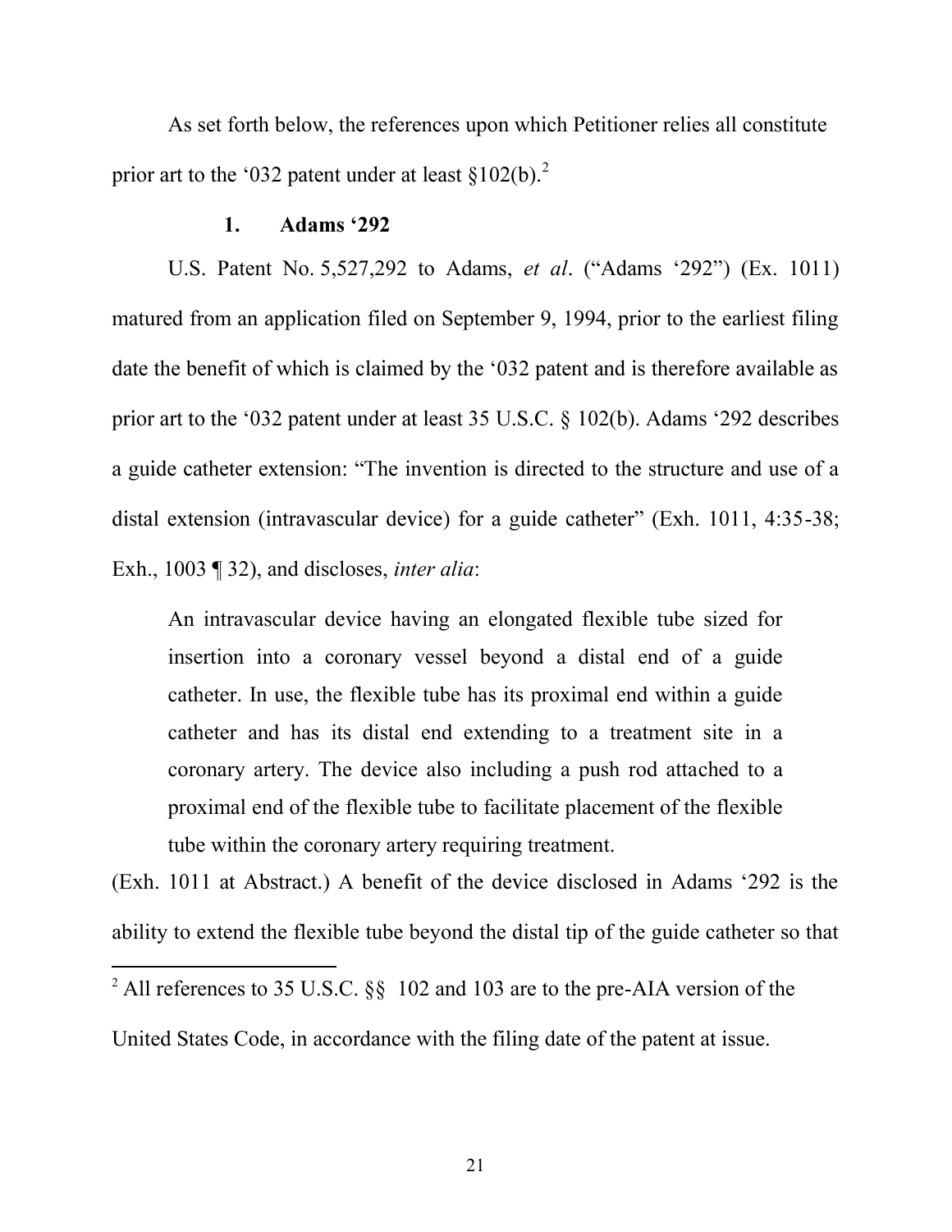As set forth below, the references upon which Petitioner relies all constitute prior art to the '032 patent under at least §102(b).[2]

### 1. Adams '292

U.S. Patent No. 5,527,292 to Adams, *et al*. ("Adams '292") (Ex. 1011) matured from an application filed on September 9, 1994, prior to the earliest filing date the benefit of which is claimed by the '032 patent and is therefore available as prior art to the '032 patent under at least 35 U.S.C. § 102(b). Adams '292 describes a guide catheter extension: "The invention is directed to the structure and use of a distal extension (intravascular device) for a guide catheter" (Exh. 1011, 4:35-38; Exh., 1003 ¶ 32), and discloses, *inter alia*:

> An intravascular device having an elongated flexible tube sized for insertion into a coronary vessel beyond a distal end of a guide catheter. In use, the flexible tube has its proximal end within a guide catheter and has its distal end extending to a treatment site in a coronary artery. The device also including a push rod attached to a proximal end of the flexible tube to facilitate placement of the flexible tube within the coronary artery requiring treatment.

(Exh. 1011 at Abstract.) A benefit of the device disclosed in Adams '292 is the ability to extend the flexible tube beyond the distal tip of the guide catheter so that

[2] All references to 35 U.S.C. §§ 102 and 103 are to the pre-AIA version of the United States Code, in accordance with the filing date of the patent at issue.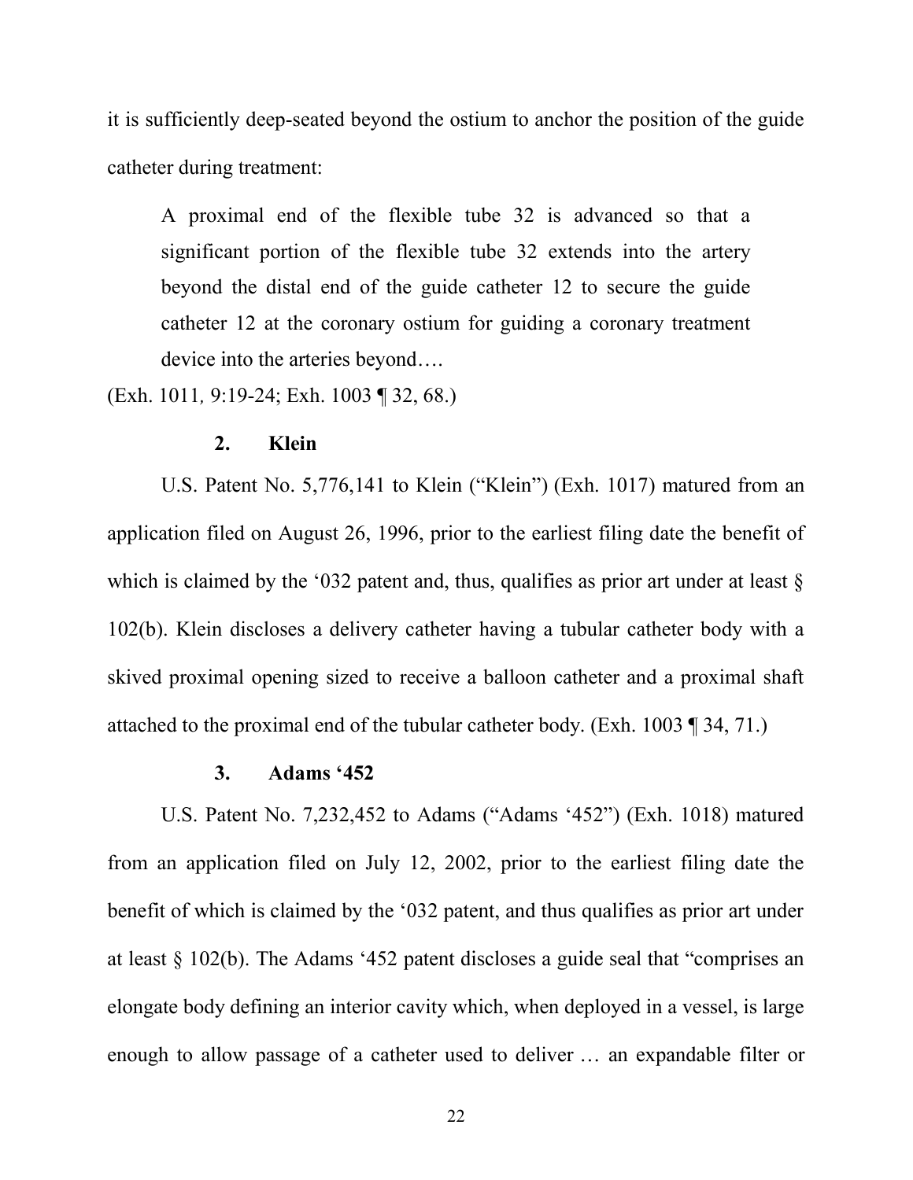it is sufficiently deep-seated beyond the ostium to anchor the position of the guide catheter during treatment:

> A proximal end of the flexible tube 32 is advanced so that a significant portion of the flexible tube 32 extends into the artery beyond the distal end of the guide catheter 12 to secure the guide catheter 12 at the coronary ostium for guiding a coronary treatment device into the arteries beyond….

(Exh. 1011*,* 9:19-24; Exh. 1003 ¶ 32, 68.)

### 2. Klein

U.S. Patent No. 5,776,141 to Klein ("Klein") (Exh. 1017) matured from an application filed on August 26, 1996, prior to the earliest filing date the benefit of which is claimed by the '032 patent and, thus, qualifies as prior art under at least § 102(b). Klein discloses a delivery catheter having a tubular catheter body with a skived proximal opening sized to receive a balloon catheter and a proximal shaft attached to the proximal end of the tubular catheter body. (Exh. 1003 ¶ 34, 71.)

### 3. Adams '452

U.S. Patent No. 7,232,452 to Adams ("Adams '452") (Exh. 1018) matured from an application filed on July 12, 2002, prior to the earliest filing date the benefit of which is claimed by the '032 patent, and thus qualifies as prior art under at least § 102(b). The Adams '452 patent discloses a guide seal that "comprises an elongate body defining an interior cavity which, when deployed in a vessel, is large enough to allow passage of a catheter used to deliver … an expandable filter or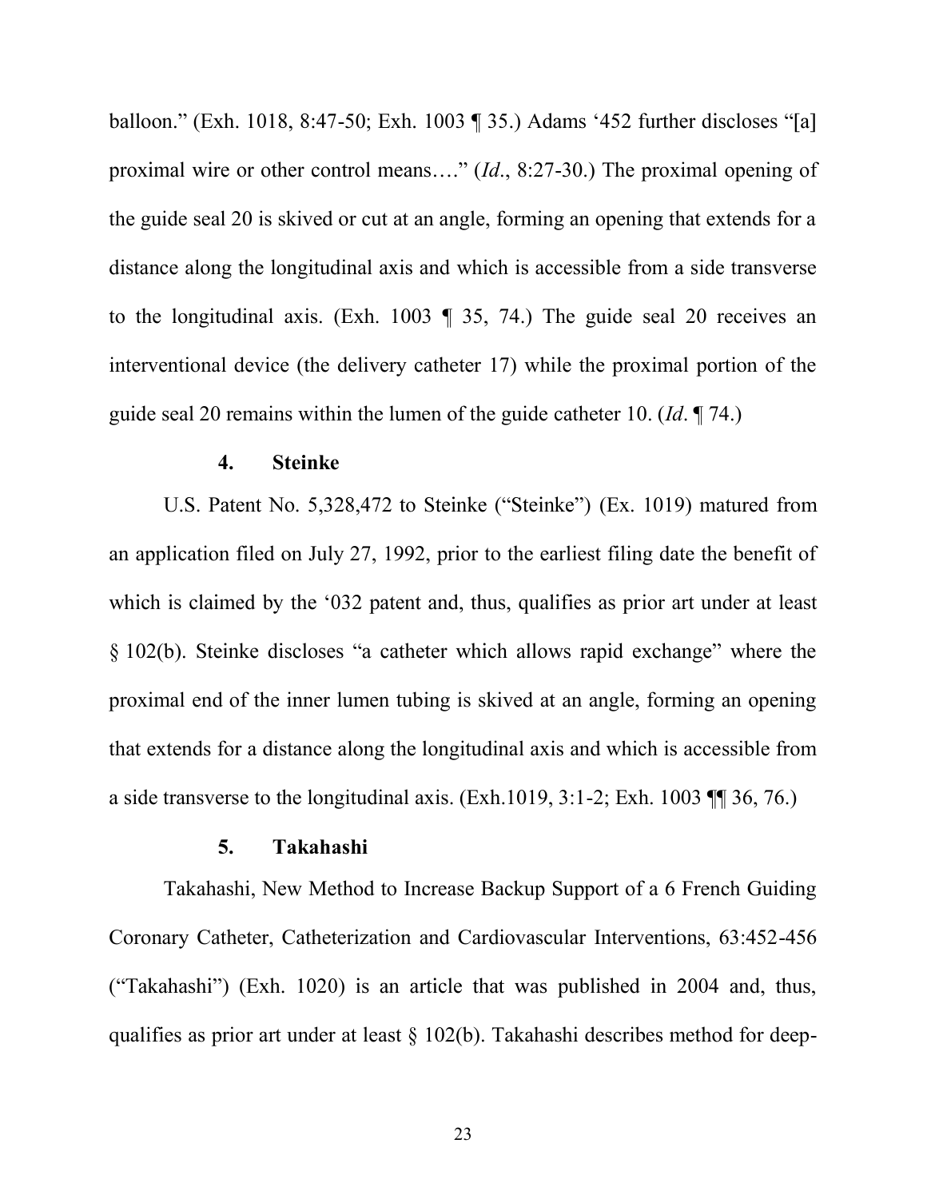balloon." (Exh. 1018, 8:47-50; Exh. 1003 ¶ 35.) Adams '452 further discloses "[a] proximal wire or other control means…." (*Id*., 8:27-30.) The proximal opening of the guide seal 20 is skived or cut at an angle, forming an opening that extends for a distance along the longitudinal axis and which is accessible from a side transverse to the longitudinal axis. (Exh. 1003 ¶ 35, 74.) The guide seal 20 receives an interventional device (the delivery catheter 17) while the proximal portion of the guide seal 20 remains within the lumen of the guide catheter 10. (*Id*. ¶ 74.)

#### 4. Steinke

U.S. Patent No. 5,328,472 to Steinke ("Steinke") (Ex. 1019) matured from an application filed on July 27, 1992, prior to the earliest filing date the benefit of which is claimed by the '032 patent and, thus, qualifies as prior art under at least § 102(b). Steinke discloses "a catheter which allows rapid exchange" where the proximal end of the inner lumen tubing is skived at an angle, forming an opening that extends for a distance along the longitudinal axis and which is accessible from a side transverse to the longitudinal axis. (Exh.1019, 3:1-2; Exh. 1003 ¶¶ 36, 76.)

#### 5. Takahashi

Takahashi, New Method to Increase Backup Support of a 6 French Guiding Coronary Catheter, Catheterization and Cardiovascular Interventions, 63:452-456 ("Takahashi") (Exh. 1020) is an article that was published in 2004 and, thus, qualifies as prior art under at least § 102(b). Takahashi describes method for deep-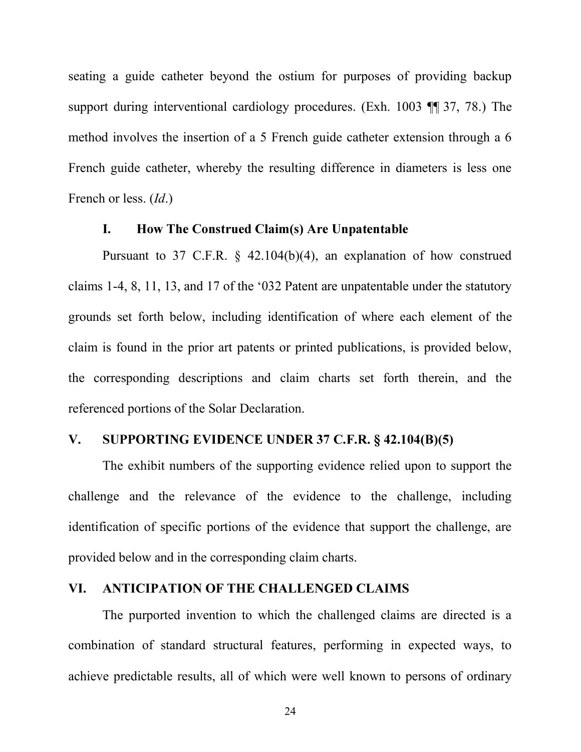seating a guide catheter beyond the ostium for purposes of providing backup support during interventional cardiology procedures. (Exh. 1003 ¶¶ 37, 78.) The method involves the insertion of a 5 French guide catheter extension through a 6 French guide catheter, whereby the resulting difference in diameters is less one French or less. (*Id*.)

### I. How The Construed Claim(s) Are Unpatentable

Pursuant to 37 C.F.R. § 42.104(b)(4), an explanation of how construed claims 1-4, 8, 11, 13, and 17 of the '032 Patent are unpatentable under the statutory grounds set forth below, including identification of where each element of the claim is found in the prior art patents or printed publications, is provided below, the corresponding descriptions and claim charts set forth therein, and the referenced portions of the Solar Declaration.

## V. SUPPORTING EVIDENCE UNDER 37 C.F.R. § 42.104(B)(5)

The exhibit numbers of the supporting evidence relied upon to support the challenge and the relevance of the evidence to the challenge, including identification of specific portions of the evidence that support the challenge, are provided below and in the corresponding claim charts.

## VI. ANTICIPATION OF THE CHALLENGED CLAIMS

The purported invention to which the challenged claims are directed is a combination of standard structural features, performing in expected ways, to achieve predictable results, all of which were well known to persons of ordinary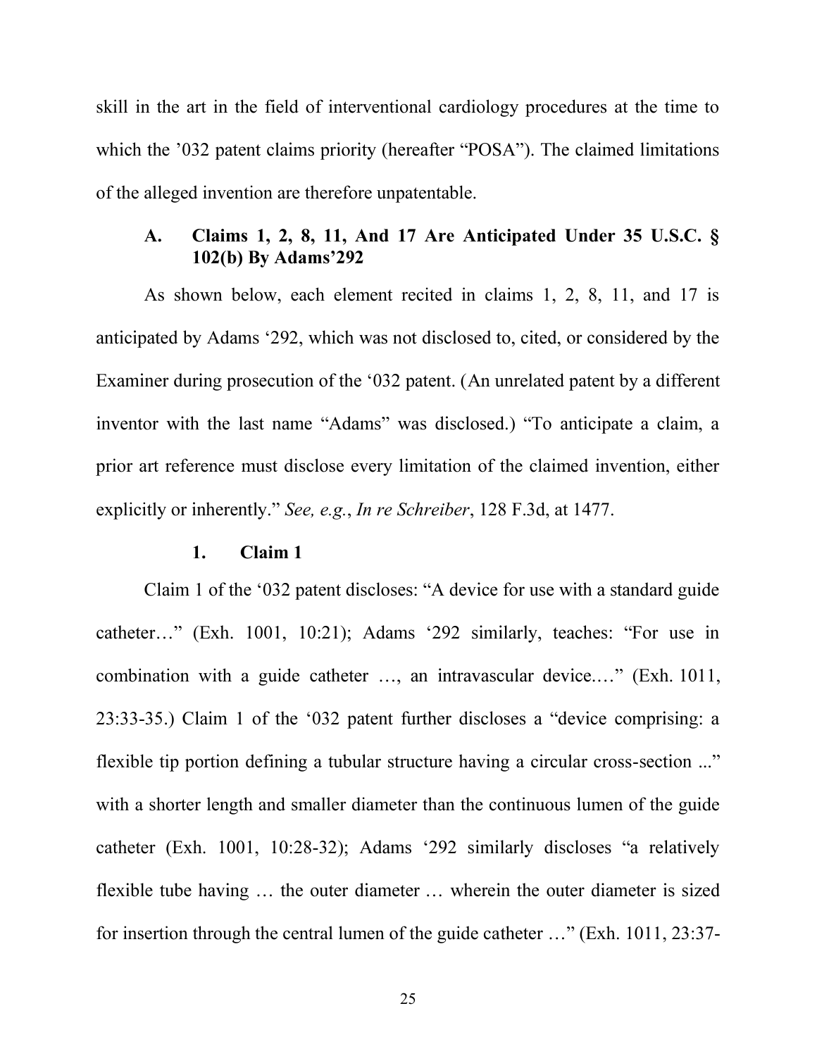skill in the art in the field of interventional cardiology procedures at the time to which the '032 patent claims priority (hereafter "POSA"). The claimed limitations of the alleged invention are therefore unpatentable.

### A. Claims 1, 2, 8, 11, And 17 Are Anticipated Under 35 U.S.C. § 102(b) By Adams'292

As shown below, each element recited in claims 1, 2, 8, 11, and 17 is anticipated by Adams '292, which was not disclosed to, cited, or considered by the Examiner during prosecution of the '032 patent. (An unrelated patent by a different inventor with the last name "Adams" was disclosed.) "To anticipate a claim, a prior art reference must disclose every limitation of the claimed invention, either explicitly or inherently." *See, e.g.*, *In re Schreiber*, 128 F.3d, at 1477.

#### 1. Claim 1

Claim 1 of the '032 patent discloses: "A device for use with a standard guide catheter…" (Exh. 1001, 10:21); Adams '292 similarly, teaches: "For use in combination with a guide catheter …, an intravascular device.…" (Exh. 1011, 23:33-35.) Claim 1 of the '032 patent further discloses a "device comprising: a flexible tip portion defining a tubular structure having a circular cross-section ..." with a shorter length and smaller diameter than the continuous lumen of the guide catheter (Exh. 1001, 10:28-32); Adams '292 similarly discloses "a relatively flexible tube having … the outer diameter … wherein the outer diameter is sized for insertion through the central lumen of the guide catheter …" (Exh. 1011, 23:37-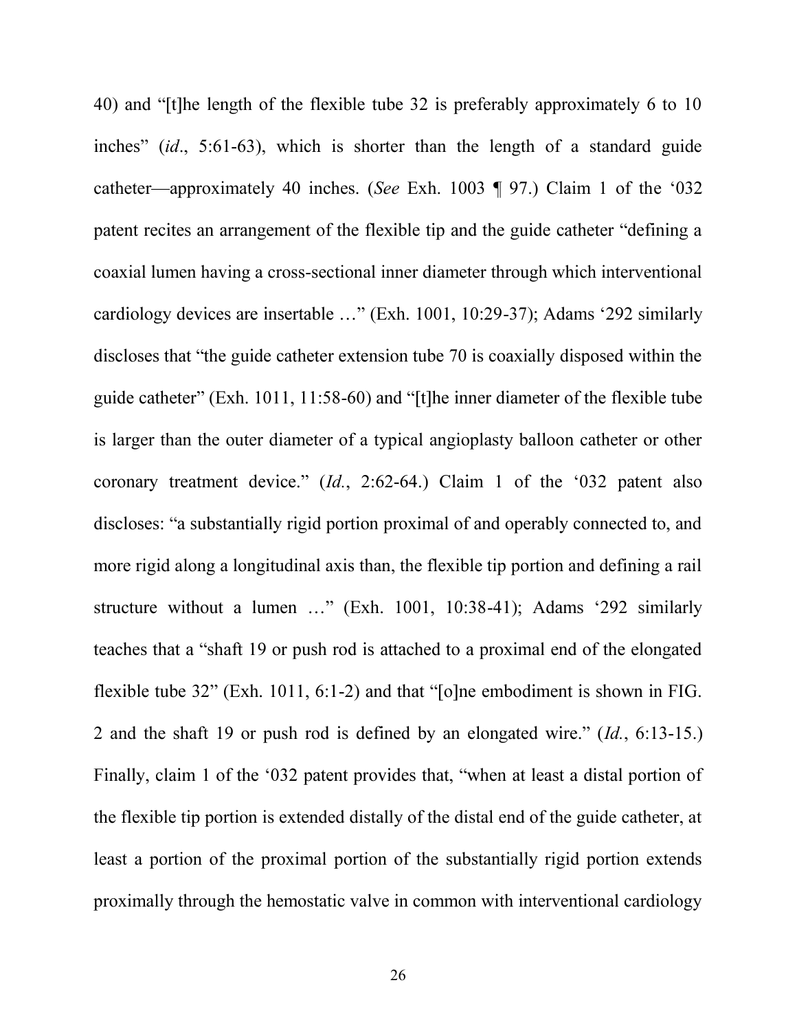40) and "[t]he length of the flexible tube 32 is preferably approximately 6 to 10 inches" (*id*., 5:61-63), which is shorter than the length of a standard guide catheter—approximately 40 inches. (*See* Exh. 1003 ¶ 97.) Claim 1 of the '032 patent recites an arrangement of the flexible tip and the guide catheter "defining a coaxial lumen having a cross-sectional inner diameter through which interventional cardiology devices are insertable …" (Exh. 1001, 10:29-37); Adams '292 similarly discloses that "the guide catheter extension tube 70 is coaxially disposed within the guide catheter" (Exh. 1011, 11:58-60) and "[t]he inner diameter of the flexible tube is larger than the outer diameter of a typical angioplasty balloon catheter or other coronary treatment device." (*Id.*, 2:62-64.) Claim 1 of the '032 patent also discloses: "a substantially rigid portion proximal of and operably connected to, and more rigid along a longitudinal axis than, the flexible tip portion and defining a rail structure without a lumen …" (Exh. 1001, 10:38-41); Adams '292 similarly teaches that a "shaft 19 or push rod is attached to a proximal end of the elongated flexible tube 32" (Exh. 1011, 6:1-2) and that "[o]ne embodiment is shown in FIG. 2 and the shaft 19 or push rod is defined by an elongated wire." (*Id.*, 6:13-15.) Finally, claim 1 of the '032 patent provides that, "when at least a distal portion of the flexible tip portion is extended distally of the distal end of the guide catheter, at least a portion of the proximal portion of the substantially rigid portion extends proximally through the hemostatic valve in common with interventional cardiology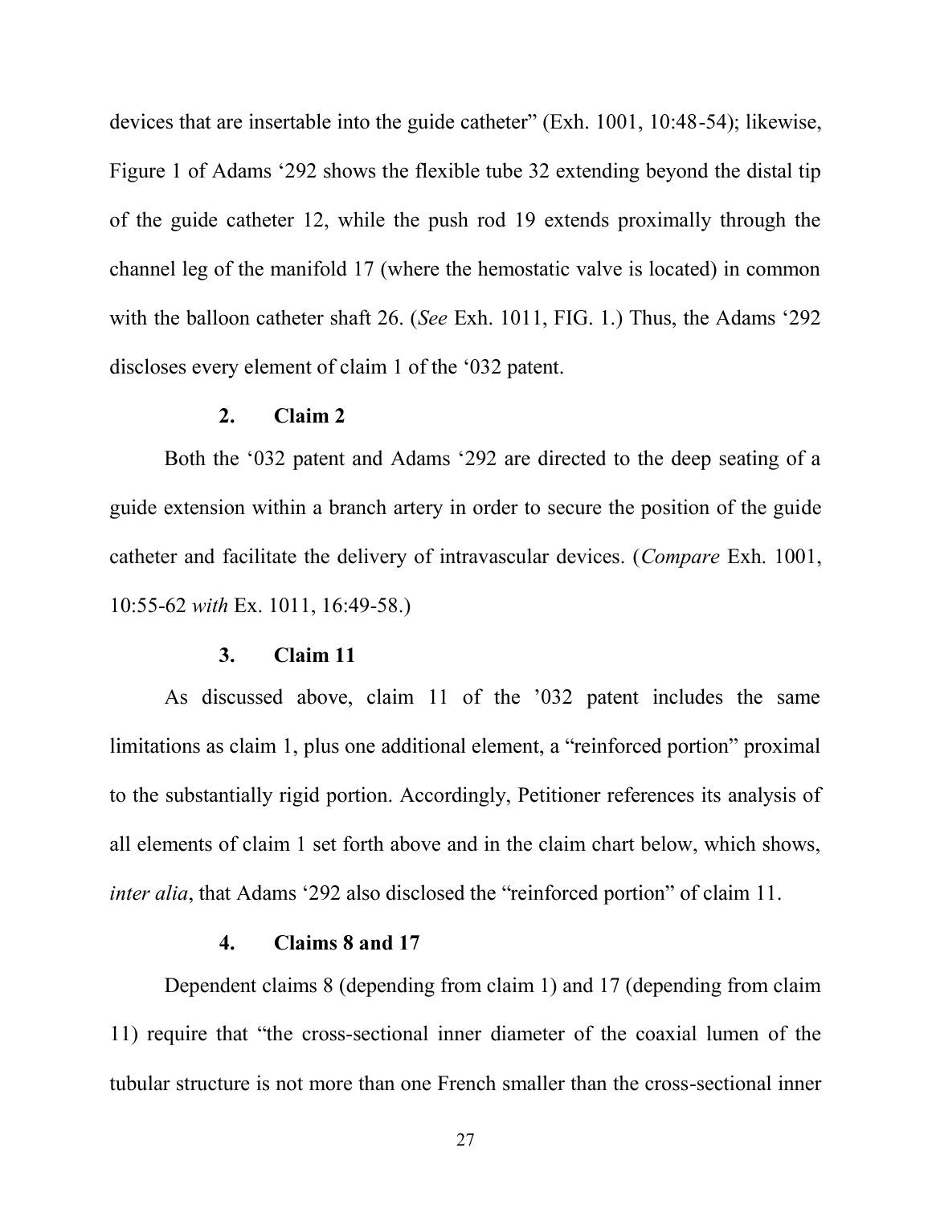devices that are insertable into the guide catheter" (Exh. 1001, 10:48-54); likewise, Figure 1 of Adams '292 shows the flexible tube 32 extending beyond the distal tip of the guide catheter 12, while the push rod 19 extends proximally through the channel leg of the manifold 17 (where the hemostatic valve is located) in common with the balloon catheter shaft 26. (*See* Exh. 1011, FIG. 1.) Thus, the Adams '292 discloses every element of claim 1 of the '032 patent.

#### 2. Claim 2

Both the '032 patent and Adams '292 are directed to the deep seating of a guide extension within a branch artery in order to secure the position of the guide catheter and facilitate the delivery of intravascular devices. (*Compare* Exh. 1001, 10:55-62 *with* Ex. 1011, 16:49-58.)

#### 3. Claim 11

As discussed above, claim 11 of the '032 patent includes the same limitations as claim 1, plus one additional element, a "reinforced portion" proximal to the substantially rigid portion. Accordingly, Petitioner references its analysis of all elements of claim 1 set forth above and in the claim chart below, which shows, *inter alia*, that Adams '292 also disclosed the "reinforced portion" of claim 11.

#### 4. Claims 8 and 17

Dependent claims 8 (depending from claim 1) and 17 (depending from claim 11) require that "the cross-sectional inner diameter of the coaxial lumen of the tubular structure is not more than one French smaller than the cross-sectional inner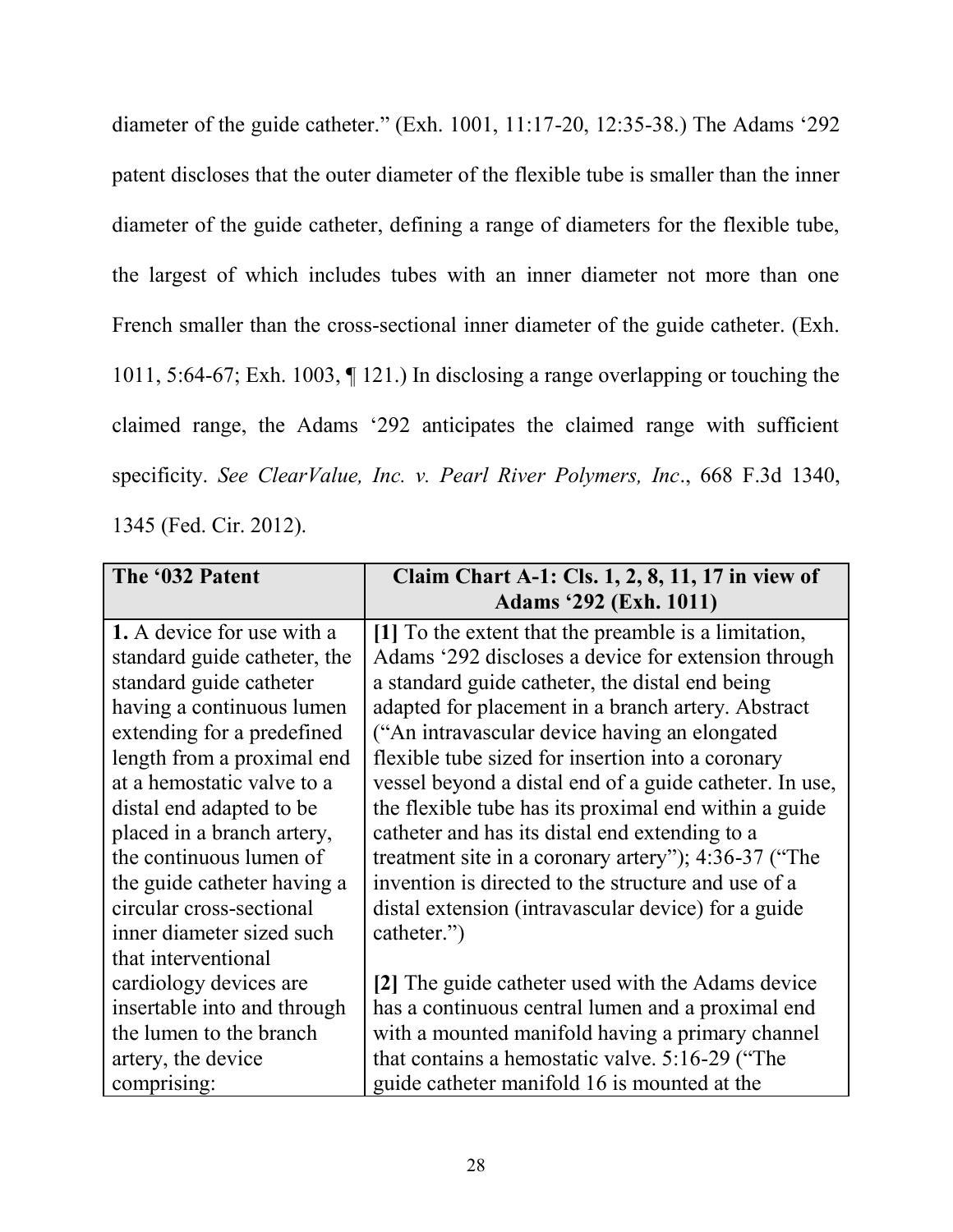diameter of the guide catheter." (Exh. 1001, 11:17-20, 12:35-38.) The Adams '292 patent discloses that the outer diameter of the flexible tube is smaller than the inner diameter of the guide catheter, defining a range of diameters for the flexible tube, the largest of which includes tubes with an inner diameter not more than one French smaller than the cross-sectional inner diameter of the guide catheter. (Exh. 1011, 5:64-67; Exh. 1003, ¶ 121.) In disclosing a range overlapping or touching the claimed range, the Adams '292 anticipates the claimed range with sufficient specificity. *See ClearValue, Inc. v. Pearl River Polymers, Inc*., 668 F.3d 1340, 1345 (Fed. Cir. 2012).

| **The '032 Patent** | **Claim Chart A-1: Cls. 1, 2, 8, 11, 17 in view of Adams '292 (Exh. 1011)** |
|---|---|
| **1.** A device for use with a standard guide catheter, the standard guide catheter having a continuous lumen extending for a predefined length from a proximal end at a hemostatic valve to a distal end adapted to be placed in a branch artery, the continuous lumen of the guide catheter having a circular cross-sectional inner diameter sized such that interventional cardiology devices are insertable into and through the lumen to the branch artery, the device comprising: | **[1]** To the extent that the preamble is a limitation, Adams '292 discloses a device for extension through a standard guide catheter, the distal end being adapted for placement in a branch artery. Abstract ("An intravascular device having an elongated flexible tube sized for insertion into a coronary vessel beyond a distal end of a guide catheter. In use, the flexible tube has its proximal end within a guide catheter and has its distal end extending to a treatment site in a coronary artery"); 4:36-37 ("The invention is directed to the structure and use of a distal extension (intravascular device) for a guide catheter.")<br><br>**[2]** The guide catheter used with the Adams device has a continuous central lumen and a proximal end with a mounted manifold having a primary channel that contains a hemostatic valve. 5:16-29 ("The guide catheter manifold 16 is mounted at the |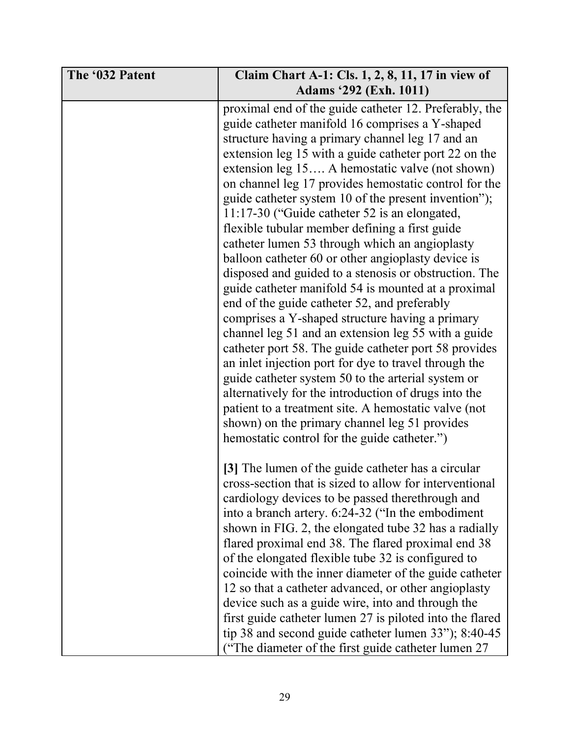| The '032 Patent | Claim Chart A-1: Cls. 1, 2, 8, 11, 17 in view of Adams '292 (Exh. 1011) |
|---|---|
| | proximal end of the guide catheter 12. Preferably, the guide catheter manifold 16 comprises a Y-shaped structure having a primary channel leg 17 and an extension leg 15 with a guide catheter port 22 on the extension leg 15…. A hemostatic valve (not shown) on channel leg 17 provides hemostatic control for the guide catheter system 10 of the present invention"); 11:17-30 ("Guide catheter 52 is an elongated, flexible tubular member defining a first guide catheter lumen 53 through which an angioplasty balloon catheter 60 or other angioplasty device is disposed and guided to a stenosis or obstruction. The guide catheter manifold 54 is mounted at a proximal end of the guide catheter 52, and preferably comprises a Y-shaped structure having a primary channel leg 51 and an extension leg 55 with a guide catheter port 58. The guide catheter port 58 provides an inlet injection port for dye to travel through the guide catheter system 50 to the arterial system or alternatively for the introduction of drugs into the patient to a treatment site. A hemostatic valve (not shown) on the primary channel leg 51 provides hemostatic control for the guide catheter.")<br><br>**[3]** The lumen of the guide catheter has a circular cross-section that is sized to allow for interventional cardiology devices to be passed therethrough and into a branch artery. 6:24-32 ("In the embodiment shown in FIG. 2, the elongated tube 32 has a radially flared proximal end 38. The flared proximal end 38 of the elongated flexible tube 32 is configured to coincide with the inner diameter of the guide catheter 12 so that a catheter advanced, or other angioplasty device such as a guide wire, into and through the first guide catheter lumen 27 is piloted into the flared tip 38 and second guide catheter lumen 33"); 8:40-45 ("The diameter of the first guide catheter lumen 27 |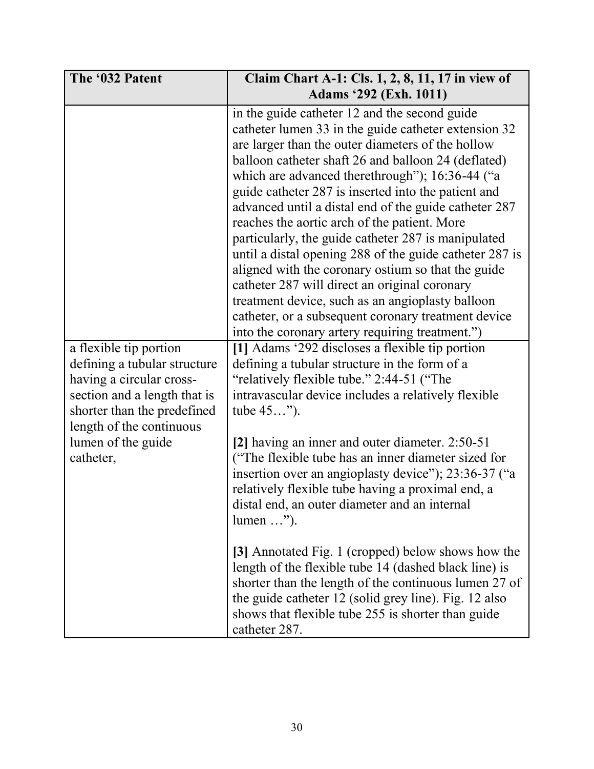| The '032 Patent | Claim Chart A-1: Cls. 1, 2, 8, 11, 17 in view of Adams '292 (Exh. 1011) |
|---|---|
| | in the guide catheter 12 and the second guide catheter lumen 33 in the guide catheter extension 32 are larger than the outer diameters of the hollow balloon catheter shaft 26 and balloon 24 (deflated) which are advanced therethrough"); 16:36-44 ("a guide catheter 287 is inserted into the patient and advanced until a distal end of the guide catheter 287 reaches the aortic arch of the patient. More particularly, the guide catheter 287 is manipulated until a distal opening 288 of the guide catheter 287 is aligned with the coronary ostium so that the guide catheter 287 will direct an original coronary treatment device, such as an angioplasty balloon catheter, or a subsequent coronary treatment device into the coronary artery requiring treatment.") |
| a flexible tip portion defining a tubular structure having a circular cross-section and a length that is shorter than the predefined length of the continuous lumen of the guide catheter, | **[1]** Adams '292 discloses a flexible tip portion defining a tubular structure in the form of a "relatively flexible tube." 2:44-51 ("The intravascular device includes a relatively flexible tube 45…").<br><br>**[2]** having an inner and outer diameter. 2:50-51 ("The flexible tube has an inner diameter sized for insertion over an angioplasty device"); 23:36-37 ("a relatively flexible tube having a proximal end, a distal end, an outer diameter and an internal lumen …").<br><br>**[3]** Annotated Fig. 1 (cropped) below shows how the length of the flexible tube 14 (dashed black line) is shorter than the length of the continuous lumen 27 of the guide catheter 12 (solid grey line). Fig. 12 also shows that flexible tube 255 is shorter than guide catheter 287. |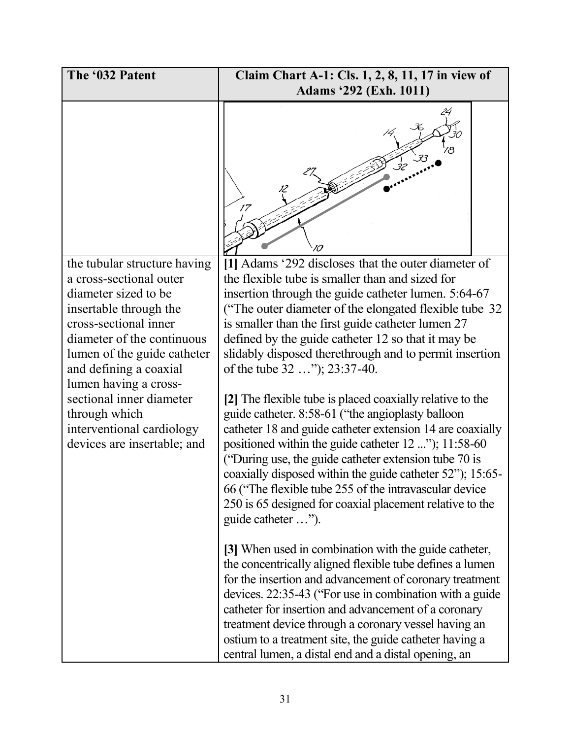| The '032 Patent | Claim Chart A-1: Cls. 1, 2, 8, 11, 17 in view of Adams '292 (Exh. 1011) |
|---|---|
| | |
| the tubular structure having a cross-sectional outer diameter sized to be insertable through the cross-sectional inner diameter of the continuous lumen of the guide catheter and defining a coaxial lumen having a cross-sectional inner diameter through which interventional cardiology devices are insertable; and | **[1]** Adams '292 discloses that the outer diameter of the flexible tube is smaller than and sized for insertion through the guide catheter lumen. 5:64-67 ("The outer diameter of the elongated flexible tube 32 is smaller than the first guide catheter lumen 27 defined by the guide catheter 12 so that it may be slidably disposed therethrough and to permit insertion of the tube 32 …"); 23:37-40.<br><br>**[2]** The flexible tube is placed coaxially relative to the guide catheter. 8:58-61 ("the angioplasty balloon catheter 18 and guide catheter extension 14 are coaxially positioned within the guide catheter 12 ..."); 11:58-60 ("During use, the guide catheter extension tube 70 is coaxially disposed within the guide catheter 52"); 15:65-66 ("The flexible tube 255 of the intravascular device 250 is 65 designed for coaxial placement relative to the guide catheter …").<br><br>**[3]** When used in combination with the guide catheter, the concentrically aligned flexible tube defines a lumen for the insertion and advancement of coronary treatment devices. 22:35-43 ("For use in combination with a guide catheter for insertion and advancement of a coronary treatment device through a coronary vessel having an ostium to a treatment site, the guide catheter having a central lumen, a distal end and a distal opening, an |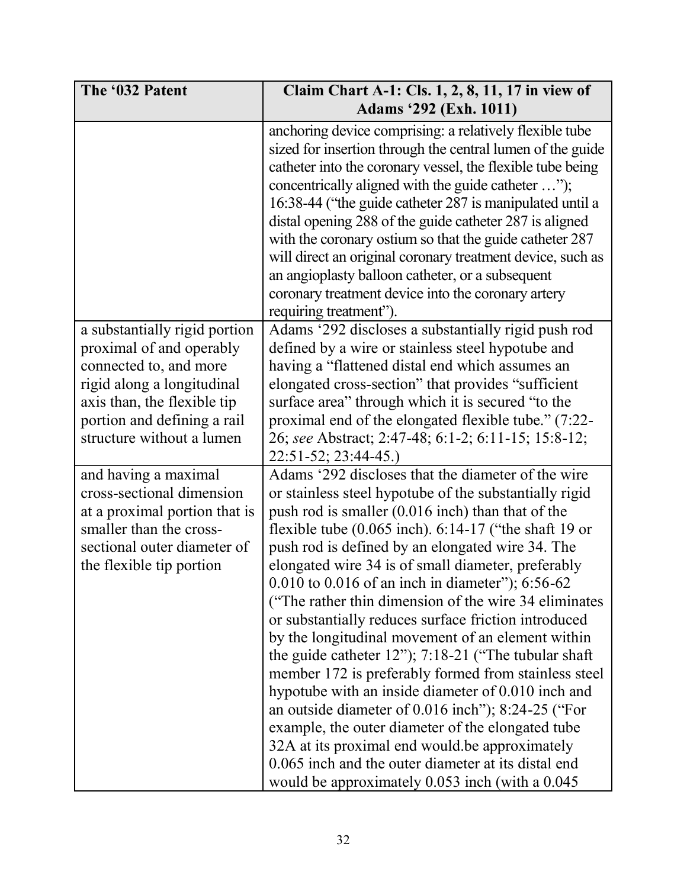| The '032 Patent | Claim Chart A-1: Cls. 1, 2, 8, 11, 17 in view of Adams '292 (Exh. 1011) |
|---|---|
| | anchoring device comprising: a relatively flexible tube sized for insertion through the central lumen of the guide catheter into the coronary vessel, the flexible tube being concentrically aligned with the guide catheter …"); 16:38-44 ("the guide catheter 287 is manipulated until a distal opening 288 of the guide catheter 287 is aligned with the coronary ostium so that the guide catheter 287 will direct an original coronary treatment device, such as an angioplasty balloon catheter, or a subsequent coronary treatment device into the coronary artery requiring treatment"). |
| a substantially rigid portion proximal of and operably connected to, and more rigid along a longitudinal axis than, the flexible tip portion and defining a rail structure without a lumen | Adams '292 discloses a substantially rigid push rod defined by a wire or stainless steel hypotube and having a "flattened distal end which assumes an elongated cross-section" that provides "sufficient surface area" through which it is secured "to the proximal end of the elongated flexible tube." (7:22-26; *see* Abstract; 2:47-48; 6:1-2; 6:11-15; 15:8-12; 22:51-52; 23:44-45.) |
| and having a maximal cross-sectional dimension at a proximal portion that is smaller than the cross-sectional outer diameter of the flexible tip portion | Adams '292 discloses that the diameter of the wire or stainless steel hypotube of the substantially rigid push rod is smaller (0.016 inch) than that of the flexible tube (0.065 inch). 6:14-17 ("the shaft 19 or push rod is defined by an elongated wire 34. The elongated wire 34 is of small diameter, preferably 0.010 to 0.016 of an inch in diameter"); 6:56-62 ("The rather thin dimension of the wire 34 eliminates or substantially reduces surface friction introduced by the longitudinal movement of an element within the guide catheter 12"); 7:18-21 ("The tubular shaft member 172 is preferably formed from stainless steel hypotube with an inside diameter of 0.010 inch and an outside diameter of 0.016 inch"); 8:24-25 ("For example, the outer diameter of the elongated tube 32A at its proximal end would.be approximately 0.065 inch and the outer diameter at its distal end would be approximately 0.053 inch (with a 0.045 |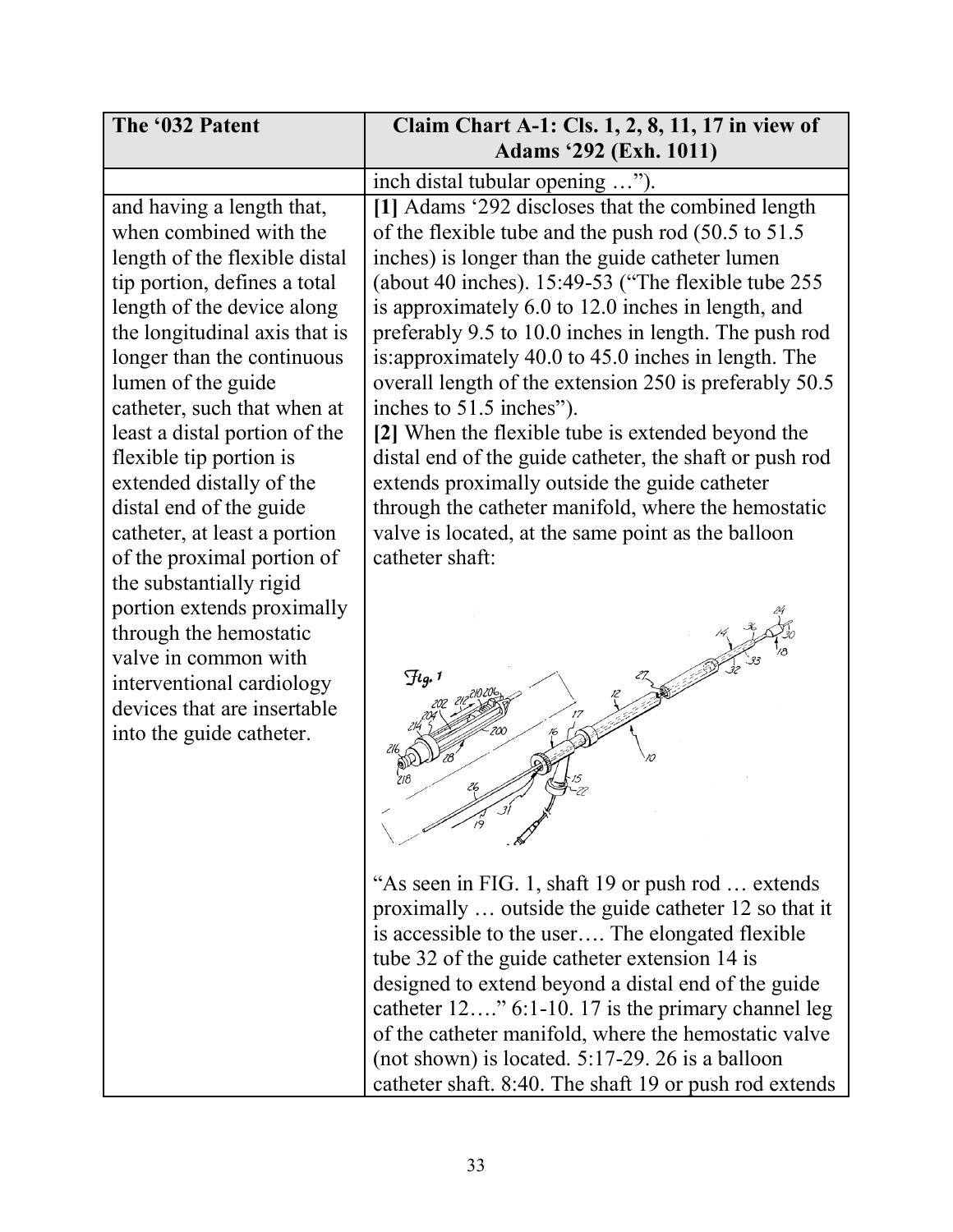| The '032 Patent | Claim Chart A-1: Cls. 1, 2, 8, 11, 17 in view of Adams '292 (Exh. 1011) |
|---|---|
| | inch distal tubular opening …"). |
| and having a length that, when combined with the length of the flexible distal tip portion, defines a total length of the device along the longitudinal axis that is longer than the continuous lumen of the guide catheter, such that when at least a distal portion of the flexible tip portion is extended distally of the distal end of the guide catheter, at least a portion of the proximal portion of the substantially rigid portion extends proximally through the hemostatic valve in common with interventional cardiology devices that are insertable into the guide catheter. | **[1]** Adams '292 discloses that the combined length of the flexible tube and the push rod (50.5 to 51.5 inches) is longer than the guide catheter lumen (about 40 inches). 15:49-53 ("The flexible tube 255 is approximately 6.0 to 12.0 inches in length, and preferably 9.5 to 10.0 inches in length. The push rod is:approximately 40.0 to 45.0 inches in length. The overall length of the extension 250 is preferably 50.5 inches to 51.5 inches"). <br> **[2]** When the flexible tube is extended beyond the distal end of the guide catheter, the shaft or push rod extends proximally outside the guide catheter through the catheter manifold, where the hemostatic valve is located, at the same point as the balloon catheter shaft: <br> "As seen in FIG. 1, shaft 19 or push rod … extends proximally … outside the guide catheter 12 so that it is accessible to the user…. The elongated flexible tube 32 of the guide catheter extension 14 is designed to extend beyond a distal end of the guide catheter 12…." 6:1-10. 17 is the primary channel leg of the catheter manifold, where the hemostatic valve (not shown) is located. 5:17-29. 26 is a balloon catheter shaft. 8:40. The shaft 19 or push rod extends |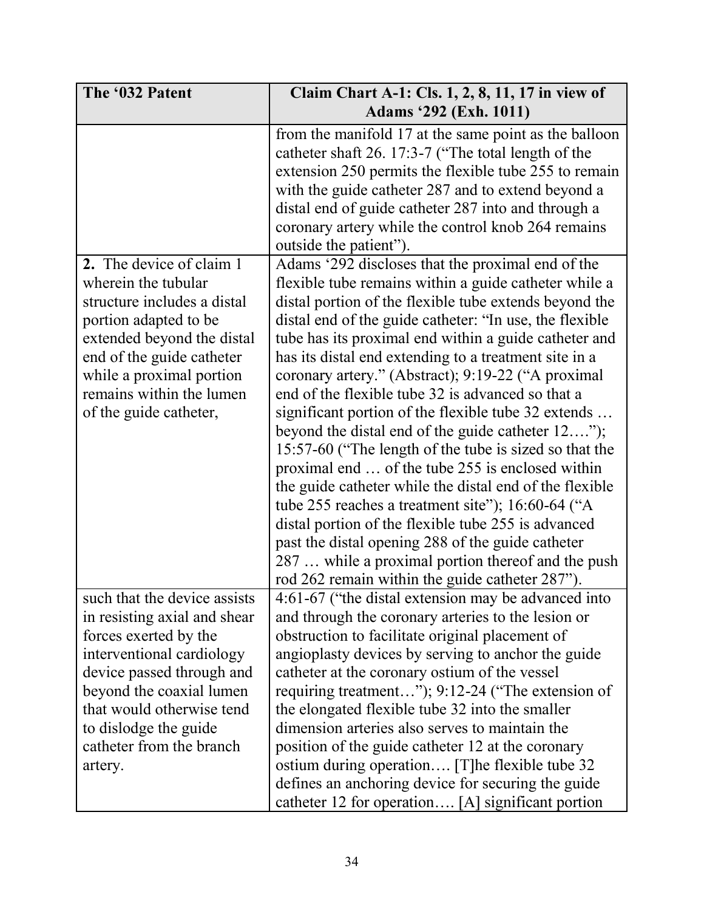| The '032 Patent | Claim Chart A-1: Cls. 1, 2, 8, 11, 17 in view of Adams '292 (Exh. 1011) |
|---|---|
| | from the manifold 17 at the same point as the balloon catheter shaft 26. 17:3-7 ("The total length of the extension 250 permits the flexible tube 255 to remain with the guide catheter 287 and to extend beyond a distal end of guide catheter 287 into and through a coronary artery while the control knob 264 remains outside the patient"). |
| **2.** The device of claim 1 wherein the tubular structure includes a distal portion adapted to be extended beyond the distal end of the guide catheter while a proximal portion remains within the lumen of the guide catheter, | Adams '292 discloses that the proximal end of the flexible tube remains within a guide catheter while a distal portion of the flexible tube extends beyond the distal end of the guide catheter: "In use, the flexible tube has its proximal end within a guide catheter and has its distal end extending to a treatment site in a coronary artery." (Abstract); 9:19-22 ("A proximal end of the flexible tube 32 is advanced so that a significant portion of the flexible tube 32 extends … beyond the distal end of the guide catheter 12…."); 15:57-60 ("The length of the tube is sized so that the proximal end … of the tube 255 is enclosed within the guide catheter while the distal end of the flexible tube 255 reaches a treatment site"); 16:60-64 ("A distal portion of the flexible tube 255 is advanced past the distal opening 288 of the guide catheter 287 … while a proximal portion thereof and the push rod 262 remain within the guide catheter 287"). |
| such that the device assists in resisting axial and shear forces exerted by the interventional cardiology device passed through and beyond the coaxial lumen that would otherwise tend to dislodge the guide catheter from the branch artery. | 4:61-67 ("the distal extension may be advanced into and through the coronary arteries to the lesion or obstruction to facilitate original placement of angioplasty devices by serving to anchor the guide catheter at the coronary ostium of the vessel requiring treatment…"); 9:12-24 ("The extension of the elongated flexible tube 32 into the smaller dimension arteries also serves to maintain the position of the guide catheter 12 at the coronary ostium during operation…. [T]he flexible tube 32 defines an anchoring device for securing the guide catheter 12 for operation…. [A] significant portion |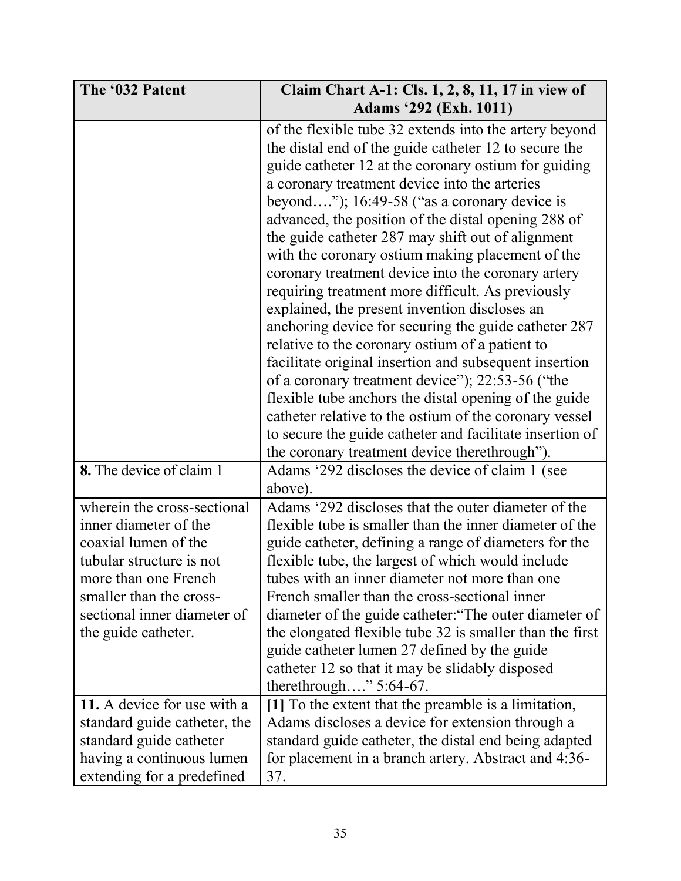| The '032 Patent | Claim Chart A-1: Cls. 1, 2, 8, 11, 17 in view of Adams '292 (Exh. 1011) |
|---|---|
| | of the flexible tube 32 extends into the artery beyond the distal end of the guide catheter 12 to secure the guide catheter 12 at the coronary ostium for guiding a coronary treatment device into the arteries beyond…."); 16:49-58 ("as a coronary device is advanced, the position of the distal opening 288 of the guide catheter 287 may shift out of alignment with the coronary ostium making placement of the coronary treatment device into the coronary artery requiring treatment more difficult. As previously explained, the present invention discloses an anchoring device for securing the guide catheter 287 relative to the coronary ostium of a patient to facilitate original insertion and subsequent insertion of a coronary treatment device"); 22:53-56 ("the flexible tube anchors the distal opening of the guide catheter relative to the ostium of the coronary vessel to secure the guide catheter and facilitate insertion of the coronary treatment device therethrough"). |
| **8.** The device of claim 1 | Adams '292 discloses the device of claim 1 (see above). |
| wherein the cross-sectional inner diameter of the coaxial lumen of the tubular structure is not more than one French smaller than the cross-sectional inner diameter of the guide catheter. | Adams '292 discloses that the outer diameter of the flexible tube is smaller than the inner diameter of the guide catheter, defining a range of diameters for the flexible tube, the largest of which would include tubes with an inner diameter not more than one French smaller than the cross-sectional inner diameter of the guide catheter:"The outer diameter of the elongated flexible tube 32 is smaller than the first guide catheter lumen 27 defined by the guide catheter 12 so that it may be slidably disposed therethrough…." 5:64-67. |
| **11.** A device for use with a standard guide catheter, the standard guide catheter having a continuous lumen extending for a predefined | **[1]** To the extent that the preamble is a limitation, Adams discloses a device for extension through a standard guide catheter, the distal end being adapted for placement in a branch artery. Abstract and 4:36-37. |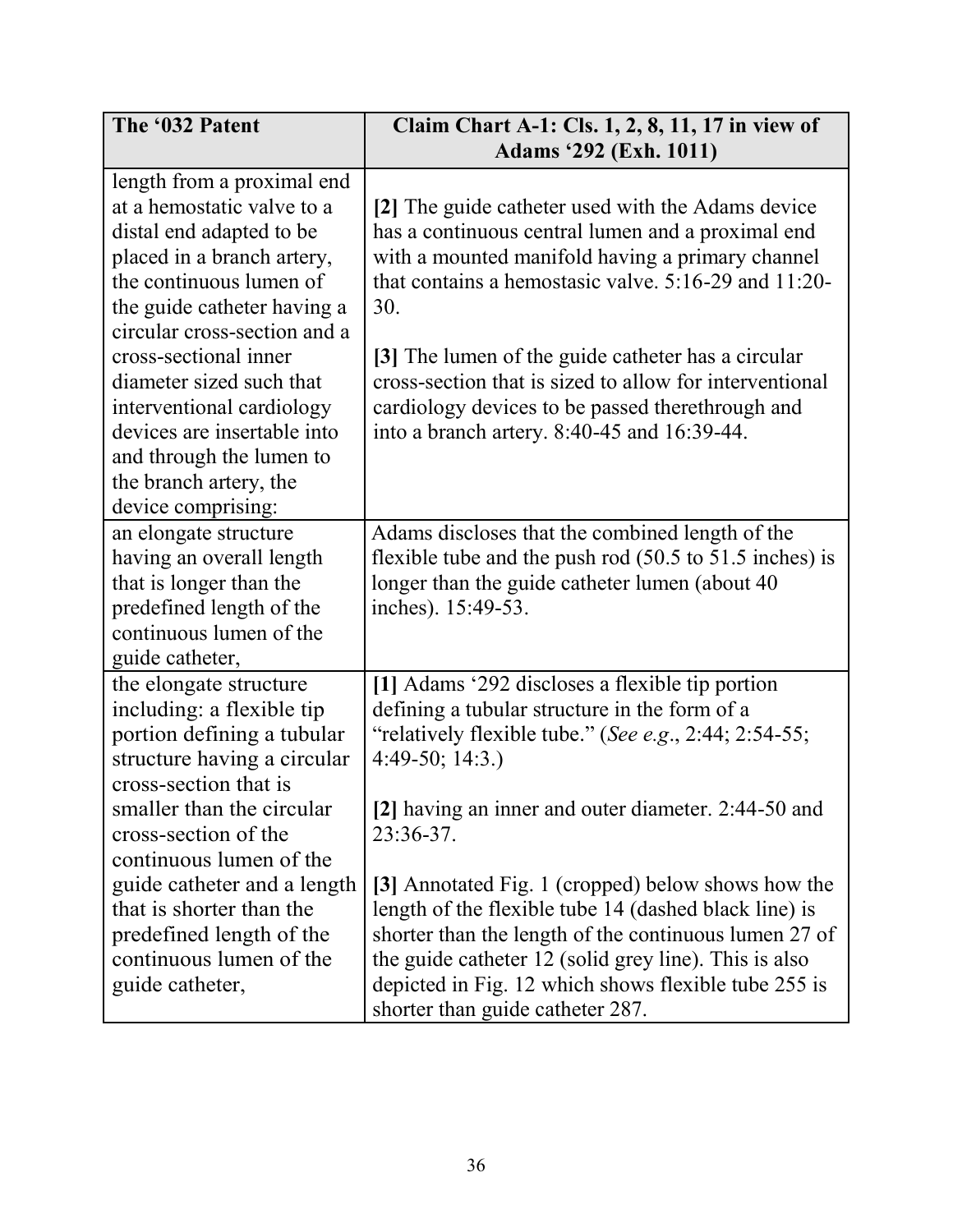| The '032 Patent | Claim Chart A-1: Cls. 1, 2, 8, 11, 17 in view of Adams '292 (Exh. 1011) |
|---|---|
| length from a proximal end at a hemostatic valve to a distal end adapted to be placed in a branch artery, the continuous lumen of the guide catheter having a circular cross-section and a cross-sectional inner diameter sized such that interventional cardiology devices are insertable into and through the lumen to the branch artery, the device comprising: | **[2]** The guide catheter used with the Adams device has a continuous central lumen and a proximal end with a mounted manifold having a primary channel that contains a hemostasic valve. 5:16-29 and 11:20-30.<br><br>**[3]** The lumen of the guide catheter has a circular cross-section that is sized to allow for interventional cardiology devices to be passed therethrough and into a branch artery. 8:40-45 and 16:39-44. |
| an elongate structure having an overall length that is longer than the predefined length of the continuous lumen of the guide catheter, | Adams discloses that the combined length of the flexible tube and the push rod (50.5 to 51.5 inches) is longer than the guide catheter lumen (about 40 inches). 15:49-53. |
| the elongate structure including: a flexible tip portion defining a tubular structure having a circular cross-section that is smaller than the circular cross-section of the continuous lumen of the guide catheter and a length that is shorter than the predefined length of the continuous lumen of the guide catheter, | **[1]** Adams '292 discloses a flexible tip portion defining a tubular structure in the form of a "relatively flexible tube." (*See e.g.*, 2:44; 2:54-55; 4:49-50; 14:3.)<br><br>**[2]** having an inner and outer diameter. 2:44-50 and 23:36-37.<br><br>**[3]** Annotated Fig. 1 (cropped) below shows how the length of the flexible tube 14 (dashed black line) is shorter than the length of the continuous lumen 27 of the guide catheter 12 (solid grey line). This is also depicted in Fig. 12 which shows flexible tube 255 is shorter than guide catheter 287. |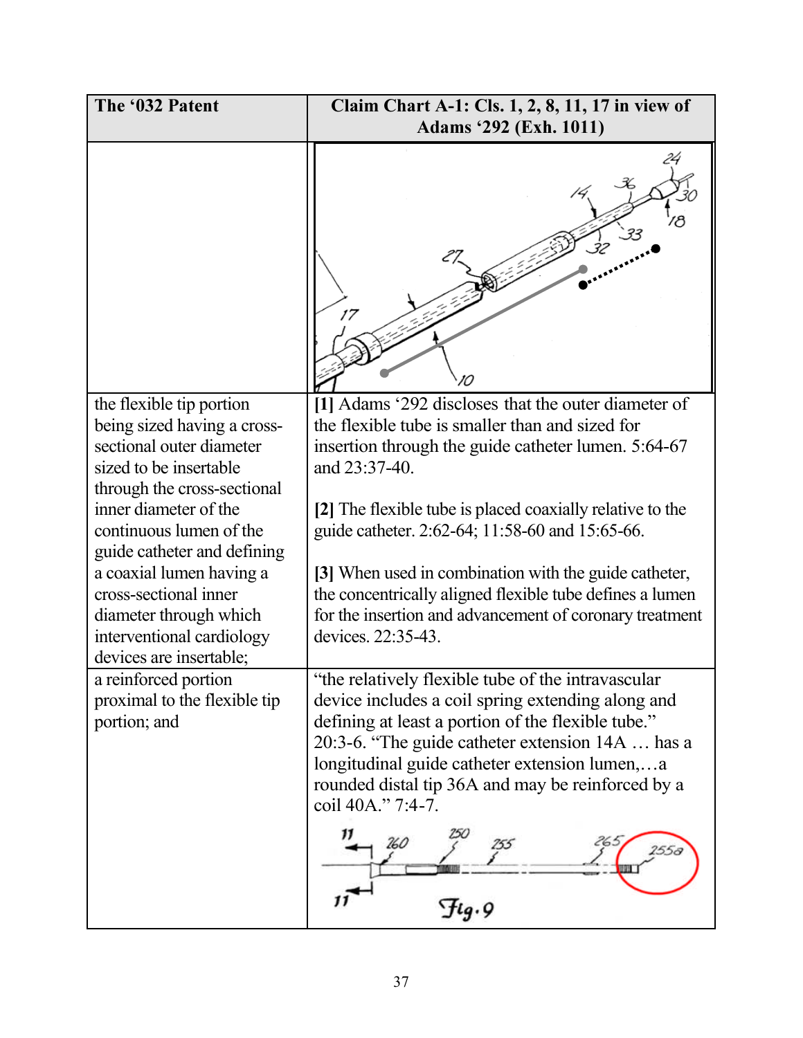| The '032 Patent | Claim Chart A-1: Cls. 1, 2, 8, 11, 17 in view of Adams '292 (Exh. 1011) |
|---|---|
| | |
| the flexible tip portion being sized having a cross-sectional outer diameter sized to be insertable through the cross-sectional inner diameter of the continuous lumen of the guide catheter and defining a coaxial lumen having a cross-sectional inner diameter through which interventional cardiology devices are insertable; | **[1]** Adams '292 discloses that the outer diameter of the flexible tube is smaller than and sized for insertion through the guide catheter lumen. 5:64-67 and 23:37-40.<br><br>**[2]** The flexible tube is placed coaxially relative to the guide catheter. 2:62-64; 11:58-60 and 15:65-66.<br><br>**[3]** When used in combination with the guide catheter, the concentrically aligned flexible tube defines a lumen for the insertion and advancement of coronary treatment devices. 22:35-43. |
| a reinforced portion proximal to the flexible tip portion; and | "the relatively flexible tube of the intravascular device includes a coil spring extending along and defining at least a portion of the flexible tube." 20:3-6. "The guide catheter extension 14A … has a longitudinal guide catheter extension lumen,…a rounded distal tip 36A and may be reinforced by a coil 40A." 7:4-7.<br><br>*Fig. 9* |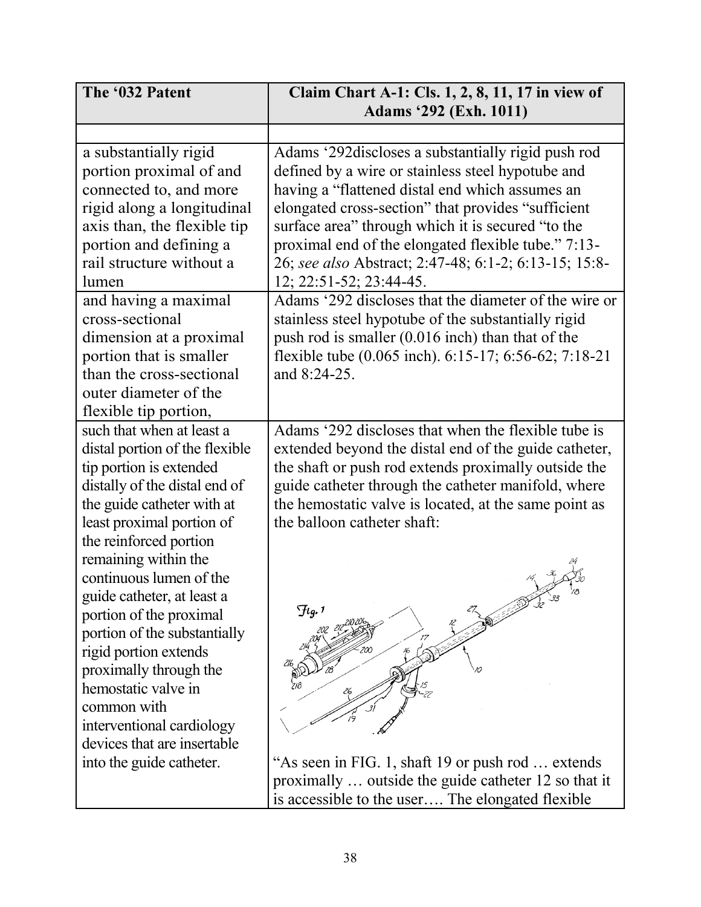| The '032 Patent | Claim Chart A-1: Cls. 1, 2, 8, 11, 17 in view of Adams '292 (Exh. 1011) |
|---|---|
| | |
| a substantially rigid portion proximal of and connected to, and more rigid along a longitudinal axis than, the flexible tip portion and defining a rail structure without a lumen | Adams '292discloses a substantially rigid push rod defined by a wire or stainless steel hypotube and having a "flattened distal end which assumes an elongated cross-section" that provides "sufficient surface area" through which it is secured "to the proximal end of the elongated flexible tube." 7:13-26; *see also* Abstract; 2:47-48; 6:1-2; 6:13-15; 15:8-12; 22:51-52; 23:44-45. |
| and having a maximal cross-sectional dimension at a proximal portion that is smaller than the cross-sectional outer diameter of the flexible tip portion, | Adams '292 discloses that the diameter of the wire or stainless steel hypotube of the substantially rigid push rod is smaller (0.016 inch) than that of the flexible tube (0.065 inch). 6:15-17; 6:56-62; 7:18-21 and 8:24-25. |
| such that when at least a distal portion of the flexible tip portion is extended distally of the distal end of the guide catheter with at least proximal portion of the reinforced portion remaining within the continuous lumen of the guide catheter, at least a portion of the proximal portion of the substantially rigid portion extends proximally through the hemostatic valve in common with interventional cardiology devices that are insertable into the guide catheter. | Adams '292 discloses that when the flexible tube is extended beyond the distal end of the guide catheter, the shaft or push rod extends proximally outside the guide catheter through the catheter manifold, where the hemostatic valve is located, at the same point as the balloon catheter shaft: <br><br> Fig. 1 <br><br> "As seen in FIG. 1, shaft 19 or push rod … extends proximally … outside the guide catheter 12 so that it is accessible to the user…. The elongated flexible |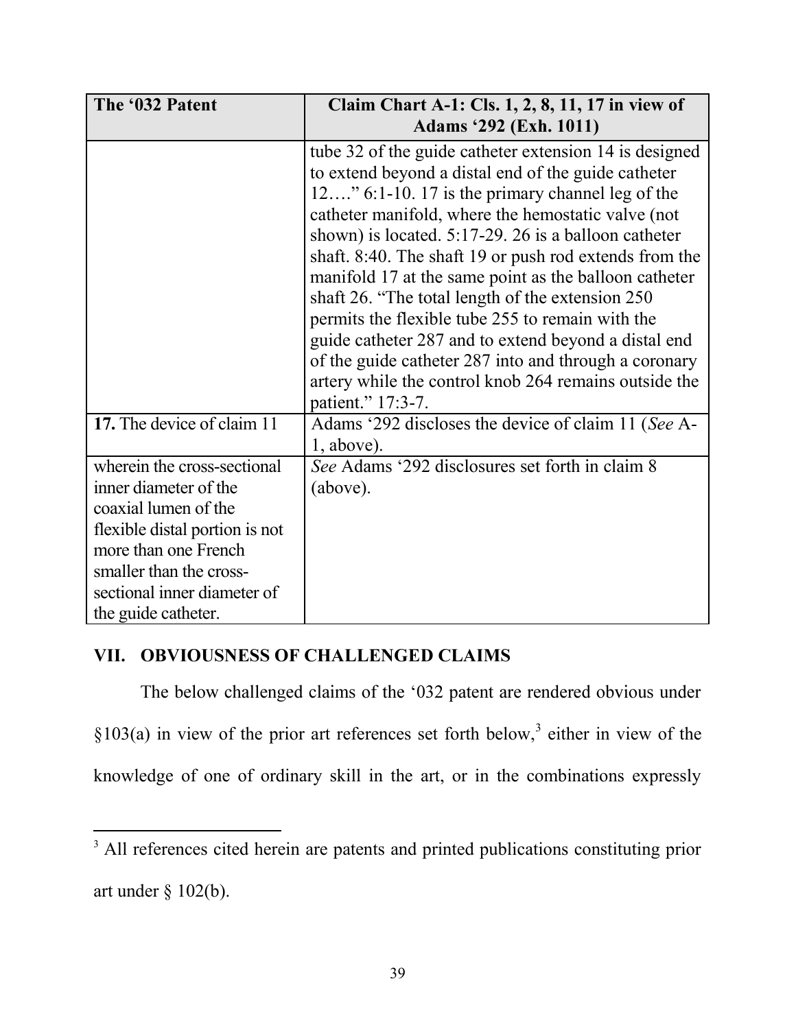| The '032 Patent | Claim Chart A-1: Cls. 1, 2, 8, 11, 17 in view of Adams '292 (Exh. 1011) |
|---|---|
| | tube 32 of the guide catheter extension 14 is designed to extend beyond a distal end of the guide catheter 12…." 6:1-10. 17 is the primary channel leg of the catheter manifold, where the hemostatic valve (not shown) is located. 5:17-29. 26 is a balloon catheter shaft. 8:40. The shaft 19 or push rod extends from the manifold 17 at the same point as the balloon catheter shaft 26. "The total length of the extension 250 permits the flexible tube 255 to remain with the guide catheter 287 and to extend beyond a distal end of the guide catheter 287 into and through a coronary artery while the control knob 264 remains outside the patient." 17:3-7. |
| **17.** The device of claim 11 | Adams '292 discloses the device of claim 11 (*See* A-1, above). |
| wherein the cross-sectional inner diameter of the coaxial lumen of the flexible distal portion is not more than one French smaller than the cross-sectional inner diameter of the guide catheter. | *See* Adams '292 disclosures set forth in claim 8 (above). |

## VII. OBVIOUSNESS OF CHALLENGED CLAIMS

The below challenged claims of the '032 patent are rendered obvious under §103(a) in view of the prior art references set forth below,[3] either in view of the knowledge of one of ordinary skill in the art, or in the combinations expressly

[3] All references cited herein are patents and printed publications constituting prior art under § 102(b).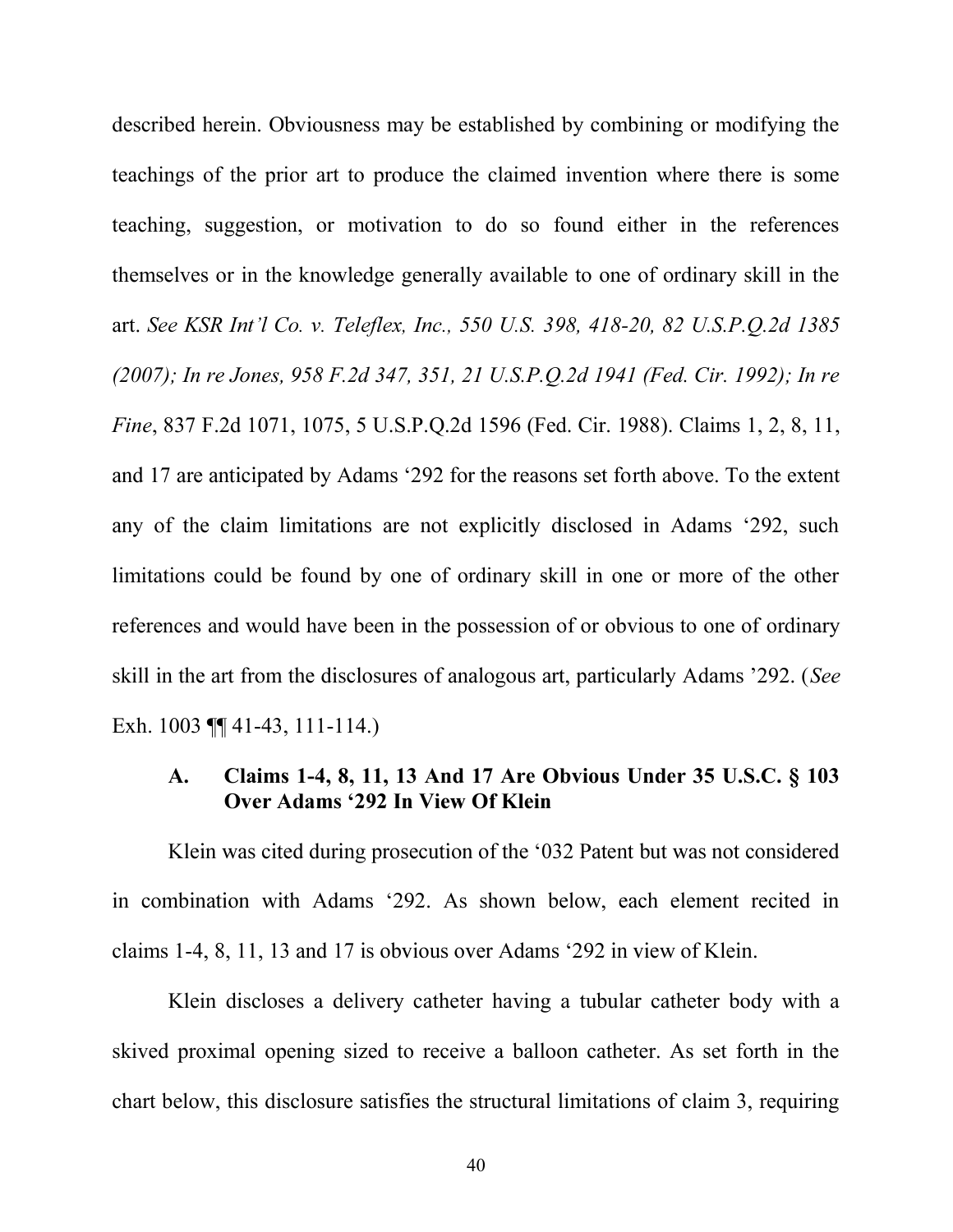described herein. Obviousness may be established by combining or modifying the teachings of the prior art to produce the claimed invention where there is some teaching, suggestion, or motivation to do so found either in the references themselves or in the knowledge generally available to one of ordinary skill in the art. *See KSR Int'l Co. v. Teleflex, Inc., 550 U.S. 398, 418-20, 82 U.S.P.Q.2d 1385 (2007); In re Jones, 958 F.2d 347, 351, 21 U.S.P.Q.2d 1941 (Fed. Cir. 1992); In re Fine*, 837 F.2d 1071, 1075, 5 U.S.P.Q.2d 1596 (Fed. Cir. 1988). Claims 1, 2, 8, 11, and 17 are anticipated by Adams '292 for the reasons set forth above. To the extent any of the claim limitations are not explicitly disclosed in Adams '292, such limitations could be found by one of ordinary skill in one or more of the other references and would have been in the possession of or obvious to one of ordinary skill in the art from the disclosures of analogous art, particularly Adams '292. (*See* Exh. 1003 ¶¶ 41-43, 111-114.)

### A. Claims 1-4, 8, 11, 13 And 17 Are Obvious Under 35 U.S.C. § 103 Over Adams '292 In View Of Klein

Klein was cited during prosecution of the '032 Patent but was not considered in combination with Adams '292. As shown below, each element recited in claims 1-4, 8, 11, 13 and 17 is obvious over Adams '292 in view of Klein.

Klein discloses a delivery catheter having a tubular catheter body with a skived proximal opening sized to receive a balloon catheter. As set forth in the chart below, this disclosure satisfies the structural limitations of claim 3, requiring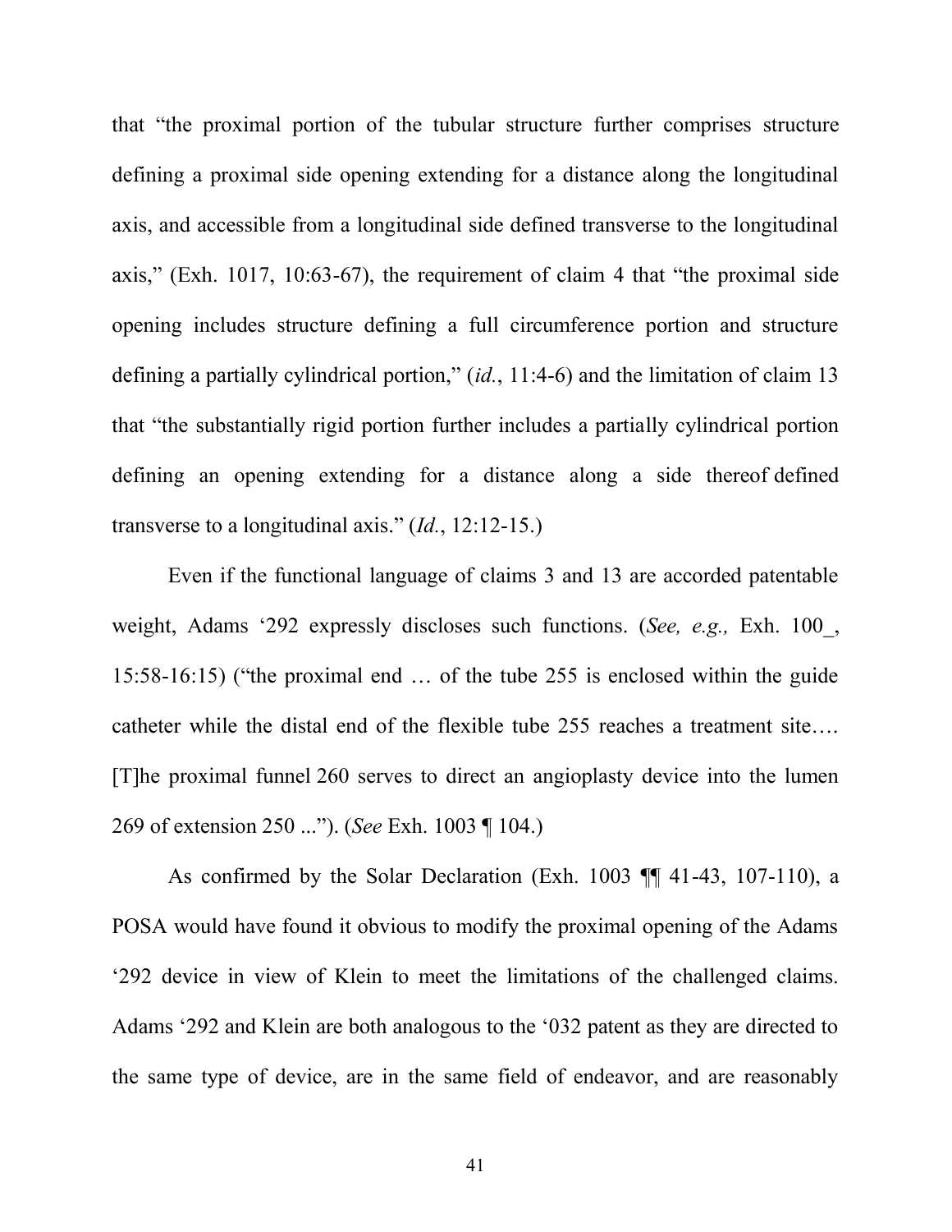that "the proximal portion of the tubular structure further comprises structure defining a proximal side opening extending for a distance along the longitudinal axis, and accessible from a longitudinal side defined transverse to the longitudinal axis," (Exh. 1017, 10:63-67), the requirement of claim 4 that "the proximal side opening includes structure defining a full circumference portion and structure defining a partially cylindrical portion," (*id.*, 11:4-6) and the limitation of claim 13 that "the substantially rigid portion further includes a partially cylindrical portion defining an opening extending for a distance along a side thereof defined transverse to a longitudinal axis." (*Id.*, 12:12-15.)

Even if the functional language of claims 3 and 13 are accorded patentable weight, Adams '292 expressly discloses such functions. (*See, e.g.,* Exh. 100_, 15:58-16:15) ("the proximal end … of the tube 255 is enclosed within the guide catheter while the distal end of the flexible tube 255 reaches a treatment site…. [T]he proximal funnel 260 serves to direct an angioplasty device into the lumen 269 of extension 250 ..."). (*See* Exh. 1003 ¶ 104.)

As confirmed by the Solar Declaration (Exh. 1003 ¶¶ 41-43, 107-110), a POSA would have found it obvious to modify the proximal opening of the Adams '292 device in view of Klein to meet the limitations of the challenged claims. Adams '292 and Klein are both analogous to the '032 patent as they are directed to the same type of device, are in the same field of endeavor, and are reasonably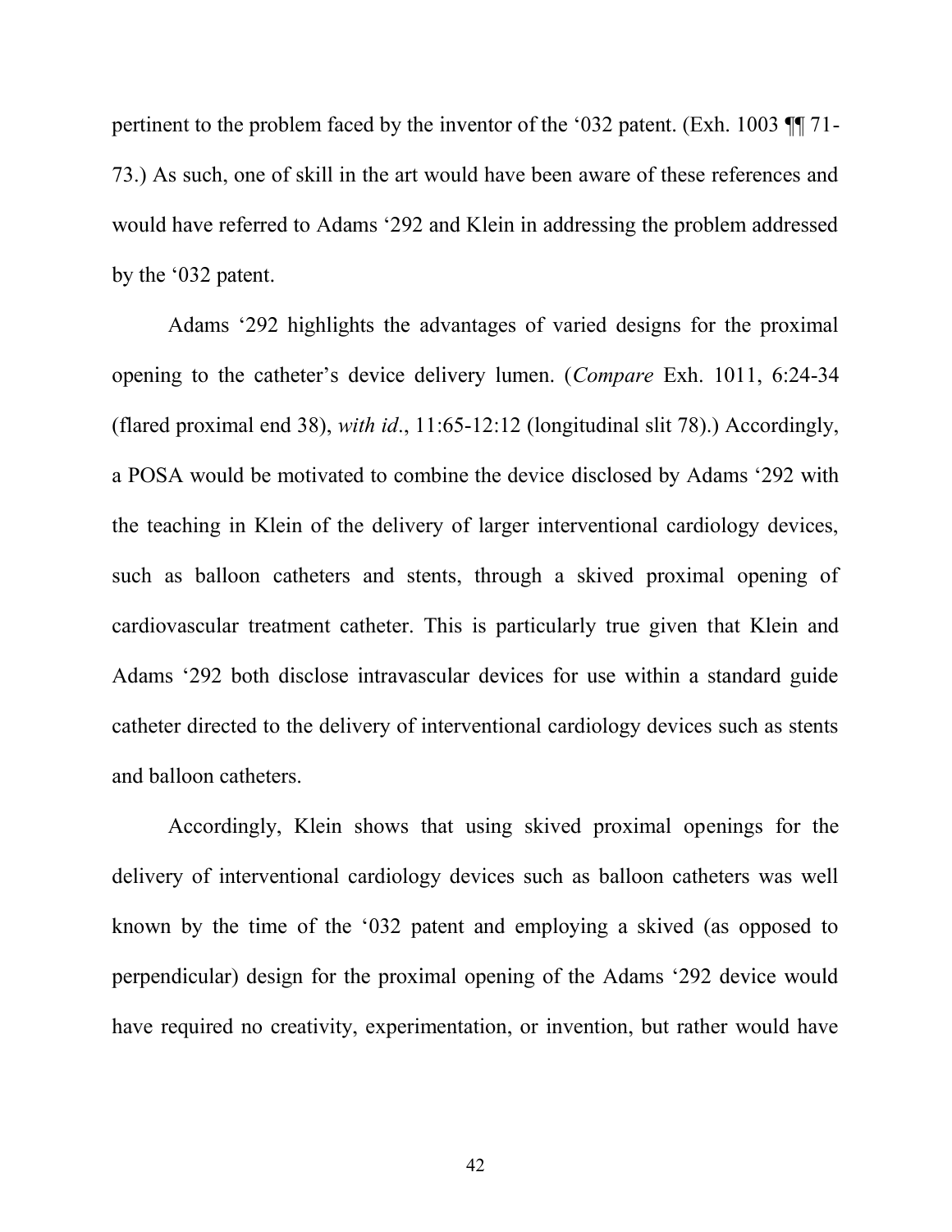pertinent to the problem faced by the inventor of the '032 patent. (Exh. 1003 ¶¶ 71-73.) As such, one of skill in the art would have been aware of these references and would have referred to Adams '292 and Klein in addressing the problem addressed by the '032 patent.

Adams '292 highlights the advantages of varied designs for the proximal opening to the catheter's device delivery lumen. (*Compare* Exh. 1011, 6:24-34 (flared proximal end 38), *with id*., 11:65-12:12 (longitudinal slit 78).) Accordingly, a POSA would be motivated to combine the device disclosed by Adams '292 with the teaching in Klein of the delivery of larger interventional cardiology devices, such as balloon catheters and stents, through a skived proximal opening of cardiovascular treatment catheter. This is particularly true given that Klein and Adams '292 both disclose intravascular devices for use within a standard guide catheter directed to the delivery of interventional cardiology devices such as stents and balloon catheters.

Accordingly, Klein shows that using skived proximal openings for the delivery of interventional cardiology devices such as balloon catheters was well known by the time of the '032 patent and employing a skived (as opposed to perpendicular) design for the proximal opening of the Adams '292 device would have required no creativity, experimentation, or invention, but rather would have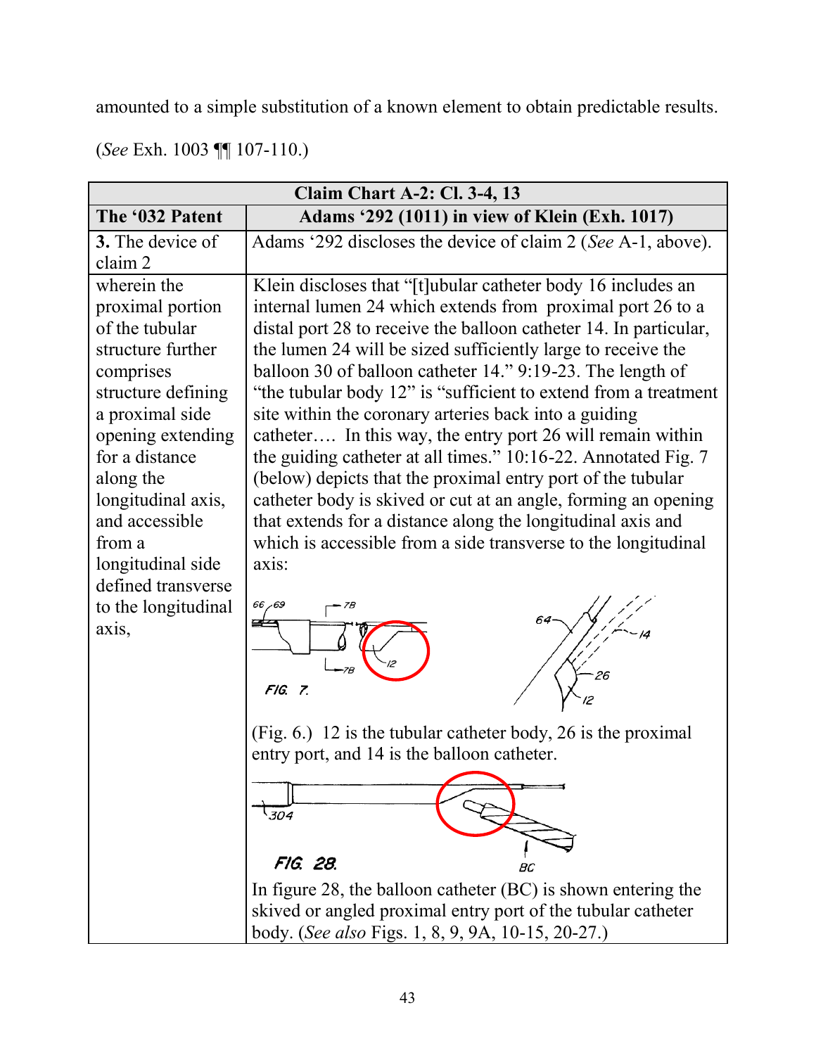amounted to a simple substitution of a known element to obtain predictable results.

(*See* Exh. 1003 ¶¶ 107-110.)

| Claim Chart A-2: Cl. 3-4, 13 | |
|---|---|
| **The '032 Patent** | **Adams '292 (1011) in view of Klein (Exh. 1017)** |
| **3.** The device of claim 2 | Adams '292 discloses the device of claim 2 (*See* A-1, above). |
| wherein the proximal portion of the tubular structure further comprises structure defining a proximal side opening extending for a distance along the longitudinal axis, and accessible from a longitudinal side defined transverse to the longitudinal axis, | Klein discloses that "[t]ubular catheter body 16 includes an internal lumen 24 which extends from proximal port 26 to a distal port 28 to receive the balloon catheter 14. In particular, the lumen 24 will be sized sufficiently large to receive the balloon 30 of balloon catheter 14." 9:19-23. The length of "the tubular body 12" is "sufficient to extend from a treatment site within the coronary arteries back into a guiding catheter…. In this way, the entry port 26 will remain within the guiding catheter at all times." 10:16-22. Annotated Fig. 7 (below) depicts that the proximal entry port of the tubular catheter body is skived or cut at an angle, forming an opening that extends for a distance along the longitudinal axis and which is accessible from a side transverse to the longitudinal axis: <br><br> (Fig. 6.) 12 is the tubular catheter body, 26 is the proximal entry port, and 14 is the balloon catheter. <br><br> In figure 28, the balloon catheter (BC) is shown entering the skived or angled proximal entry port of the tubular catheter body. (*See also* Figs. 1, 8, 9, 9A, 10-15, 20-27.) |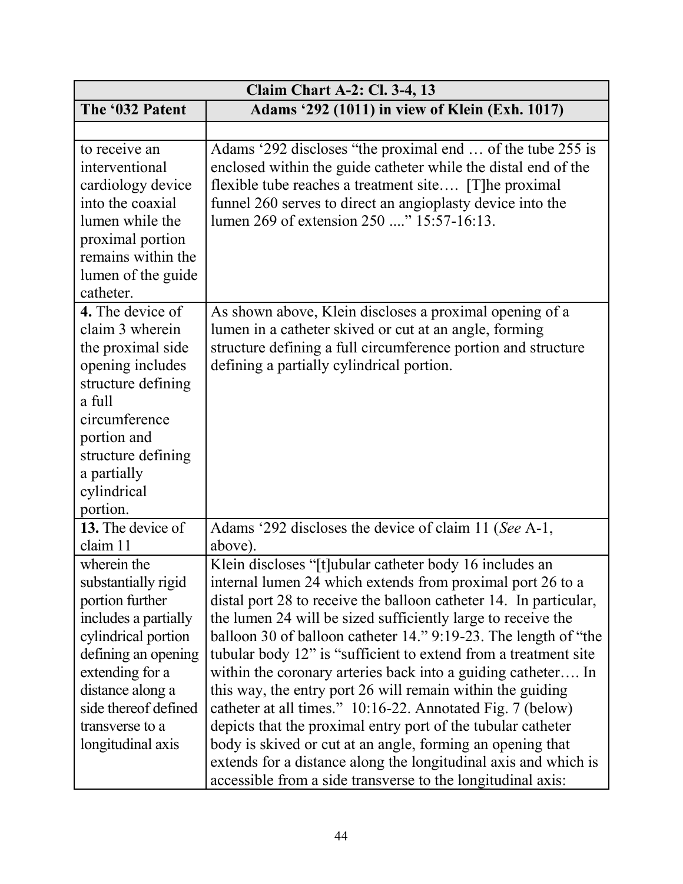| Claim Chart A-2: Cl. 3-4, 13 | |
|---|---|
| **The '032 Patent** | **Adams '292 (1011) in view of Klein (Exh. 1017)** |
| | |
| to receive an interventional cardiology device into the coaxial lumen while the proximal portion remains within the lumen of the guide catheter. | Adams '292 discloses "the proximal end … of the tube 255 is enclosed within the guide catheter while the distal end of the flexible tube reaches a treatment site…. [T]he proximal funnel 260 serves to direct an angioplasty device into the lumen 269 of extension 250 ...." 15:57-16:13. |
| **4.** The device of claim 3 wherein the proximal side opening includes structure defining a full circumference portion and structure defining a partially cylindrical portion. | As shown above, Klein discloses a proximal opening of a lumen in a catheter skived or cut at an angle, forming structure defining a full circumference portion and structure defining a partially cylindrical portion. |
| **13.** The device of claim 11 | Adams '292 discloses the device of claim 11 (*See* A-1, above). |
| wherein the substantially rigid portion further includes a partially cylindrical portion defining an opening extending for a distance along a side thereof defined transverse to a longitudinal axis | Klein discloses "[t]ubular catheter body 16 includes an internal lumen 24 which extends from proximal port 26 to a distal port 28 to receive the balloon catheter 14. In particular, the lumen 24 will be sized sufficiently large to receive the balloon 30 of balloon catheter 14." 9:19-23. The length of "the tubular body 12" is "sufficient to extend from a treatment site within the coronary arteries back into a guiding catheter…. In this way, the entry port 26 will remain within the guiding catheter at all times." 10:16-22. Annotated Fig. 7 (below) depicts that the proximal entry port of the tubular catheter body is skived or cut at an angle, forming an opening that extends for a distance along the longitudinal axis and which is accessible from a side transverse to the longitudinal axis: |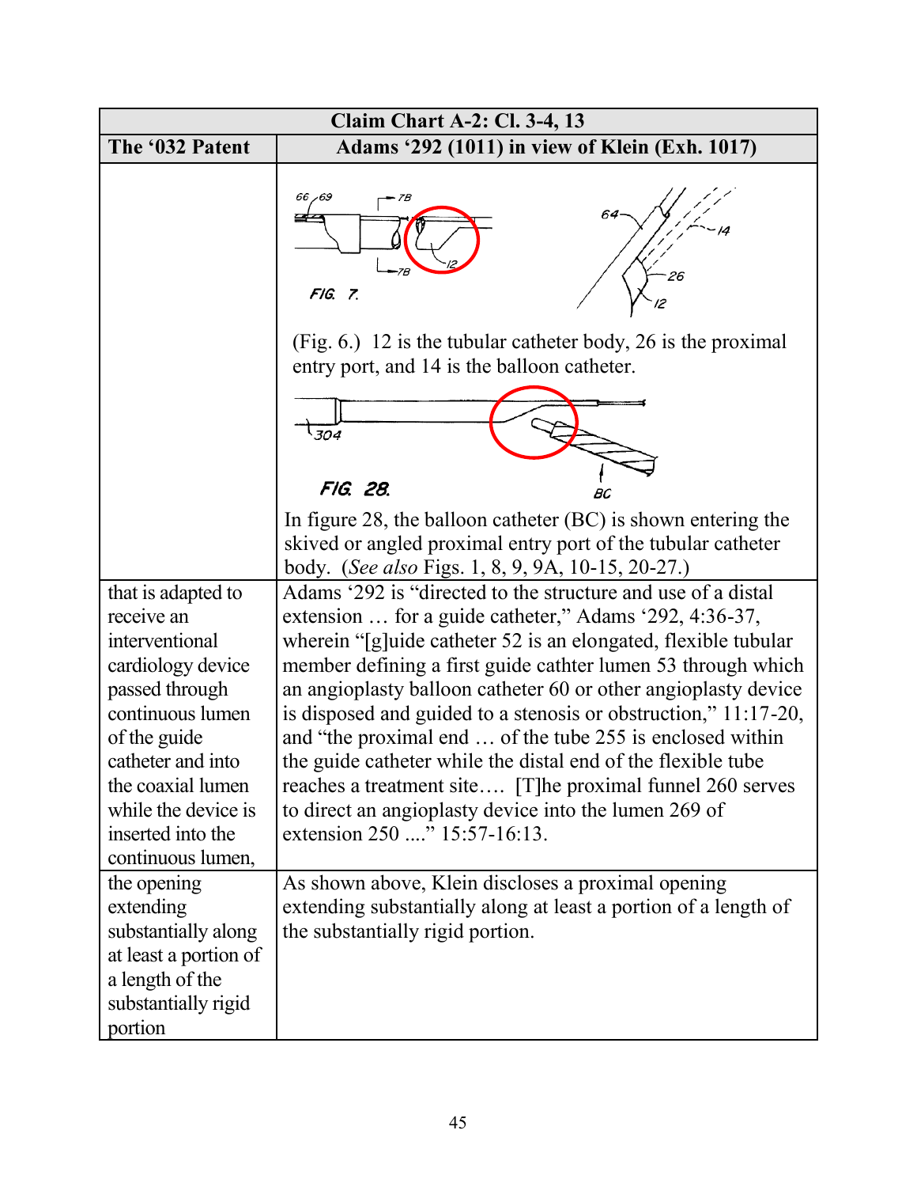| Claim Chart A-2: Cl. 3-4, 13 | |
|---|---|
| **The '032 Patent** | **Adams '292 (1011) in view of Klein (Exh. 1017)** |
| | (Fig. 6.) 12 is the tubular catheter body, 26 is the proximal entry port, and 14 is the balloon catheter. In figure 28, the balloon catheter (BC) is shown entering the skived or angled proximal entry port of the tubular catheter body. (*See also* Figs. 1, 8, 9, 9A, 10-15, 20-27.) |
| that is adapted to receive an interventional cardiology device passed through continuous lumen of the guide catheter and into the coaxial lumen while the device is inserted into the continuous lumen, | Adams '292 is "directed to the structure and use of a distal extension … for a guide catheter," Adams '292, 4:36-37, wherein "[g]uide catheter 52 is an elongated, flexible tubular member defining a first guide cathter lumen 53 through which an angioplasty balloon catheter 60 or other angioplasty device is disposed and guided to a stenosis or obstruction," 11:17-20, and "the proximal end … of the tube 255 is enclosed within the guide catheter while the distal end of the flexible tube reaches a treatment site…. [T]he proximal funnel 260 serves to direct an angioplasty device into the lumen 269 of extension 250 ...." 15:57-16:13. |
| the opening extending substantially along at least a portion of a length of the substantially rigid portion | As shown above, Klein discloses a proximal opening extending substantially along at least a portion of a length of the substantially rigid portion. |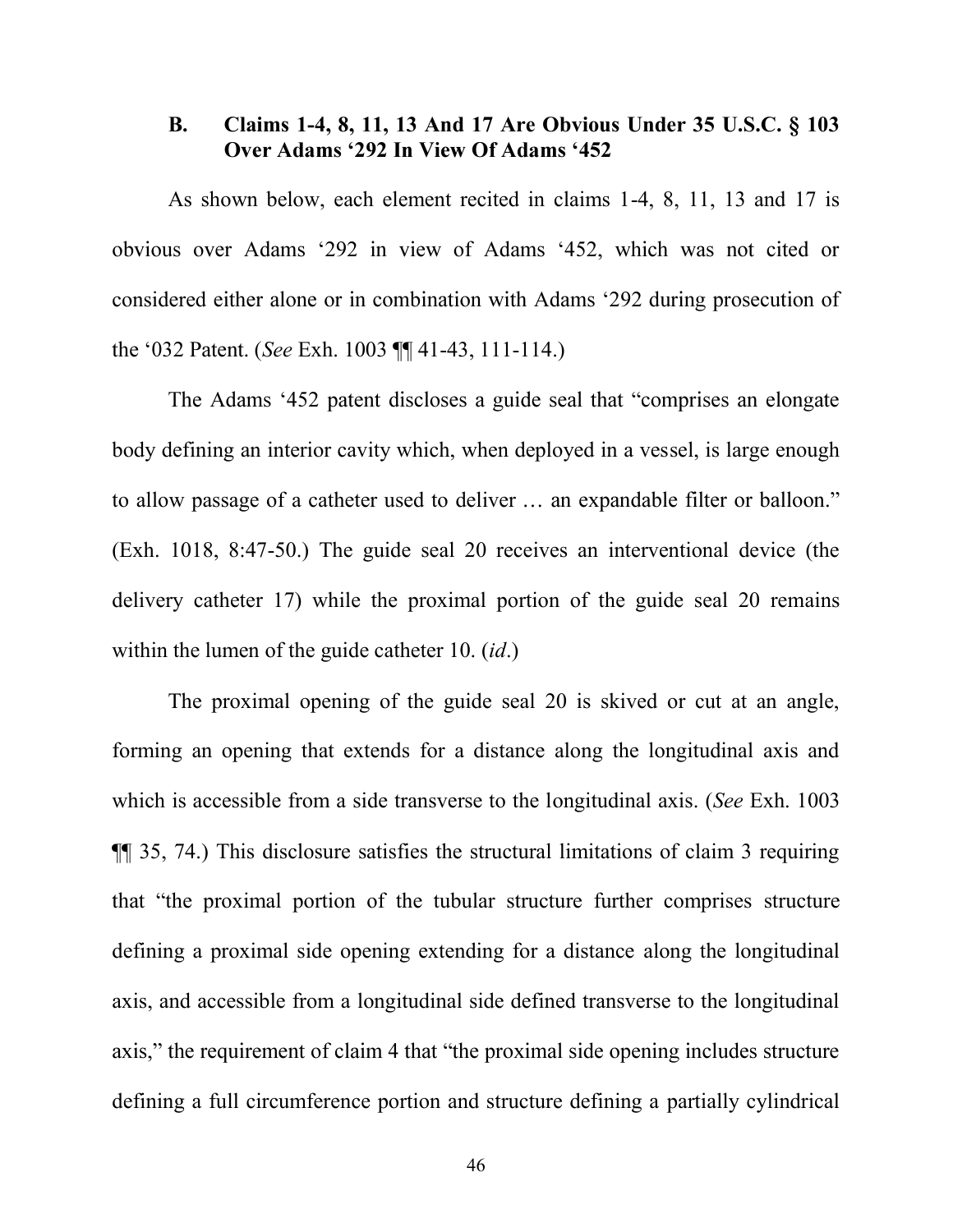### B. Claims 1-4, 8, 11, 13 And 17 Are Obvious Under 35 U.S.C. § 103 Over Adams '292 In View Of Adams '452

As shown below, each element recited in claims 1-4, 8, 11, 13 and 17 is obvious over Adams '292 in view of Adams '452, which was not cited or considered either alone or in combination with Adams '292 during prosecution of the '032 Patent. (*See* Exh. 1003 ¶¶ 41-43, 111-114.)

The Adams '452 patent discloses a guide seal that "comprises an elongate body defining an interior cavity which, when deployed in a vessel, is large enough to allow passage of a catheter used to deliver … an expandable filter or balloon." (Exh. 1018, 8:47-50.) The guide seal 20 receives an interventional device (the delivery catheter 17) while the proximal portion of the guide seal 20 remains within the lumen of the guide catheter 10. (*id*.)

The proximal opening of the guide seal 20 is skived or cut at an angle, forming an opening that extends for a distance along the longitudinal axis and which is accessible from a side transverse to the longitudinal axis. (*See* Exh. 1003 ¶¶ 35, 74.) This disclosure satisfies the structural limitations of claim 3 requiring that "the proximal portion of the tubular structure further comprises structure defining a proximal side opening extending for a distance along the longitudinal axis, and accessible from a longitudinal side defined transverse to the longitudinal axis," the requirement of claim 4 that "the proximal side opening includes structure defining a full circumference portion and structure defining a partially cylindrical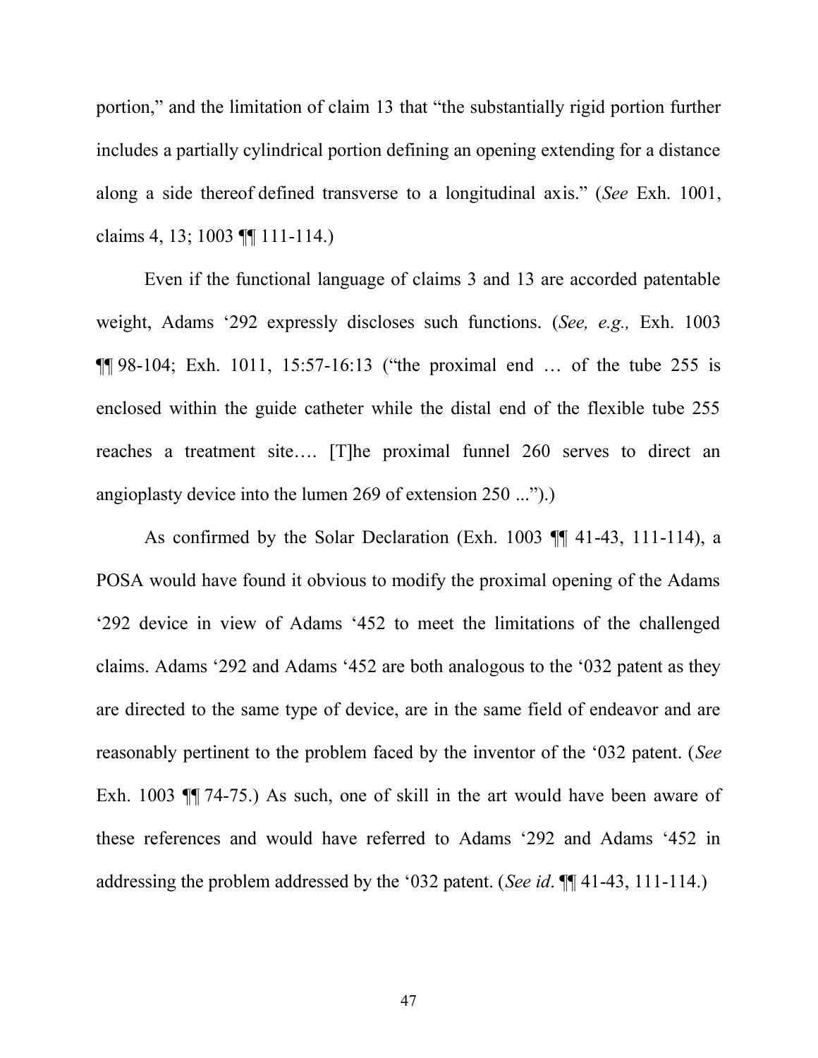portion," and the limitation of claim 13 that "the substantially rigid portion further includes a partially cylindrical portion defining an opening extending for a distance along a side thereof defined transverse to a longitudinal axis." (*See* Exh. 1001, claims 4, 13; 1003 ¶¶ 111-114.)

Even if the functional language of claims 3 and 13 are accorded patentable weight, Adams '292 expressly discloses such functions. (*See, e.g.,* Exh. 1003 ¶¶ 98-104; Exh. 1011, 15:57-16:13 ("the proximal end … of the tube 255 is enclosed within the guide catheter while the distal end of the flexible tube 255 reaches a treatment site…. [T]he proximal funnel 260 serves to direct an angioplasty device into the lumen 269 of extension 250 ...").)

As confirmed by the Solar Declaration (Exh. 1003 ¶¶ 41-43, 111-114), a POSA would have found it obvious to modify the proximal opening of the Adams '292 device in view of Adams '452 to meet the limitations of the challenged claims. Adams '292 and Adams '452 are both analogous to the '032 patent as they are directed to the same type of device, are in the same field of endeavor and are reasonably pertinent to the problem faced by the inventor of the '032 patent. (*See* Exh. 1003 ¶¶ 74-75.) As such, one of skill in the art would have been aware of these references and would have referred to Adams '292 and Adams '452 in addressing the problem addressed by the '032 patent. (*See id*. ¶¶ 41-43, 111-114.)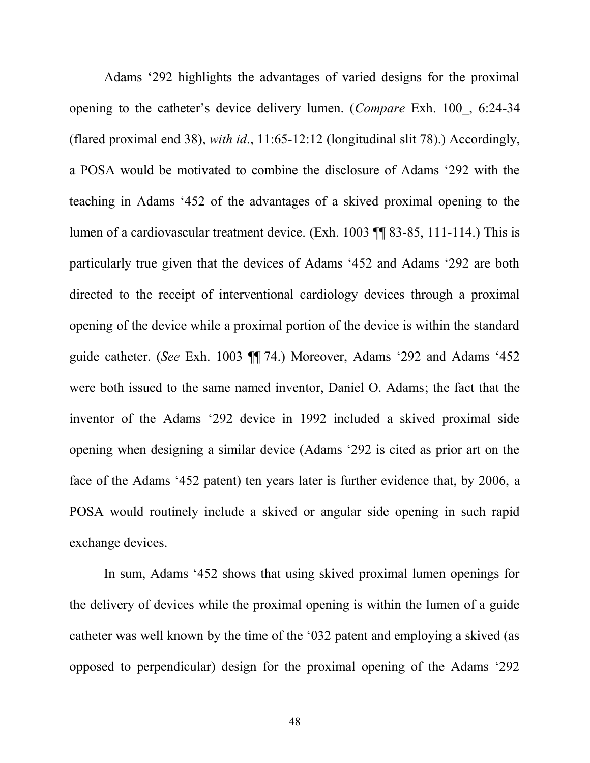Adams '292 highlights the advantages of varied designs for the proximal opening to the catheter's device delivery lumen. (*Compare* Exh. 100_, 6:24-34 (flared proximal end 38), *with id*., 11:65-12:12 (longitudinal slit 78).) Accordingly, a POSA would be motivated to combine the disclosure of Adams '292 with the teaching in Adams '452 of the advantages of a skived proximal opening to the lumen of a cardiovascular treatment device. (Exh. 1003 ¶¶ 83-85, 111-114.) This is particularly true given that the devices of Adams '452 and Adams '292 are both directed to the receipt of interventional cardiology devices through a proximal opening of the device while a proximal portion of the device is within the standard guide catheter. (*See* Exh. 1003 ¶¶ 74.) Moreover, Adams '292 and Adams '452 were both issued to the same named inventor, Daniel O. Adams; the fact that the inventor of the Adams '292 device in 1992 included a skived proximal side opening when designing a similar device (Adams '292 is cited as prior art on the face of the Adams '452 patent) ten years later is further evidence that, by 2006, a POSA would routinely include a skived or angular side opening in such rapid exchange devices.

In sum, Adams '452 shows that using skived proximal lumen openings for the delivery of devices while the proximal opening is within the lumen of a guide catheter was well known by the time of the '032 patent and employing a skived (as opposed to perpendicular) design for the proximal opening of the Adams '292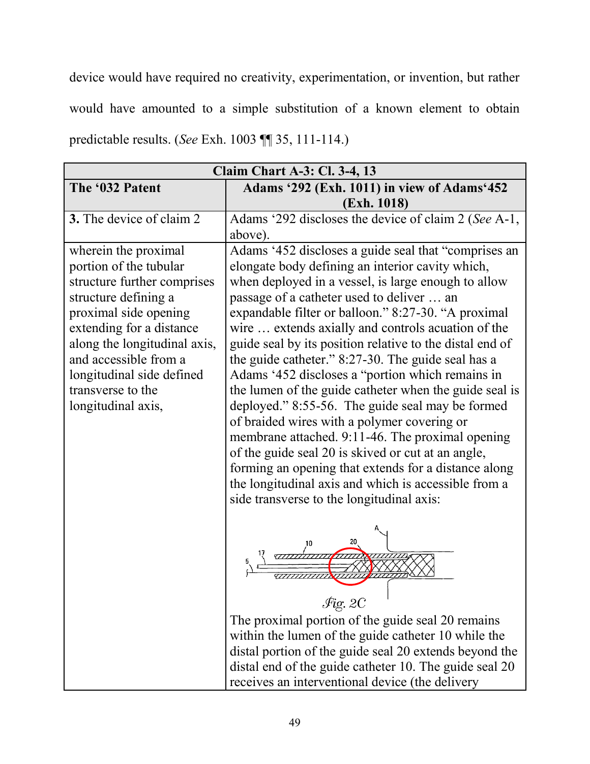device would have required no creativity, experimentation, or invention, but rather would have amounted to a simple substitution of a known element to obtain predictable results. (*See* Exh. 1003 ¶¶ 35, 111-114.)

| Claim Chart A-3: Cl. 3-4, 13 | |
|---|---|
| **The '032 Patent** | **Adams '292 (Exh. 1011) in view of Adams'452 (Exh. 1018)** |
| **3.** The device of claim 2 | Adams '292 discloses the device of claim 2 (*See* A-1, above). |
| wherein the proximal portion of the tubular structure further comprises structure defining a proximal side opening extending for a distance along the longitudinal axis, and accessible from a longitudinal side defined transverse to the longitudinal axis, | Adams '452 discloses a guide seal that "comprises an elongate body defining an interior cavity which, when deployed in a vessel, is large enough to allow passage of a catheter used to deliver … an expandable filter or balloon." 8:27-30. "A proximal wire … extends axially and controls acuation of the guide seal by its position relative to the distal end of the guide catheter." 8:27-30. The guide seal has a Adams '452 discloses a "portion which remains in the lumen of the guide catheter when the guide seal is deployed." 8:55-56. The guide seal may be formed of braided wires with a polymer covering or membrane attached. 9:11-46. The proximal opening of the guide seal 20 is skived or cut at an angle, forming an opening that extends for a distance along the longitudinal axis and which is accessible from a side transverse to the longitudinal axis: *Fig. 2C* The proximal portion of the guide seal 20 remains within the lumen of the guide catheter 10 while the distal portion of the guide seal 20 extends beyond the distal end of the guide catheter 10. The guide seal 20 receives an interventional device (the delivery |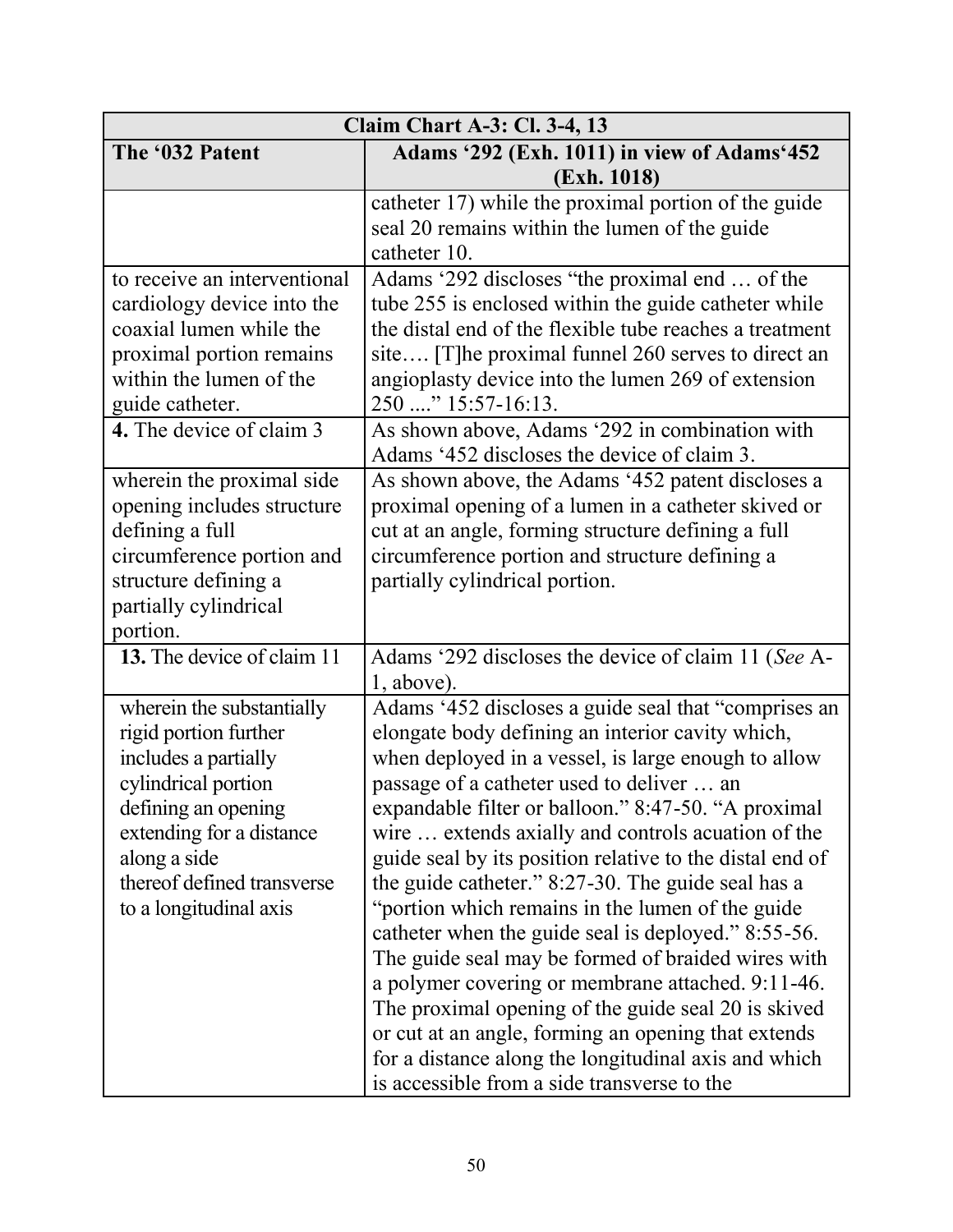| Claim Chart A-3: Cl. 3-4, 13 | |
|---|---|
| **The '032 Patent** | **Adams '292 (Exh. 1011) in view of Adams'452 (Exh. 1018)** |
| | catheter 17) while the proximal portion of the guide seal 20 remains within the lumen of the guide catheter 10. |
| to receive an interventional cardiology device into the coaxial lumen while the proximal portion remains within the lumen of the guide catheter. | Adams '292 discloses "the proximal end … of the tube 255 is enclosed within the guide catheter while the distal end of the flexible tube reaches a treatment site…. [T]he proximal funnel 260 serves to direct an angioplasty device into the lumen 269 of extension 250 ...." 15:57-16:13. |
| **4.** The device of claim 3 | As shown above, Adams '292 in combination with Adams '452 discloses the device of claim 3. |
| wherein the proximal side opening includes structure defining a full circumference portion and structure defining a partially cylindrical portion. | As shown above, the Adams '452 patent discloses a proximal opening of a lumen in a catheter skived or cut at an angle, forming structure defining a full circumference portion and structure defining a partially cylindrical portion. |
| **13.** The device of claim 11 | Adams '292 discloses the device of claim 11 (*See* A-1, above). |
| wherein the substantially rigid portion further includes a partially cylindrical portion defining an opening extending for a distance along a side thereof defined transverse to a longitudinal axis | Adams '452 discloses a guide seal that "comprises an elongate body defining an interior cavity which, when deployed in a vessel, is large enough to allow passage of a catheter used to deliver … an expandable filter or balloon." 8:47-50. "A proximal wire … extends axially and controls acuation of the guide seal by its position relative to the distal end of the guide catheter." 8:27-30. The guide seal has a "portion which remains in the lumen of the guide catheter when the guide seal is deployed." 8:55-56. The guide seal may be formed of braided wires with a polymer covering or membrane attached. 9:11-46. The proximal opening of the guide seal 20 is skived or cut at an angle, forming an opening that extends for a distance along the longitudinal axis and which is accessible from a side transverse to the |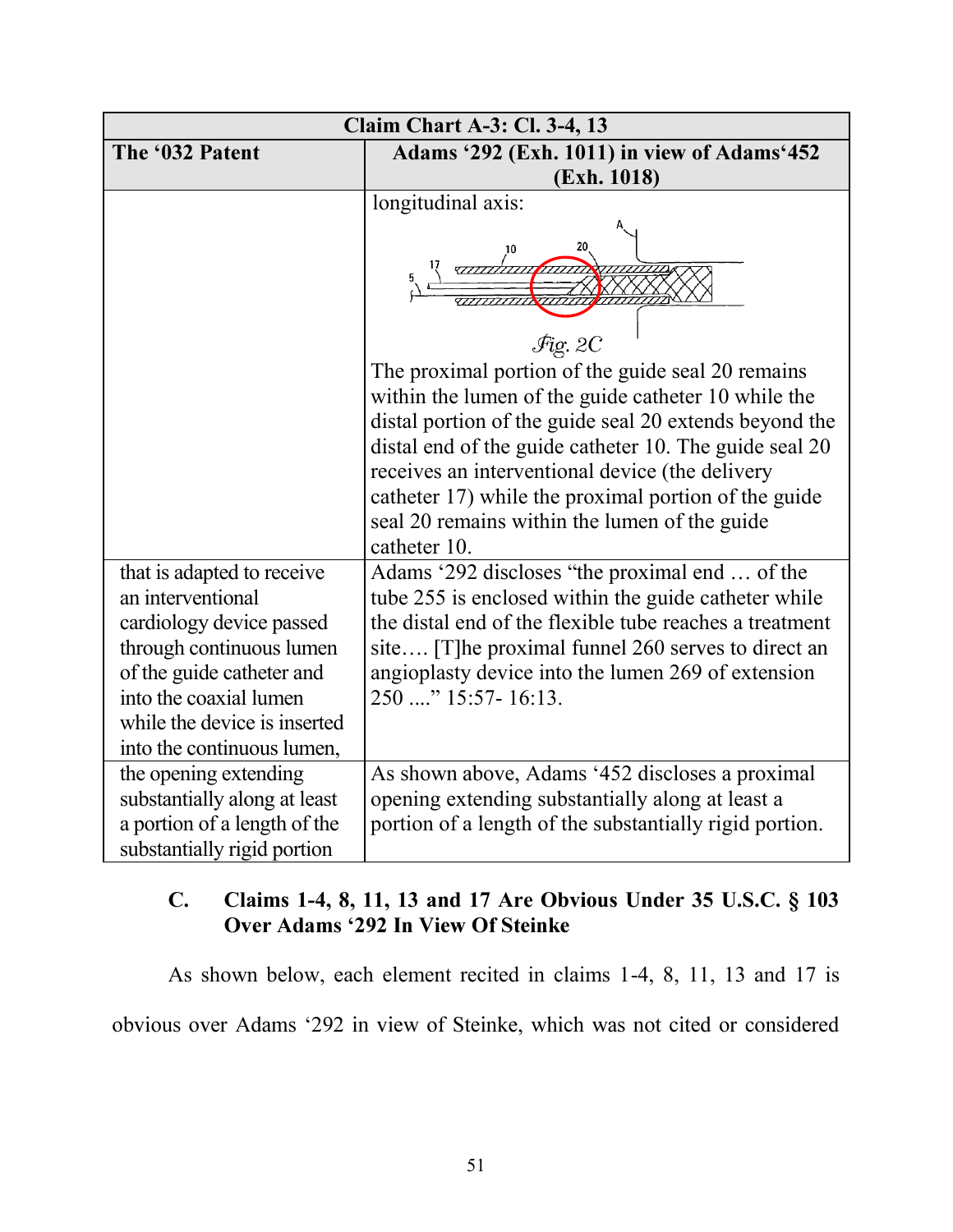| Claim Chart A-3: Cl. 3-4, 13 | |
|---|---|
| **The '032 Patent** | **Adams '292 (Exh. 1011) in view of Adams'452 (Exh. 1018)** |
| | longitudinal axis: *Fig. 2C* The proximal portion of the guide seal 20 remains within the lumen of the guide catheter 10 while the distal portion of the guide seal 20 extends beyond the distal end of the guide catheter 10. The guide seal 20 receives an interventional device (the delivery catheter 17) while the proximal portion of the guide seal 20 remains within the lumen of the guide catheter 10. |
| that is adapted to receive an interventional cardiology device passed through continuous lumen of the guide catheter and into the coaxial lumen while the device is inserted into the continuous lumen, | Adams '292 discloses "the proximal end … of the tube 255 is enclosed within the guide catheter while the distal end of the flexible tube reaches a treatment site…. [T]he proximal funnel 260 serves to direct an angioplasty device into the lumen 269 of extension 250 ...." 15:57- 16:13. |
| the opening extending substantially along at least a portion of a length of the substantially rigid portion | As shown above, Adams '452 discloses a proximal opening extending substantially along at least a portion of a length of the substantially rigid portion. |

### C. Claims 1-4, 8, 11, 13 and 17 Are Obvious Under 35 U.S.C. § 103 Over Adams '292 In View Of Steinke

As shown below, each element recited in claims 1-4, 8, 11, 13 and 17 is obvious over Adams '292 in view of Steinke, which was not cited or considered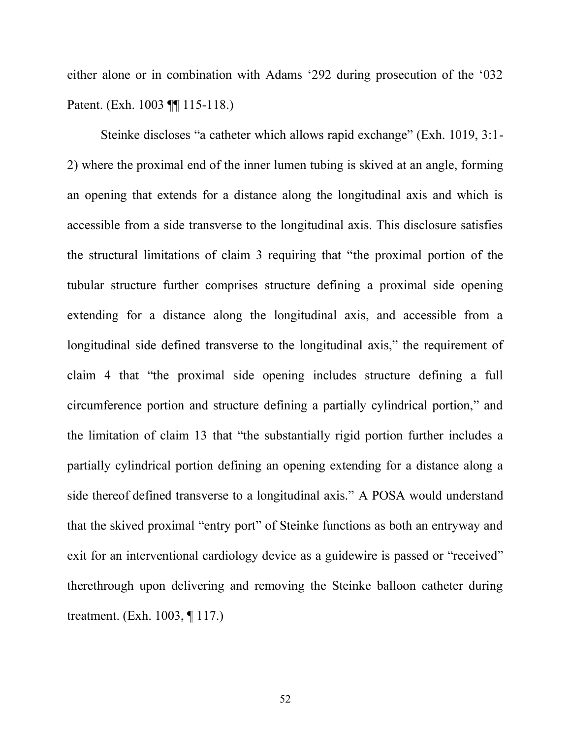either alone or in combination with Adams '292 during prosecution of the '032 Patent. (Exh. 1003 ¶¶ 115-118.)

Steinke discloses "a catheter which allows rapid exchange" (Exh. 1019, 3:1-2) where the proximal end of the inner lumen tubing is skived at an angle, forming an opening that extends for a distance along the longitudinal axis and which is accessible from a side transverse to the longitudinal axis. This disclosure satisfies the structural limitations of claim 3 requiring that "the proximal portion of the tubular structure further comprises structure defining a proximal side opening extending for a distance along the longitudinal axis, and accessible from a longitudinal side defined transverse to the longitudinal axis," the requirement of claim 4 that "the proximal side opening includes structure defining a full circumference portion and structure defining a partially cylindrical portion," and the limitation of claim 13 that "the substantially rigid portion further includes a partially cylindrical portion defining an opening extending for a distance along a side thereof defined transverse to a longitudinal axis." A POSA would understand that the skived proximal "entry port" of Steinke functions as both an entryway and exit for an interventional cardiology device as a guidewire is passed or "received" therethrough upon delivering and removing the Steinke balloon catheter during treatment. (Exh. 1003, ¶ 117.)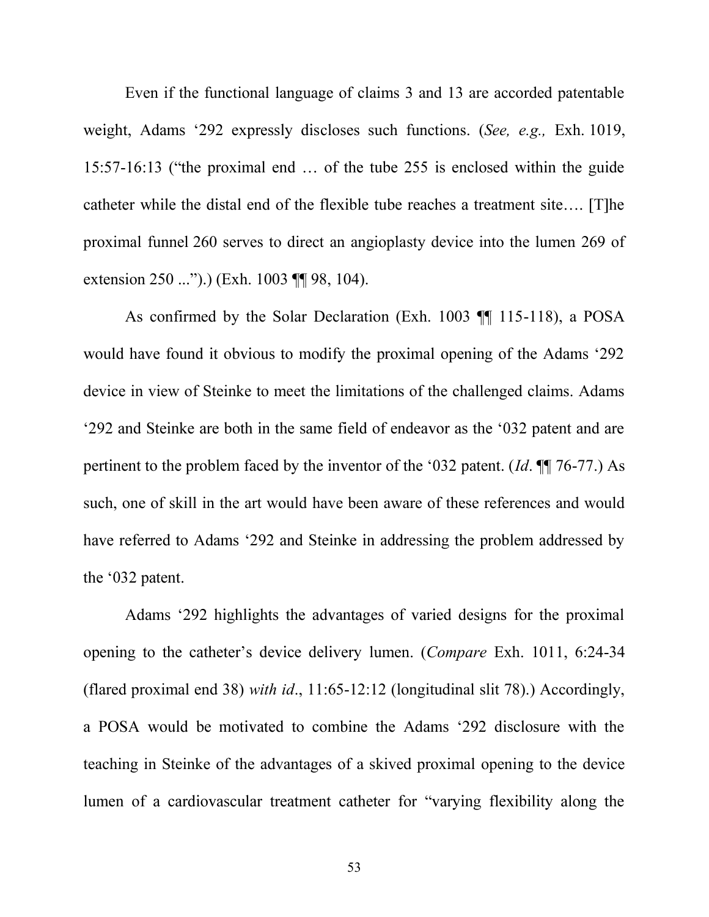Even if the functional language of claims 3 and 13 are accorded patentable weight, Adams '292 expressly discloses such functions. (*See, e.g.,* Exh. 1019, 15:57-16:13 ("the proximal end … of the tube 255 is enclosed within the guide catheter while the distal end of the flexible tube reaches a treatment site…. [T]he proximal funnel 260 serves to direct an angioplasty device into the lumen 269 of extension 250 ...").) (Exh. 1003 ¶¶ 98, 104).

As confirmed by the Solar Declaration (Exh. 1003 ¶¶ 115-118), a POSA would have found it obvious to modify the proximal opening of the Adams '292 device in view of Steinke to meet the limitations of the challenged claims. Adams '292 and Steinke are both in the same field of endeavor as the '032 patent and are pertinent to the problem faced by the inventor of the '032 patent. (*Id*. ¶¶ 76-77.) As such, one of skill in the art would have been aware of these references and would have referred to Adams '292 and Steinke in addressing the problem addressed by the '032 patent.

Adams '292 highlights the advantages of varied designs for the proximal opening to the catheter's device delivery lumen. (*Compare* Exh. 1011, 6:24-34 (flared proximal end 38) *with id*., 11:65-12:12 (longitudinal slit 78).) Accordingly, a POSA would be motivated to combine the Adams '292 disclosure with the teaching in Steinke of the advantages of a skived proximal opening to the device lumen of a cardiovascular treatment catheter for "varying flexibility along the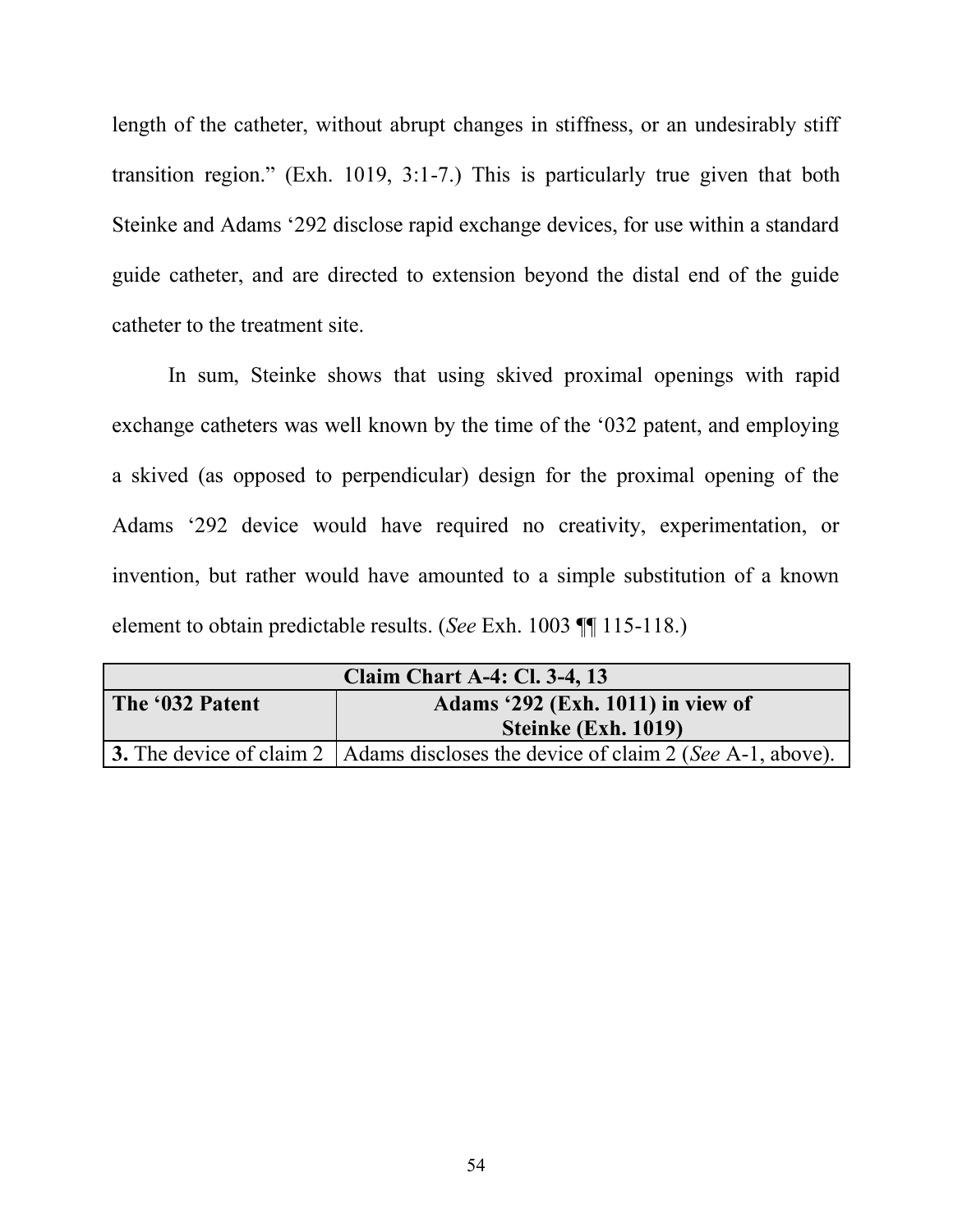length of the catheter, without abrupt changes in stiffness, or an undesirably stiff transition region." (Exh. 1019, 3:1-7.) This is particularly true given that both Steinke and Adams '292 disclose rapid exchange devices, for use within a standard guide catheter, and are directed to extension beyond the distal end of the guide catheter to the treatment site.

In sum, Steinke shows that using skived proximal openings with rapid exchange catheters was well known by the time of the '032 patent, and employing a skived (as opposed to perpendicular) design for the proximal opening of the Adams '292 device would have required no creativity, experimentation, or invention, but rather would have amounted to a simple substitution of a known element to obtain predictable results. (*See* Exh. 1003 ¶¶ 115-118.)

| **Claim Chart A-4: Cl. 3-4, 13** | |
|---|---|
| **The '032 Patent** | **Adams '292 (Exh. 1011) in view of Steinke (Exh. 1019)** |
| **3.** The device of claim 2 | Adams discloses the device of claim 2 (*See* A-1, above). |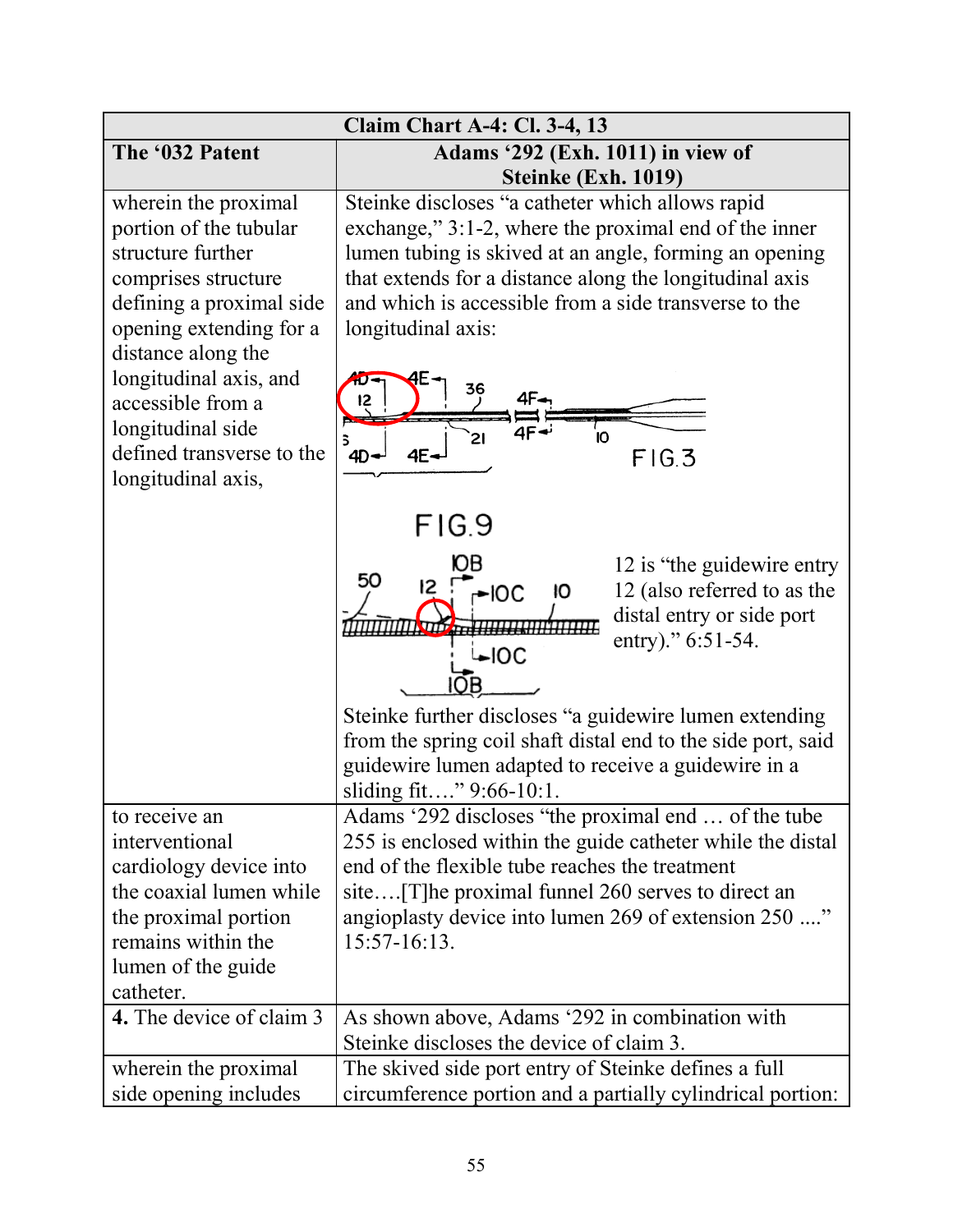| Claim Chart A-4: Cl. 3-4, 13 | |
|---|---|
| **The '032 Patent** | **Adams '292 (Exh. 1011) in view of Steinke (Exh. 1019)** |
| wherein the proximal portion of the tubular structure further comprises structure defining a proximal side opening extending for a distance along the longitudinal axis, and accessible from a longitudinal side defined transverse to the longitudinal axis, | Steinke discloses "a catheter which allows rapid exchange," 3:1-2, where the proximal end of the inner lumen tubing is skived at an angle, forming an opening that extends for a distance along the longitudinal axis and which is accessible from a side transverse to the longitudinal axis: FIG.3 FIG.9 12 is "the guidewire entry 12 (also referred to as the distal entry or side port entry)." 6:51-54. Steinke further discloses "a guidewire lumen extending from the spring coil shaft distal end to the side port, said guidewire lumen adapted to receive a guidewire in a sliding fit…." 9:66-10:1. |
| to receive an interventional cardiology device into the coaxial lumen while the proximal portion remains within the lumen of the guide catheter. | Adams '292 discloses "the proximal end … of the tube 255 is enclosed within the guide catheter while the distal end of the flexible tube reaches the treatment site….[T]he proximal funnel 260 serves to direct an angioplasty device into lumen 269 of extension 250 ...." 15:57-16:13. |
| **4.** The device of claim 3 | As shown above, Adams '292 in combination with Steinke discloses the device of claim 3. |
| wherein the proximal side opening includes | The skived side port entry of Steinke defines a full circumference portion and a partially cylindrical portion: |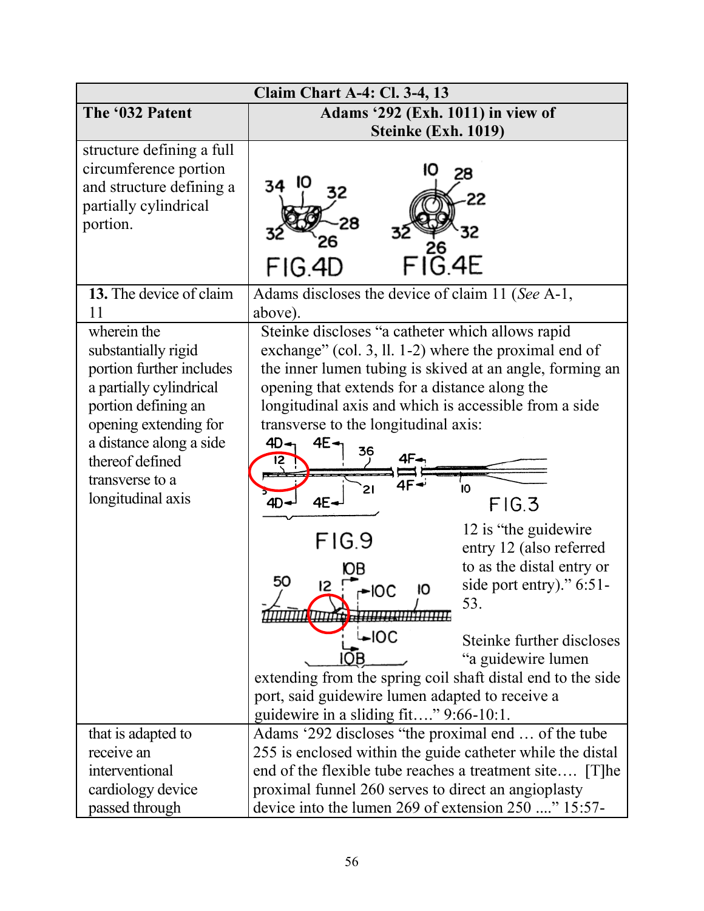| Claim Chart A-4: Cl. 3-4, 13 | |
|---|---|
| **The '032 Patent** | **Adams '292 (Exh. 1011) in view of Steinke (Exh. 1019)** |
| structure defining a full circumference portion and structure defining a partially cylindrical portion. | FIG.4D FIG.4E |
| **13.** The device of claim 11 | Adams discloses the device of claim 11 (*See* A-1, above). |
| wherein the substantially rigid portion further includes a partially cylindrical portion defining an opening extending for a distance along a side thereof defined transverse to a longitudinal axis | Steinke discloses "a catheter which allows rapid exchange" (col. 3, ll. 1-2) where the proximal end of the inner lumen tubing is skived at an angle, forming an opening that extends for a distance along the longitudinal axis and which is accessible from a side transverse to the longitudinal axis: FIG.3 FIG.9 12 is "the guidewire entry 12 (also referred to as the distal entry or side port entry)." 6:51-53. Steinke further discloses "a guidewire lumen extending from the spring coil shaft distal end to the side port, said guidewire lumen adapted to receive a guidewire in a sliding fit…." 9:66-10:1. |
| that is adapted to receive an interventional cardiology device passed through | Adams '292 discloses "the proximal end … of the tube 255 is enclosed within the guide catheter while the distal end of the flexible tube reaches a treatment site…. [T]he proximal funnel 260 serves to direct an angioplasty device into the lumen 269 of extension 250 ...." 15:57- |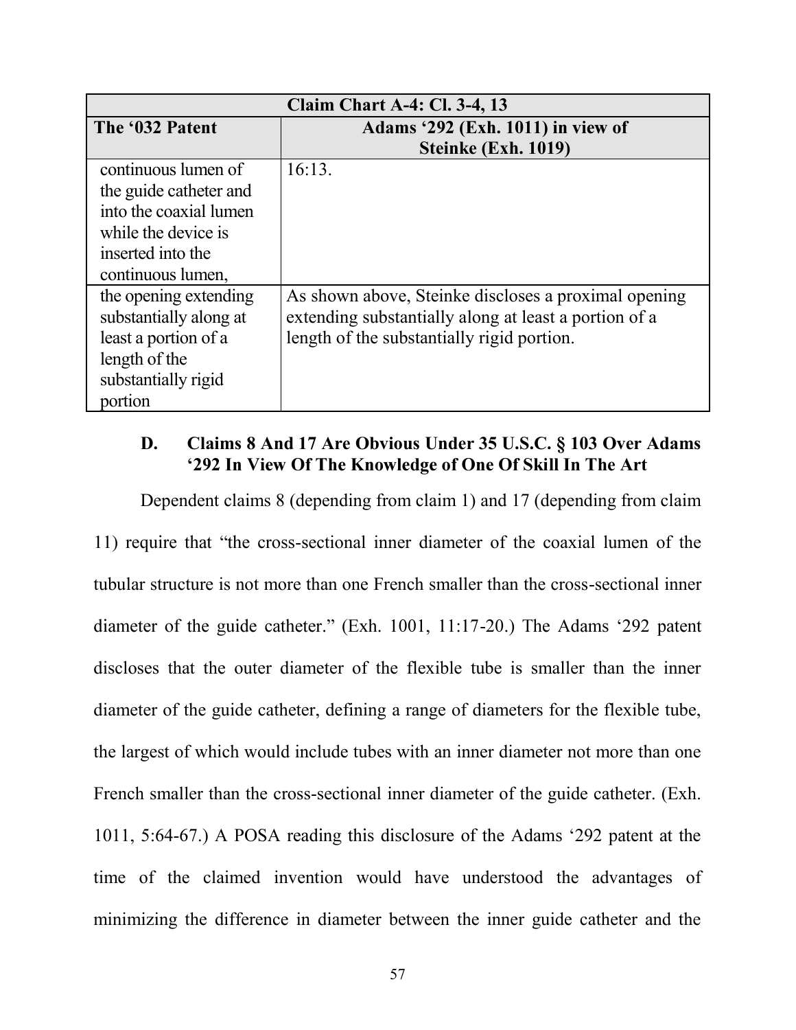| Claim Chart A-4: Cl. 3-4, 13 | |
|---|---|
| **The '032 Patent** | **Adams '292 (Exh. 1011) in view of Steinke (Exh. 1019)** |
| continuous lumen of the guide catheter and into the coaxial lumen while the device is inserted into the continuous lumen, | 16:13. |
| the opening extending substantially along at least a portion of a length of the substantially rigid portion | As shown above, Steinke discloses a proximal opening extending substantially along at least a portion of a length of the substantially rigid portion. |

### D. Claims 8 And 17 Are Obvious Under 35 U.S.C. § 103 Over Adams '292 In View Of The Knowledge of One Of Skill In The Art

Dependent claims 8 (depending from claim 1) and 17 (depending from claim 11) require that "the cross-sectional inner diameter of the coaxial lumen of the tubular structure is not more than one French smaller than the cross-sectional inner diameter of the guide catheter." (Exh. 1001, 11:17-20.) The Adams '292 patent discloses that the outer diameter of the flexible tube is smaller than the inner diameter of the guide catheter, defining a range of diameters for the flexible tube, the largest of which would include tubes with an inner diameter not more than one French smaller than the cross-sectional inner diameter of the guide catheter. (Exh. 1011, 5:64-67.) A POSA reading this disclosure of the Adams '292 patent at the time of the claimed invention would have understood the advantages of minimizing the difference in diameter between the inner guide catheter and the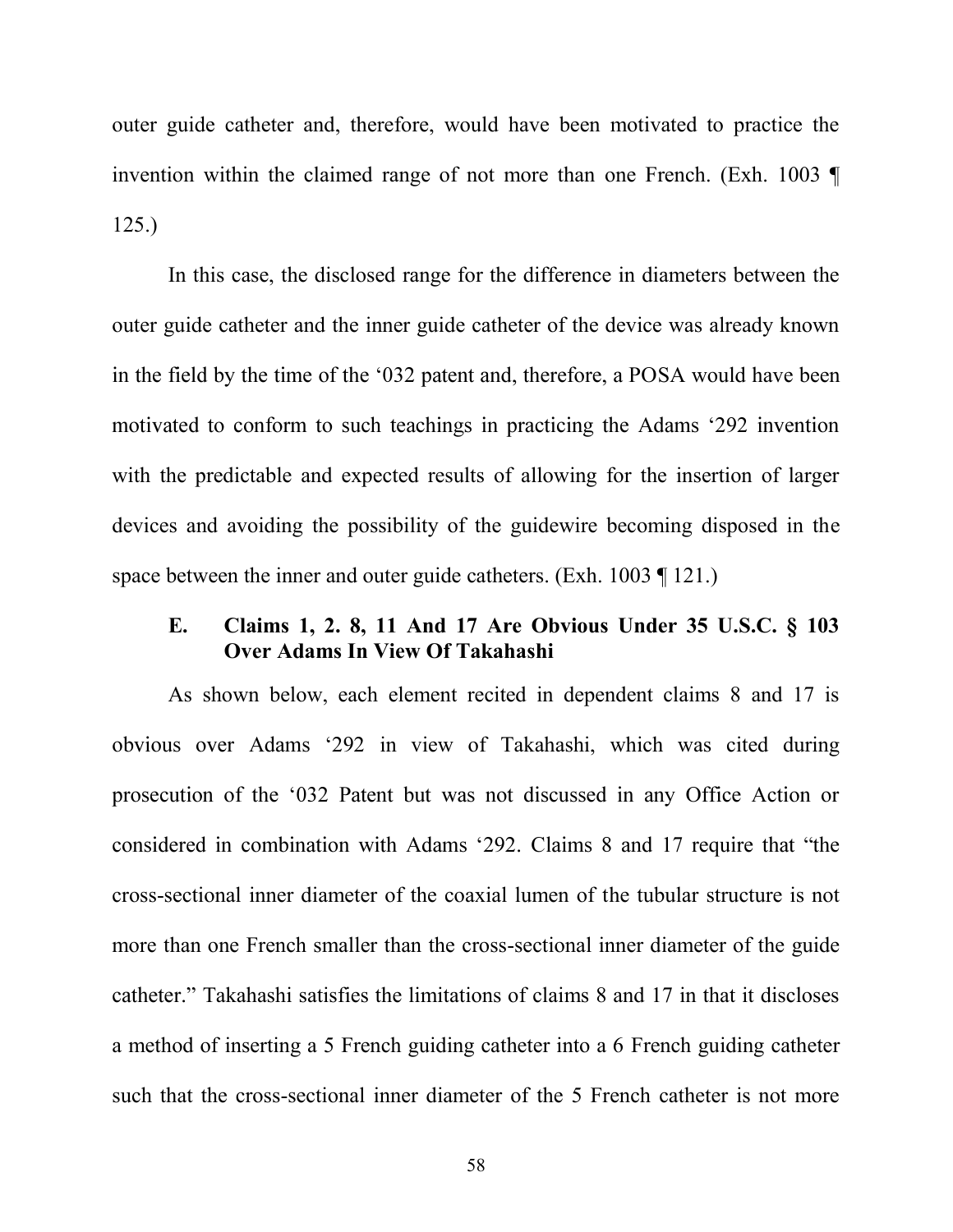outer guide catheter and, therefore, would have been motivated to practice the invention within the claimed range of not more than one French. (Exh. 1003 ¶ 125.)

In this case, the disclosed range for the difference in diameters between the outer guide catheter and the inner guide catheter of the device was already known in the field by the time of the '032 patent and, therefore, a POSA would have been motivated to conform to such teachings in practicing the Adams '292 invention with the predictable and expected results of allowing for the insertion of larger devices and avoiding the possibility of the guidewire becoming disposed in the space between the inner and outer guide catheters. (Exh. 1003 ¶ 121.)

### E. Claims 1, 2. 8, 11 And 17 Are Obvious Under 35 U.S.C. § 103 Over Adams In View Of Takahashi

As shown below, each element recited in dependent claims 8 and 17 is obvious over Adams '292 in view of Takahashi, which was cited during prosecution of the '032 Patent but was not discussed in any Office Action or considered in combination with Adams '292. Claims 8 and 17 require that "the cross-sectional inner diameter of the coaxial lumen of the tubular structure is not more than one French smaller than the cross-sectional inner diameter of the guide catheter." Takahashi satisfies the limitations of claims 8 and 17 in that it discloses a method of inserting a 5 French guiding catheter into a 6 French guiding catheter such that the cross-sectional inner diameter of the 5 French catheter is not more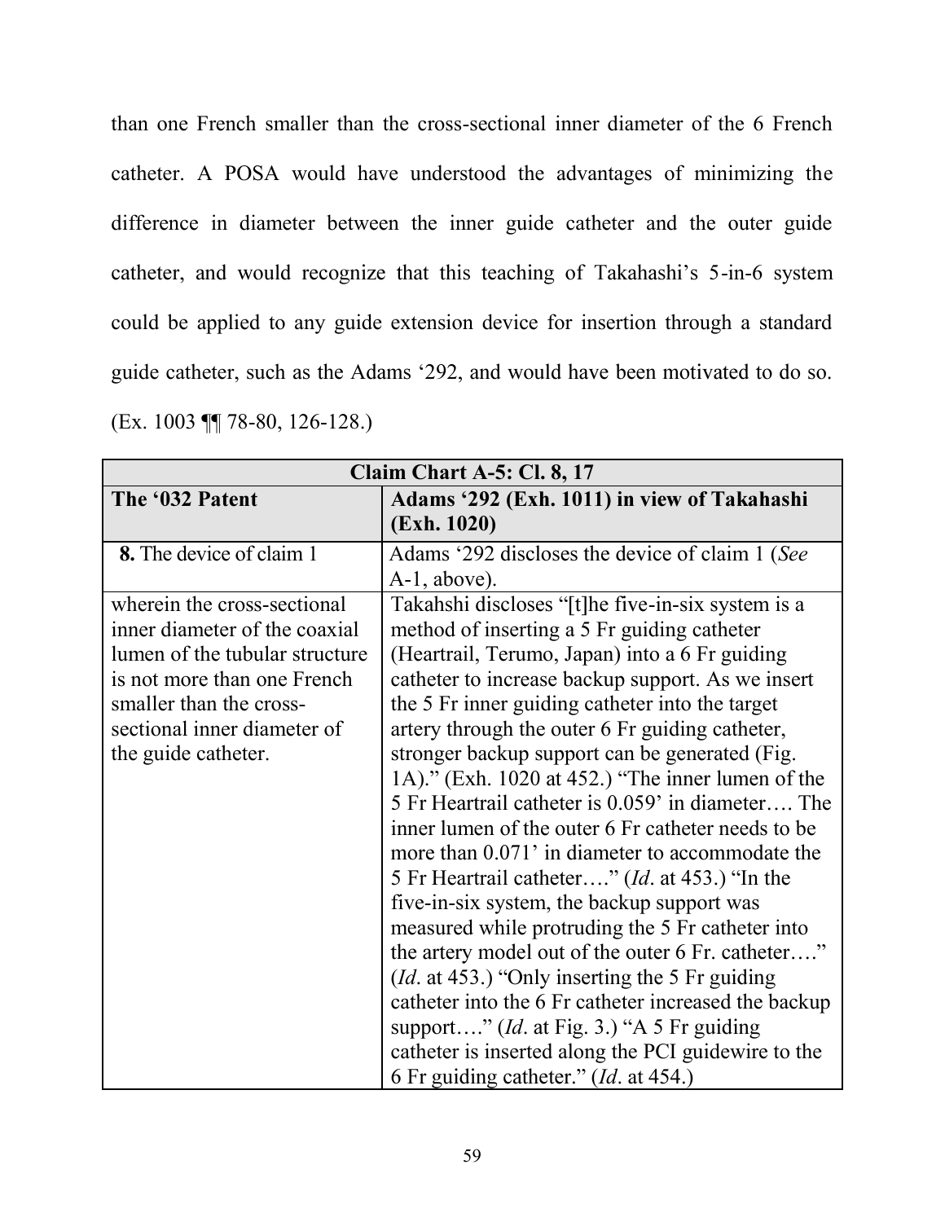than one French smaller than the cross-sectional inner diameter of the 6 French catheter. A POSA would have understood the advantages of minimizing the difference in diameter between the inner guide catheter and the outer guide catheter, and would recognize that this teaching of Takahashi's 5-in-6 system could be applied to any guide extension device for insertion through a standard guide catheter, such as the Adams '292, and would have been motivated to do so. (Ex. 1003 ¶¶ 78-80, 126-128.)

| **Claim Chart A-5: Cl. 8, 17** | |
|---|---|
| **The '032 Patent** | **Adams '292 (Exh. 1011) in view of Takahashi (Exh. 1020)** |
| **8.** The device of claim 1 | Adams '292 discloses the device of claim 1 (*See* A-1, above). |
| wherein the cross-sectional inner diameter of the coaxial lumen of the tubular structure is not more than one French smaller than the cross-sectional inner diameter of the guide catheter. | Takahshi discloses "[t]he five-in-six system is a method of inserting a 5 Fr guiding catheter (Heartrail, Terumo, Japan) into a 6 Fr guiding catheter to increase backup support. As we insert the 5 Fr inner guiding catheter into the target artery through the outer 6 Fr guiding catheter, stronger backup support can be generated (Fig. 1A)." (Exh. 1020 at 452.) "The inner lumen of the 5 Fr Heartrail catheter is 0.059' in diameter…. The inner lumen of the outer 6 Fr catheter needs to be more than 0.071' in diameter to accommodate the 5 Fr Heartrail catheter…." (*Id*. at 453.) "In the five-in-six system, the backup support was measured while protruding the 5 Fr catheter into the artery model out of the outer 6 Fr. catheter…." (*Id*. at 453.) "Only inserting the 5 Fr guiding catheter into the 6 Fr catheter increased the backup support…." (*Id*. at Fig. 3.) "A 5 Fr guiding catheter is inserted along the PCI guidewire to the 6 Fr guiding catheter." (*Id*. at 454.) |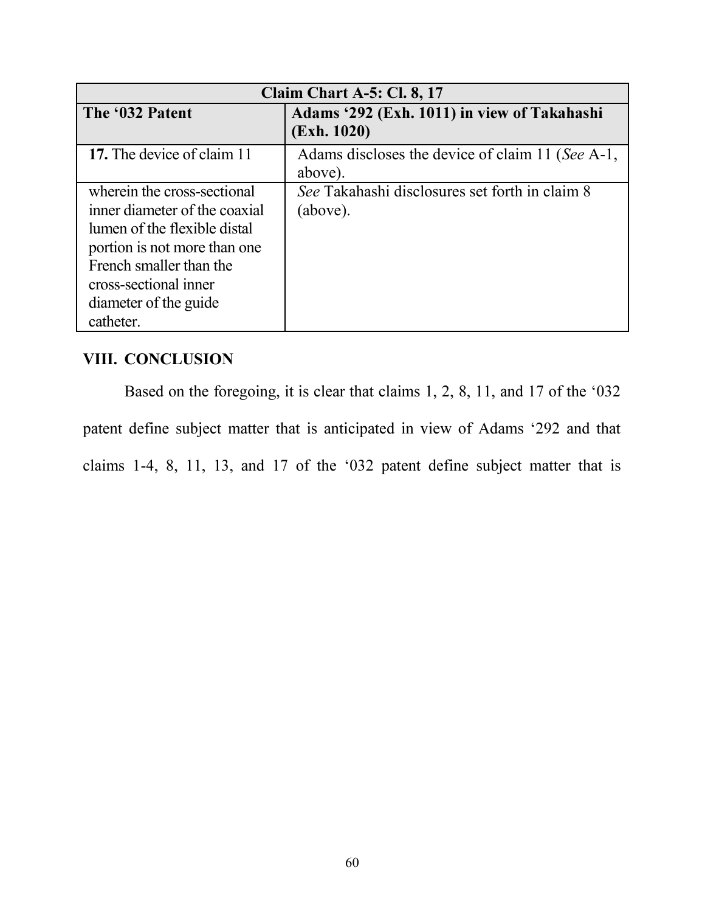| Claim Chart A-5: Cl. 8, 17 | |
|---|---|
| **The '032 Patent** | **Adams '292 (Exh. 1011) in view of Takahashi (Exh. 1020)** |
| **17.** The device of claim 11 | Adams discloses the device of claim 11 (*See* A-1, above). |
| wherein the cross-sectional inner diameter of the coaxial lumen of the flexible distal portion is not more than one French smaller than the cross-sectional inner diameter of the guide catheter. | *See* Takahashi disclosures set forth in claim 8 (above). |

## VIII. CONCLUSION

Based on the foregoing, it is clear that claims 1, 2, 8, 11, and 17 of the '032 patent define subject matter that is anticipated in view of Adams '292 and that claims 1-4, 8, 11, 13, and 17 of the '032 patent define subject matter that is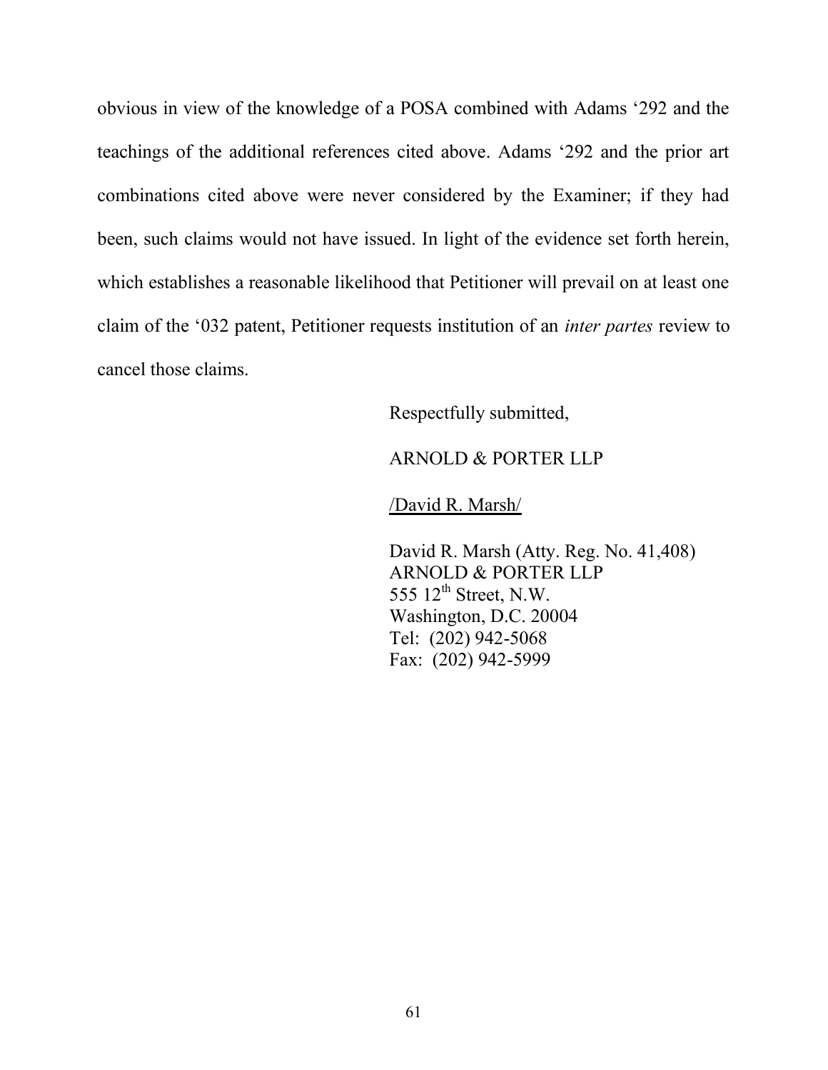obvious in view of the knowledge of a POSA combined with Adams '292 and the teachings of the additional references cited above. Adams '292 and the prior art combinations cited above were never considered by the Examiner; if they had been, such claims would not have issued. In light of the evidence set forth herein, which establishes a reasonable likelihood that Petitioner will prevail on at least one claim of the '032 patent, Petitioner requests institution of an *inter partes* review to cancel those claims.

Respectfully submitted,

ARNOLD & PORTER LLP

/David R. Marsh/

David R. Marsh (Atty. Reg. No. 41,408)
ARNOLD & PORTER LLP
555 12th Street, N.W.
Washington, D.C. 20004
Tel: (202) 942-5068
Fax: (202) 942-5999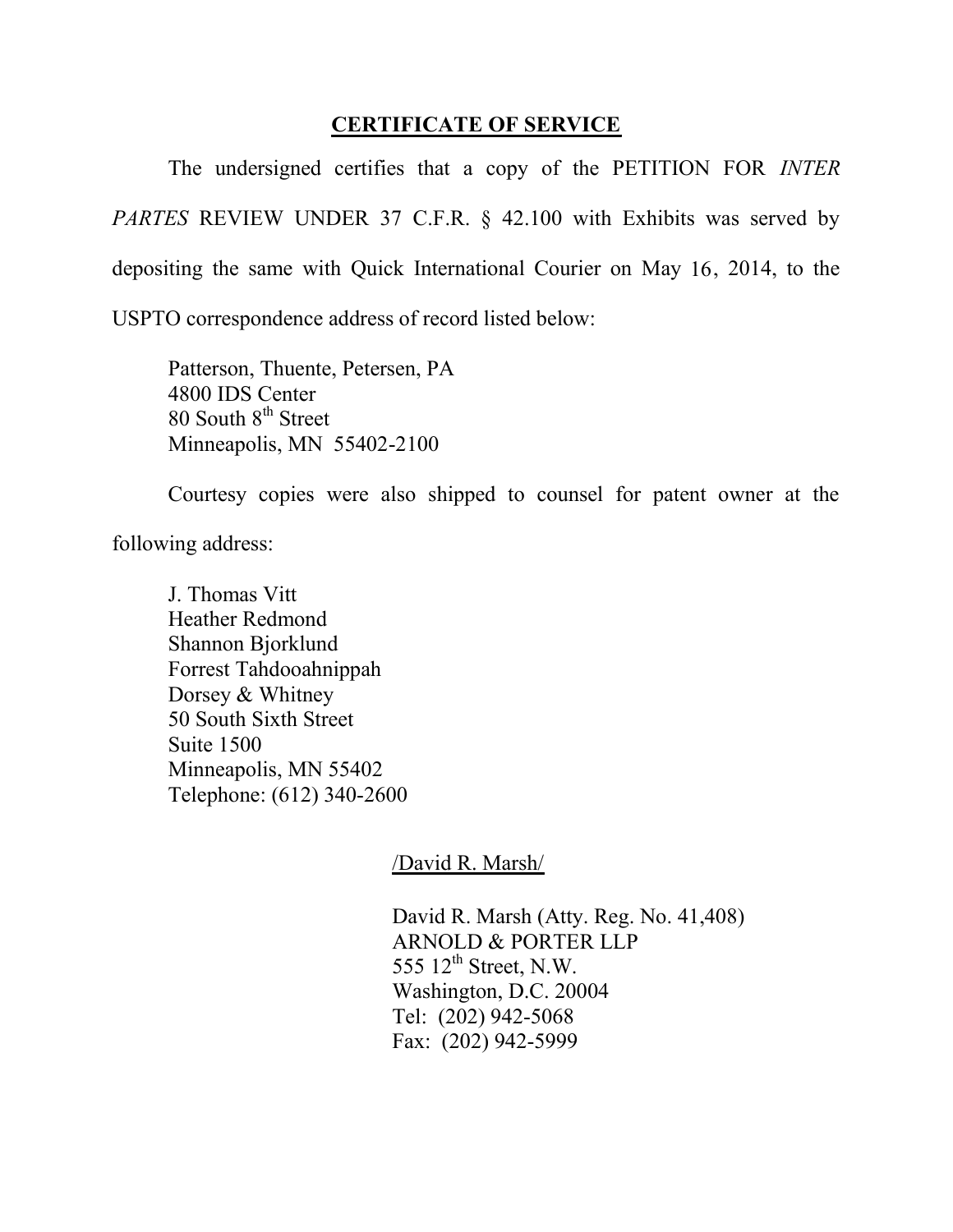## CERTIFICATE OF SERVICE

The undersigned certifies that a copy of the PETITION FOR *INTER PARTES* REVIEW UNDER 37 C.F.R. § 42.100 with Exhibits was served by depositing the same with Quick International Courier on May 16, 2014, to the USPTO correspondence address of record listed below:

Patterson, Thuente, Petersen, PA
4800 IDS Center
80 South 8th Street
Minneapolis, MN 55402-2100

Courtesy copies were also shipped to counsel for patent owner at the following address:

J. Thomas Vitt
Heather Redmond
Shannon Bjorklund
Forrest Tahdooahnippah
Dorsey & Whitney
50 South Sixth Street
Suite 1500
Minneapolis, MN 55402
Telephone: (612) 340-2600

/David R. Marsh/

David R. Marsh (Atty. Reg. No. 41,408)
ARNOLD & PORTER LLP
555 12th Street, N.W.
Washington, D.C. 20004
Tel: (202) 942-5068
Fax: (202) 942-5999